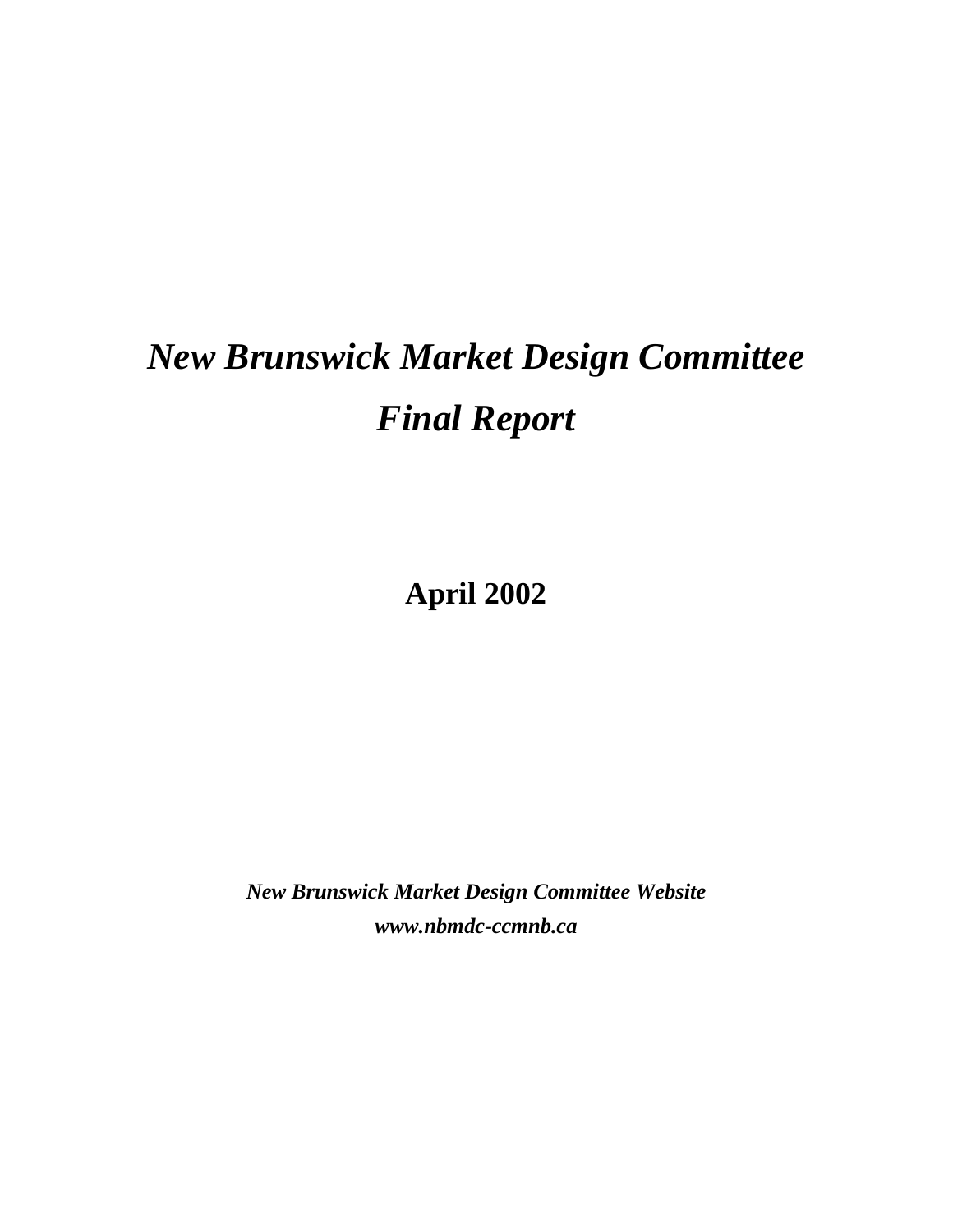# *New Brunswick Market Design Committee*

# *Final Report*

**April 2002**

***New Brunswick Market Design Committee Website***

***www.nbmdc-ccmnb.ca***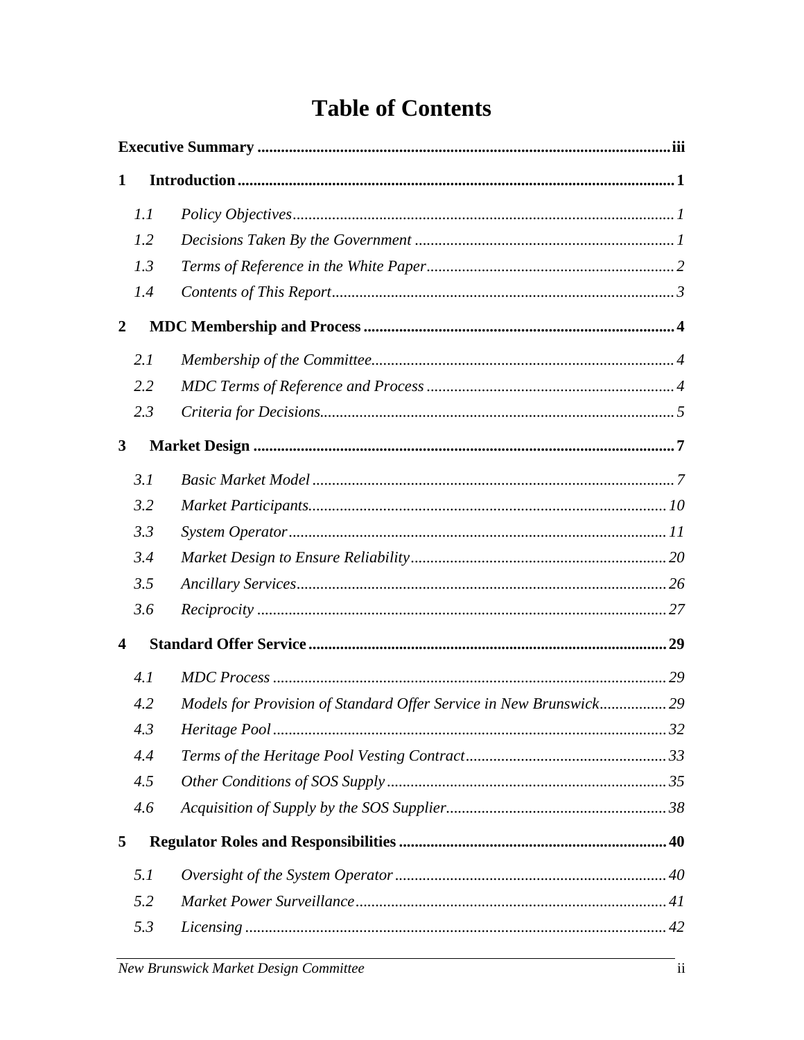# Table of Contents

**Executive Summary** ........ **iii**

**1 Introduction** ........ **1**

- *1.1 Policy Objectives* ........ *1*
- *1.2 Decisions Taken By the Government* ........ *1*
- *1.3 Terms of Reference in the White Paper* ........ *2*
- *1.4 Contents of This Report* ........ *3*

**2 MDC Membership and Process** ........ **4**

- *2.1 Membership of the Committee* ........ *4*
- *2.2 MDC Terms of Reference and Process* ........ *4*
- *2.3 Criteria for Decisions* ........ *5*

**3 Market Design** ........ **7**

- *3.1 Basic Market Model* ........ *7*
- *3.2 Market Participants* ........ *10*
- *3.3 System Operator* ........ *11*
- *3.4 Market Design to Ensure Reliability* ........ *20*
- *3.5 Ancillary Services* ........ *26*
- *3.6 Reciprocity* ........ *27*

**4 Standard Offer Service** ........ **29**

- *4.1 MDC Process* ........ *29*
- *4.2 Models for Provision of Standard Offer Service in New Brunswick* ........ *29*
- *4.3 Heritage Pool* ........ *32*
- *4.4 Terms of the Heritage Pool Vesting Contract* ........ *33*
- *4.5 Other Conditions of SOS Supply* ........ *35*
- *4.6 Acquisition of Supply by the SOS Supplier* ........ *38*

**5 Regulator Roles and Responsibilities** ........ **40**

- *5.1 Oversight of the System Operator* ........ *40*
- *5.2 Market Power Surveillance* ........ *41*
- *5.3 Licensing* ........ *42*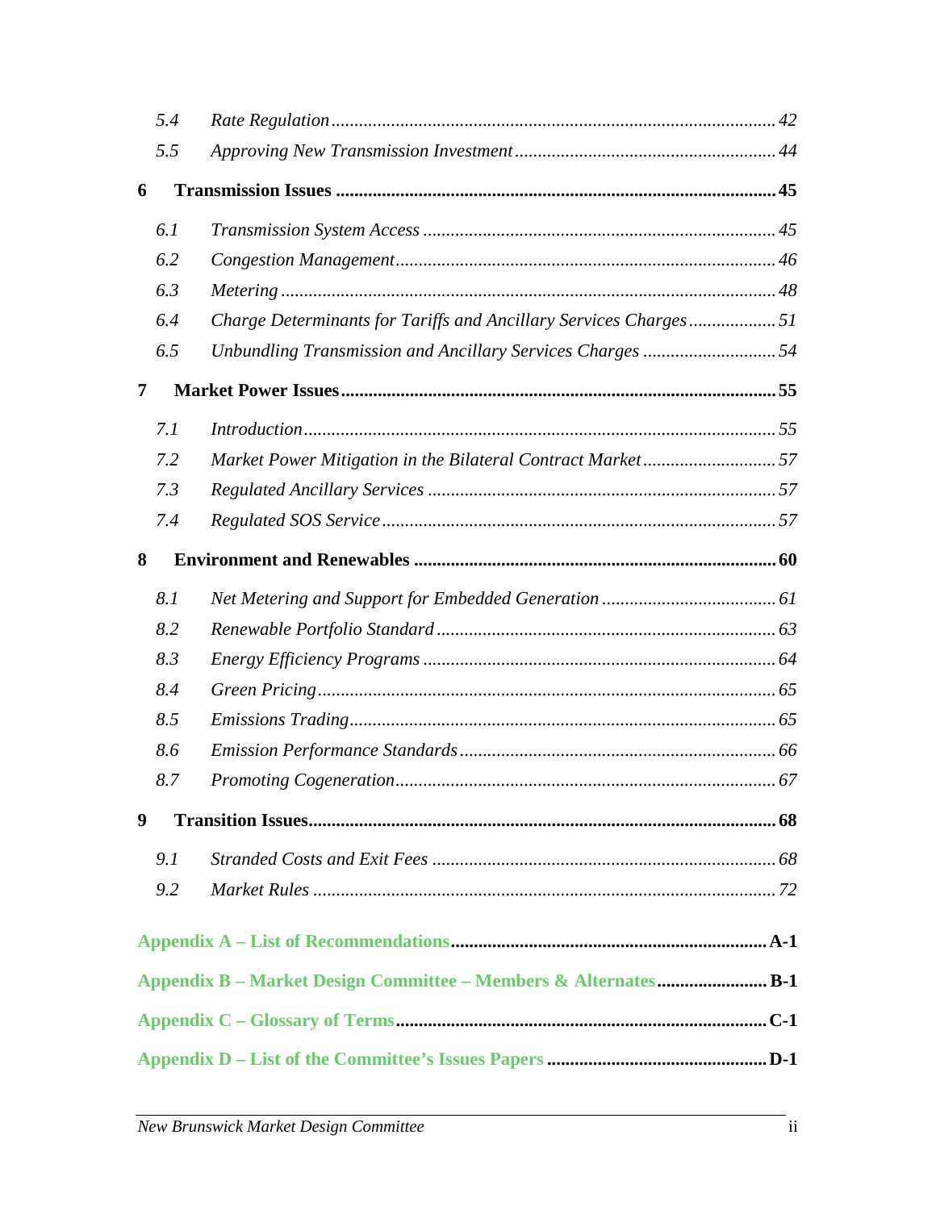| | | |
|---|---|---|
| 5.4 | *Rate Regulation* | *42* |
| 5.5 | *Approving New Transmission Investment* | *44* |
| **6** | **Transmission Issues** | **45** |
| 6.1 | *Transmission System Access* | *45* |
| 6.2 | *Congestion Management* | *46* |
| 6.3 | *Metering* | *48* |
| 6.4 | *Charge Determinants for Tariffs and Ancillary Services Charges* | *51* |
| 6.5 | *Unbundling Transmission and Ancillary Services Charges* | *54* |
| **7** | **Market Power Issues** | **55** |
| 7.1 | *Introduction* | *55* |
| 7.2 | *Market Power Mitigation in the Bilateral Contract Market* | *57* |
| 7.3 | *Regulated Ancillary Services* | *57* |
| 7.4 | *Regulated SOS Service* | *57* |
| **8** | **Environment and Renewables** | **60** |
| 8.1 | *Net Metering and Support for Embedded Generation* | *61* |
| 8.2 | *Renewable Portfolio Standard* | *63* |
| 8.3 | *Energy Efficiency Programs* | *64* |
| 8.4 | *Green Pricing* | *65* |
| 8.5 | *Emissions Trading* | *65* |
| 8.6 | *Emission Performance Standards* | *66* |
| 8.7 | *Promoting Cogeneration* | *67* |
| **9** | **Transition Issues** | **68** |
| 9.1 | *Stranded Costs and Exit Fees* | *68* |
| 9.2 | *Market Rules* | *72* |

**Appendix A – List of Recommendations** .......... **A-1**

**Appendix B – Market Design Committee – Members & Alternates** .......... **B-1**

**Appendix C – Glossary of Terms** .......... **C-1**

**Appendix D – List of the Committee's Issues Papers** .......... **D-1**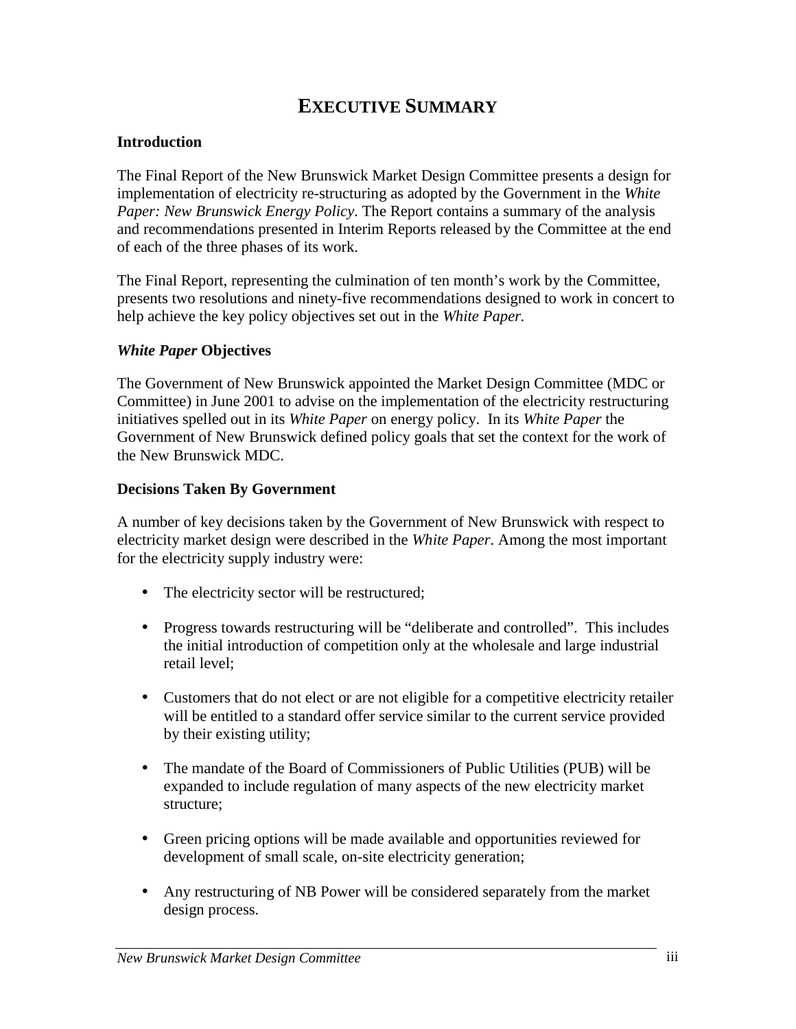# EXECUTIVE SUMMARY

**Introduction**

The Final Report of the New Brunswick Market Design Committee presents a design for implementation of electricity re-structuring as adopted by the Government in the *White Paper: New Brunswick Energy Policy*. The Report contains a summary of the analysis and recommendations presented in Interim Reports released by the Committee at the end of each of the three phases of its work.

The Final Report, representing the culmination of ten month's work by the Committee, presents two resolutions and ninety-five recommendations designed to work in concert to help achieve the key policy objectives set out in the *White Paper.*

***White Paper* Objectives**

The Government of New Brunswick appointed the Market Design Committee (MDC or Committee) in June 2001 to advise on the implementation of the electricity restructuring initiatives spelled out in its *White Paper* on energy policy. In its *White Paper* the Government of New Brunswick defined policy goals that set the context for the work of the New Brunswick MDC.

**Decisions Taken By Government**

A number of key decisions taken by the Government of New Brunswick with respect to electricity market design were described in the *White Paper*. Among the most important for the electricity supply industry were:

- The electricity sector will be restructured;
- Progress towards restructuring will be "deliberate and controlled". This includes the initial introduction of competition only at the wholesale and large industrial retail level;
- Customers that do not elect or are not eligible for a competitive electricity retailer will be entitled to a standard offer service similar to the current service provided by their existing utility;
- The mandate of the Board of Commissioners of Public Utilities (PUB) will be expanded to include regulation of many aspects of the new electricity market structure;
- Green pricing options will be made available and opportunities reviewed for development of small scale, on-site electricity generation;
- Any restructuring of NB Power will be considered separately from the market design process.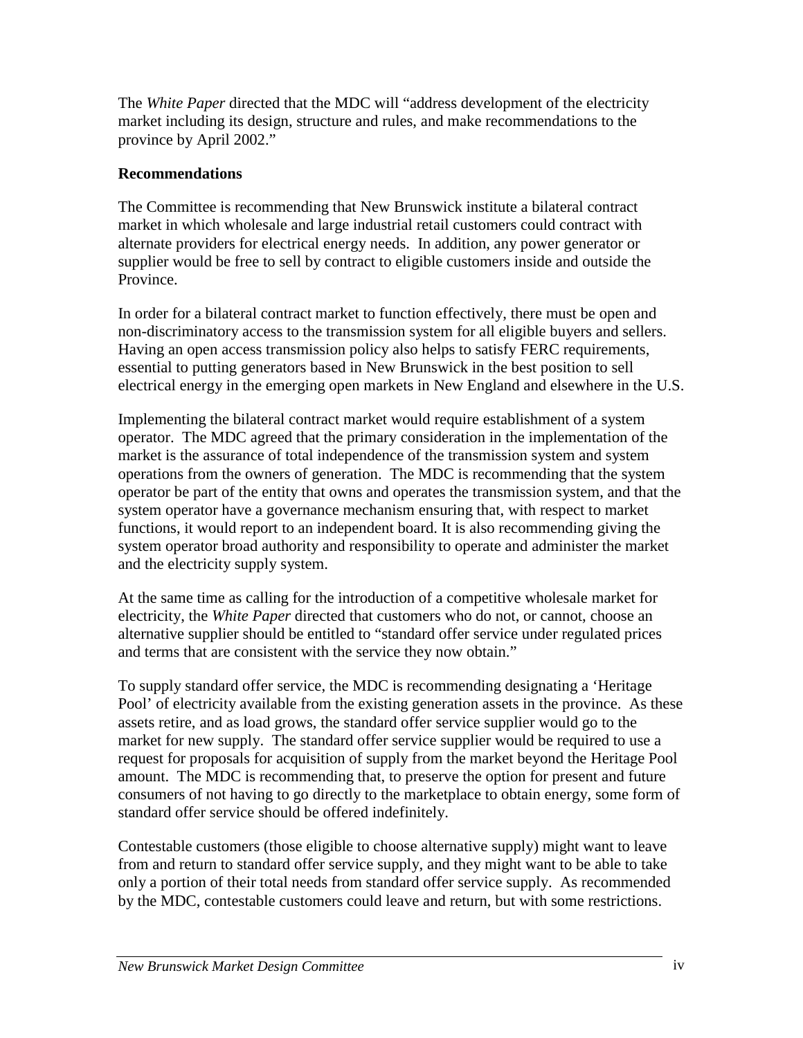The *White Paper* directed that the MDC will "address development of the electricity market including its design, structure and rules, and make recommendations to the province by April 2002."

**Recommendations**

The Committee is recommending that New Brunswick institute a bilateral contract market in which wholesale and large industrial retail customers could contract with alternate providers for electrical energy needs. In addition, any power generator or supplier would be free to sell by contract to eligible customers inside and outside the Province.

In order for a bilateral contract market to function effectively, there must be open and non-discriminatory access to the transmission system for all eligible buyers and sellers. Having an open access transmission policy also helps to satisfy FERC requirements, essential to putting generators based in New Brunswick in the best position to sell electrical energy in the emerging open markets in New England and elsewhere in the U.S.

Implementing the bilateral contract market would require establishment of a system operator. The MDC agreed that the primary consideration in the implementation of the market is the assurance of total independence of the transmission system and system operations from the owners of generation. The MDC is recommending that the system operator be part of the entity that owns and operates the transmission system, and that the system operator have a governance mechanism ensuring that, with respect to market functions, it would report to an independent board. It is also recommending giving the system operator broad authority and responsibility to operate and administer the market and the electricity supply system.

At the same time as calling for the introduction of a competitive wholesale market for electricity, the *White Paper* directed that customers who do not, or cannot, choose an alternative supplier should be entitled to "standard offer service under regulated prices and terms that are consistent with the service they now obtain."

To supply standard offer service, the MDC is recommending designating a 'Heritage Pool' of electricity available from the existing generation assets in the province. As these assets retire, and as load grows, the standard offer service supplier would go to the market for new supply. The standard offer service supplier would be required to use a request for proposals for acquisition of supply from the market beyond the Heritage Pool amount. The MDC is recommending that, to preserve the option for present and future consumers of not having to go directly to the marketplace to obtain energy, some form of standard offer service should be offered indefinitely.

Contestable customers (those eligible to choose alternative supply) might want to leave from and return to standard offer service supply, and they might want to be able to take only a portion of their total needs from standard offer service supply. As recommended by the MDC, contestable customers could leave and return, but with some restrictions.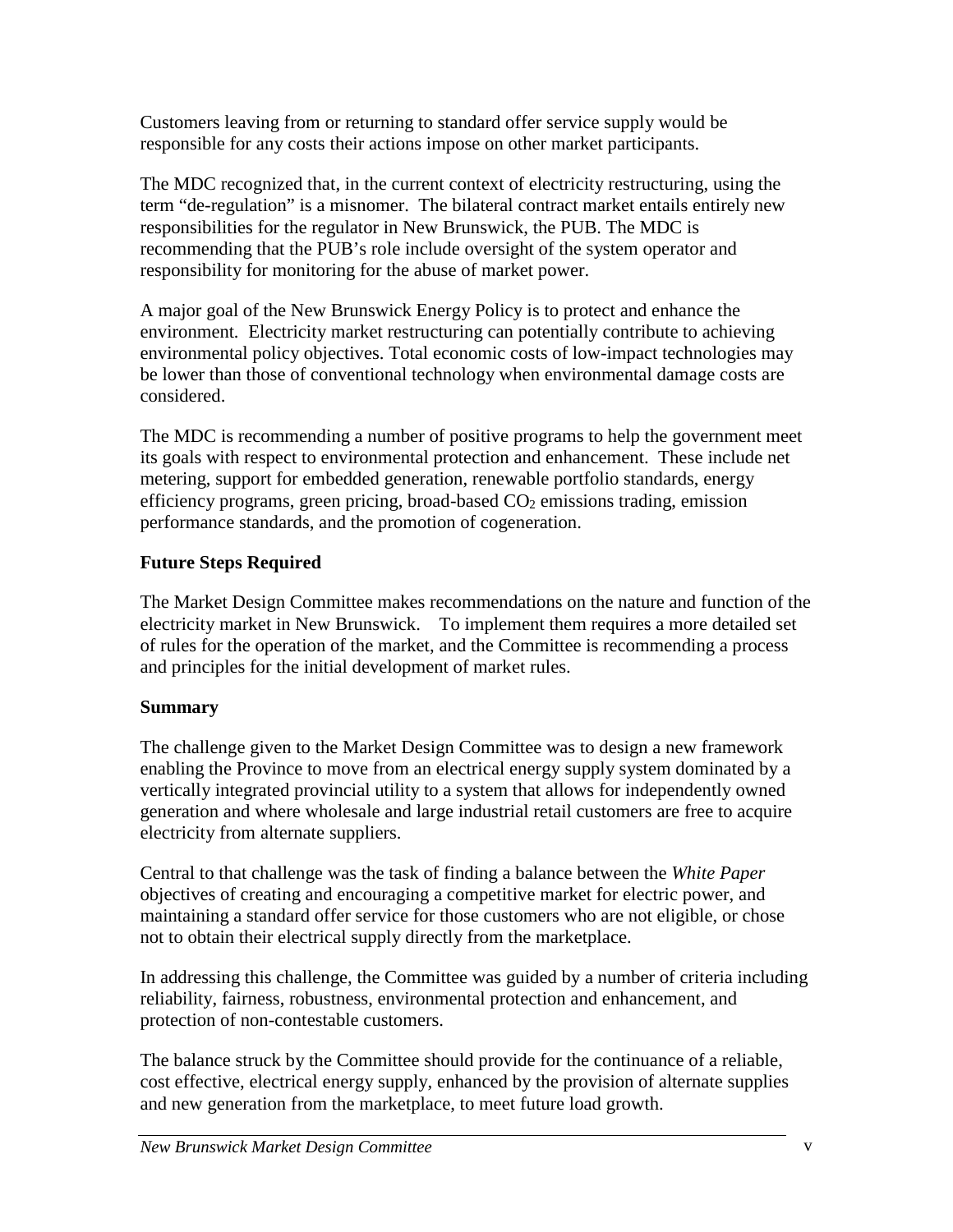Customers leaving from or returning to standard offer service supply would be responsible for any costs their actions impose on other market participants.

The MDC recognized that, in the current context of electricity restructuring, using the term "de-regulation" is a misnomer. The bilateral contract market entails entirely new responsibilities for the regulator in New Brunswick, the PUB. The MDC is recommending that the PUB's role include oversight of the system operator and responsibility for monitoring for the abuse of market power.

A major goal of the New Brunswick Energy Policy is to protect and enhance the environment. Electricity market restructuring can potentially contribute to achieving environmental policy objectives. Total economic costs of low-impact technologies may be lower than those of conventional technology when environmental damage costs are considered.

The MDC is recommending a number of positive programs to help the government meet its goals with respect to environmental protection and enhancement. These include net metering, support for embedded generation, renewable portfolio standards, energy efficiency programs, green pricing, broad-based $CO_2$ emissions trading, emission performance standards, and the promotion of cogeneration.

**Future Steps Required**

The Market Design Committee makes recommendations on the nature and function of the electricity market in New Brunswick. To implement them requires a more detailed set of rules for the operation of the market, and the Committee is recommending a process and principles for the initial development of market rules.

**Summary**

The challenge given to the Market Design Committee was to design a new framework enabling the Province to move from an electrical energy supply system dominated by a vertically integrated provincial utility to a system that allows for independently owned generation and where wholesale and large industrial retail customers are free to acquire electricity from alternate suppliers.

Central to that challenge was the task of finding a balance between the *White Paper* objectives of creating and encouraging a competitive market for electric power, and maintaining a standard offer service for those customers who are not eligible, or chose not to obtain their electrical supply directly from the marketplace.

In addressing this challenge, the Committee was guided by a number of criteria including reliability, fairness, robustness, environmental protection and enhancement, and protection of non-contestable customers.

The balance struck by the Committee should provide for the continuance of a reliable, cost effective, electrical energy supply, enhanced by the provision of alternate supplies and new generation from the marketplace, to meet future load growth.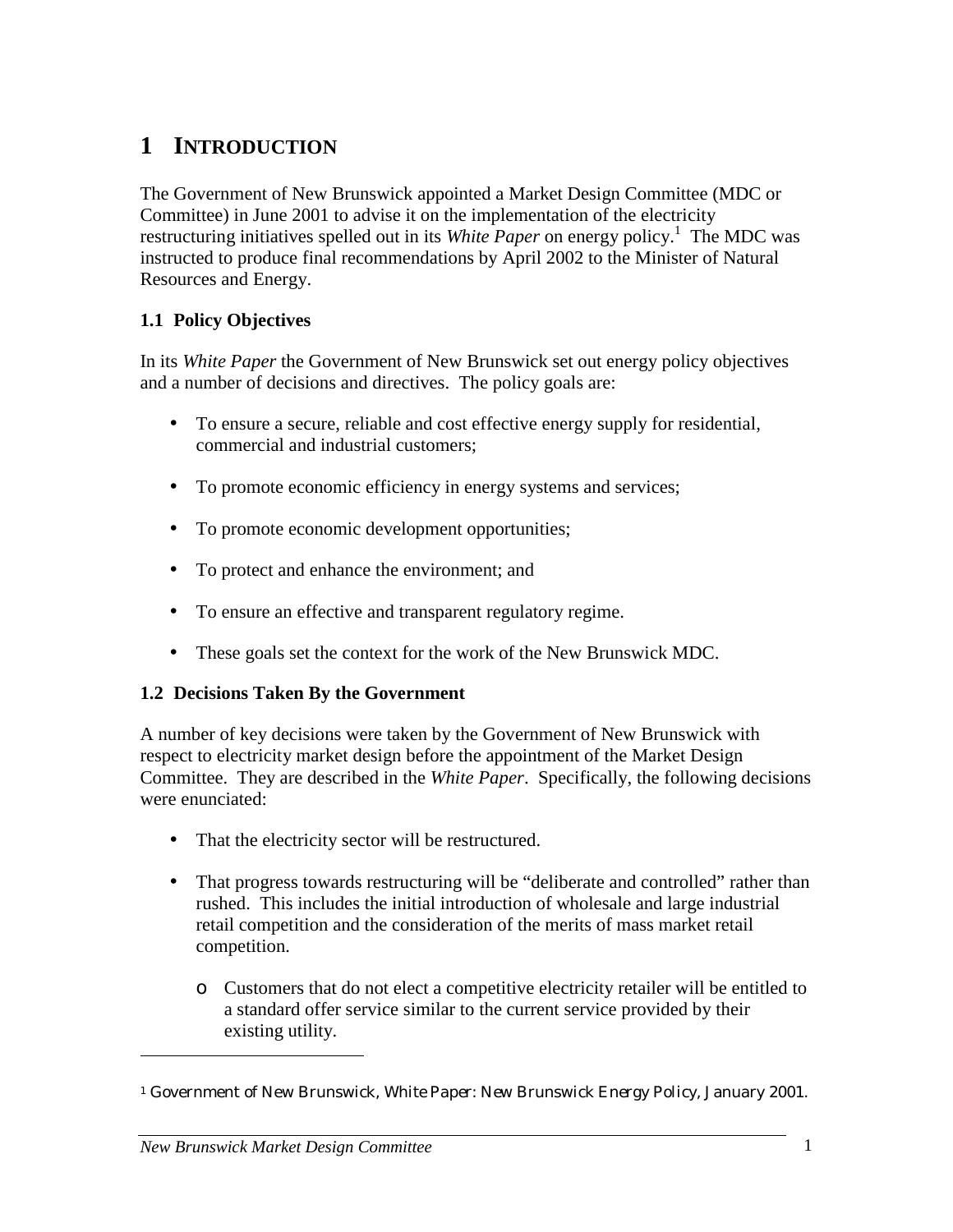# 1 INTRODUCTION

The Government of New Brunswick appointed a Market Design Committee (MDC or Committee) in June 2001 to advise it on the implementation of the electricity restructuring initiatives spelled out in its *White Paper* on energy policy.[1] The MDC was instructed to produce final recommendations by April 2002 to the Minister of Natural Resources and Energy.

## 1.1 Policy Objectives

In its *White Paper* the Government of New Brunswick set out energy policy objectives and a number of decisions and directives. The policy goals are:

- To ensure a secure, reliable and cost effective energy supply for residential, commercial and industrial customers;
- To promote economic efficiency in energy systems and services;
- To promote economic development opportunities;
- To protect and enhance the environment; and
- To ensure an effective and transparent regulatory regime.
- These goals set the context for the work of the New Brunswick MDC.

## 1.2 Decisions Taken By the Government

A number of key decisions were taken by the Government of New Brunswick with respect to electricity market design before the appointment of the Market Design Committee. They are described in the *White Paper*. Specifically, the following decisions were enunciated:

- That the electricity sector will be restructured.
- That progress towards restructuring will be "deliberate and controlled" rather than rushed. This includes the initial introduction of wholesale and large industrial retail competition and the consideration of the merits of mass market retail competition.
  - Customers that do not elect a competitive electricity retailer will be entitled to a standard offer service similar to the current service provided by their existing utility.

[1] Government of New Brunswick, *White Paper: New Brunswick Energy Policy*, January 2001.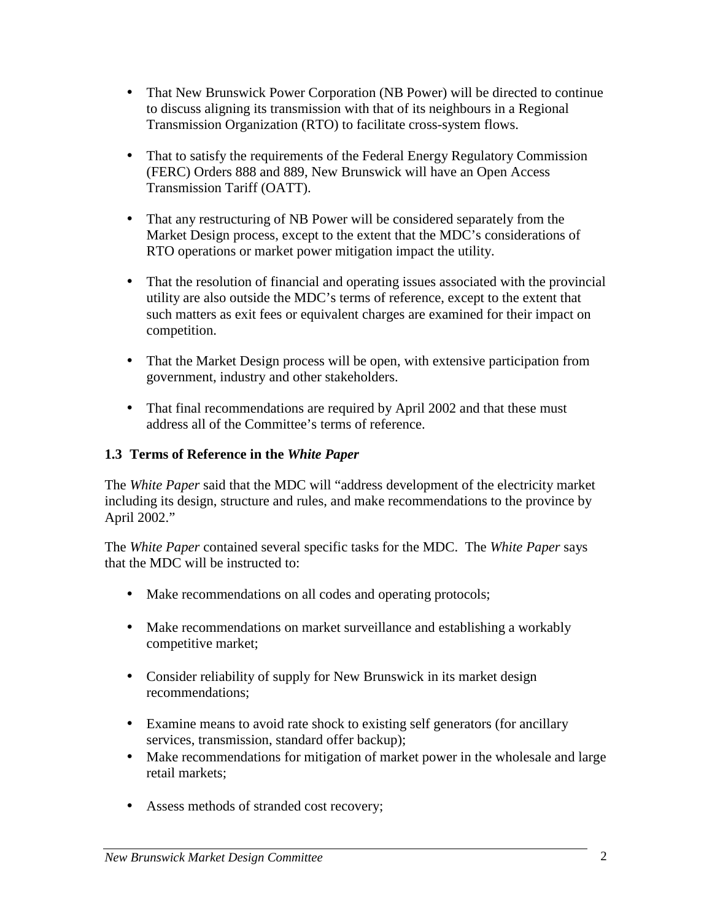- That New Brunswick Power Corporation (NB Power) will be directed to continue to discuss aligning its transmission with that of its neighbours in a Regional Transmission Organization (RTO) to facilitate cross-system flows.

- That to satisfy the requirements of the Federal Energy Regulatory Commission (FERC) Orders 888 and 889, New Brunswick will have an Open Access Transmission Tariff (OATT).

- That any restructuring of NB Power will be considered separately from the Market Design process, except to the extent that the MDC's considerations of RTO operations or market power mitigation impact the utility.

- That the resolution of financial and operating issues associated with the provincial utility are also outside the MDC's terms of reference, except to the extent that such matters as exit fees or equivalent charges are examined for their impact on competition.

- That the Market Design process will be open, with extensive participation from government, industry and other stakeholders.

- That final recommendations are required by April 2002 and that these must address all of the Committee's terms of reference.

### 1.3 Terms of Reference in the *White Paper*

The *White Paper* said that the MDC will "address development of the electricity market including its design, structure and rules, and make recommendations to the province by April 2002."

The *White Paper* contained several specific tasks for the MDC. The *White Paper* says that the MDC will be instructed to:

- Make recommendations on all codes and operating protocols;

- Make recommendations on market surveillance and establishing a workably competitive market;

- Consider reliability of supply for New Brunswick in its market design recommendations;

- Examine means to avoid rate shock to existing self generators (for ancillary services, transmission, standard offer backup);
- Make recommendations for mitigation of market power in the wholesale and large retail markets;

- Assess methods of stranded cost recovery;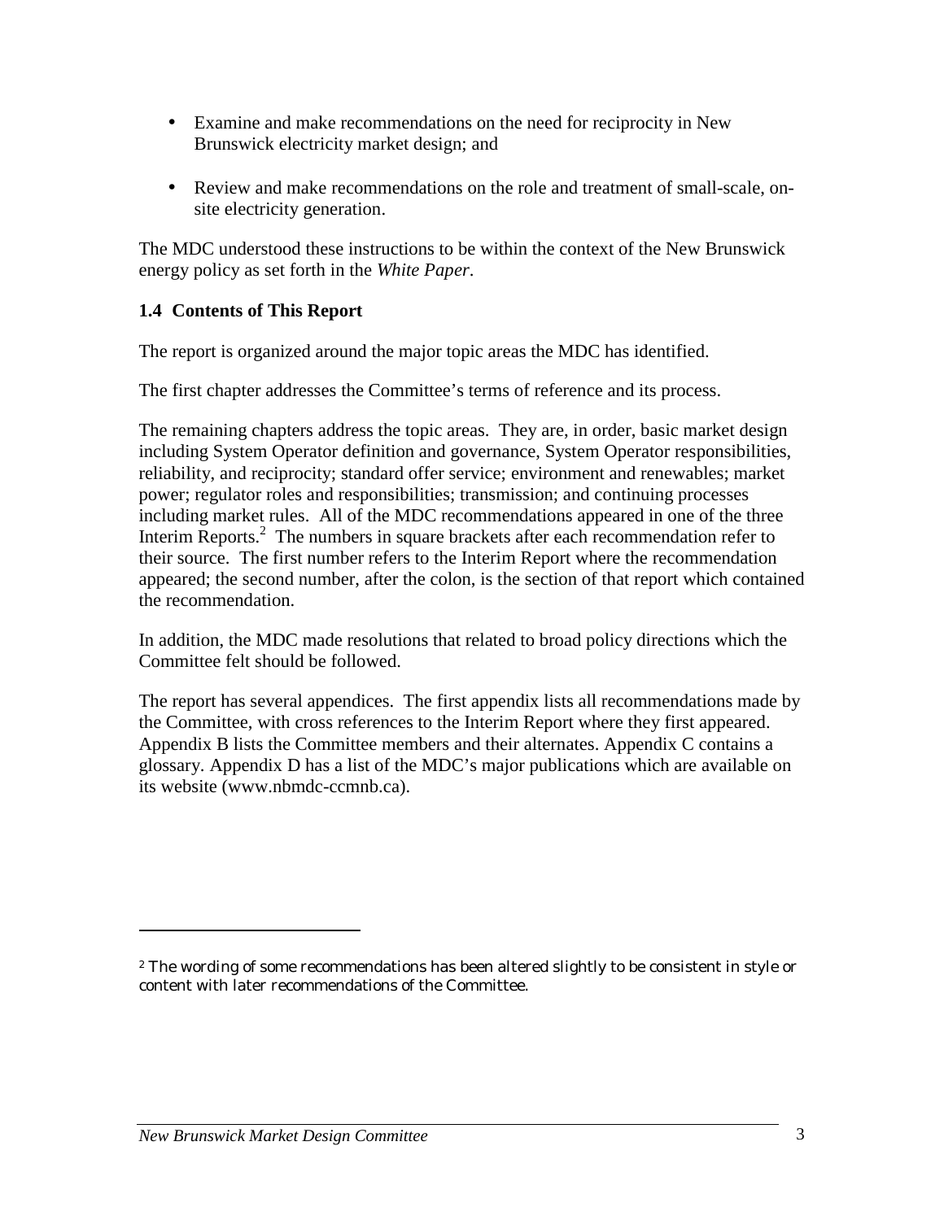- Examine and make recommendations on the need for reciprocity in New Brunswick electricity market design; and
- Review and make recommendations on the role and treatment of small-scale, on-site electricity generation.

The MDC understood these instructions to be within the context of the New Brunswick energy policy as set forth in the *White Paper*.

### 1.4 Contents of This Report

The report is organized around the major topic areas the MDC has identified.

The first chapter addresses the Committee's terms of reference and its process.

The remaining chapters address the topic areas. They are, in order, basic market design including System Operator definition and governance, System Operator responsibilities, reliability, and reciprocity; standard offer service; environment and renewables; market power; regulator roles and responsibilities; transmission; and continuing processes including market rules. All of the MDC recommendations appeared in one of the three Interim Reports.[2] The numbers in square brackets after each recommendation refer to their source. The first number refers to the Interim Report where the recommendation appeared; the second number, after the colon, is the section of that report which contained the recommendation.

In addition, the MDC made resolutions that related to broad policy directions which the Committee felt should be followed.

The report has several appendices. The first appendix lists all recommendations made by the Committee, with cross references to the Interim Report where they first appeared. Appendix B lists the Committee members and their alternates. Appendix C contains a glossary. Appendix D has a list of the MDC's major publications which are available on its website (www.nbmdc-ccmnb.ca).

---

[2] The wording of some recommendations has been altered slightly to be consistent in style or content with later recommendations of the Committee.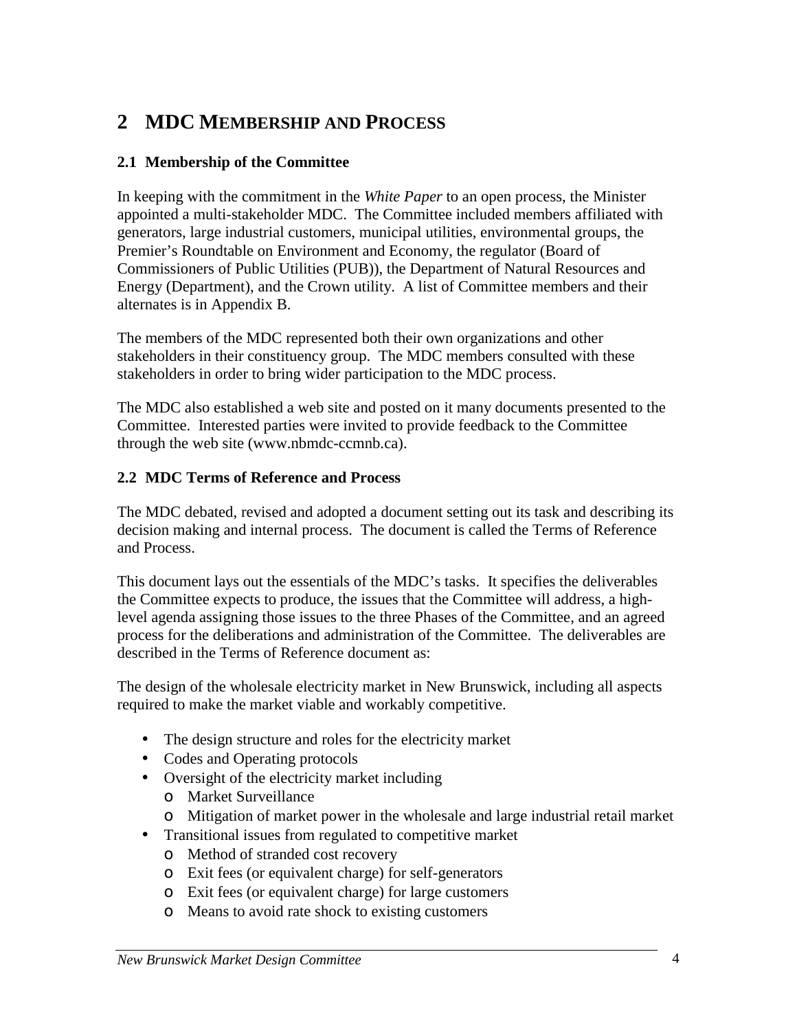# 2 MDC MEMBERSHIP AND PROCESS

## 2.1 Membership of the Committee

In keeping with the commitment in the *White Paper* to an open process, the Minister appointed a multi-stakeholder MDC. The Committee included members affiliated with generators, large industrial customers, municipal utilities, environmental groups, the Premier's Roundtable on Environment and Economy, the regulator (Board of Commissioners of Public Utilities (PUB)), the Department of Natural Resources and Energy (Department), and the Crown utility. A list of Committee members and their alternates is in Appendix B.

The members of the MDC represented both their own organizations and other stakeholders in their constituency group. The MDC members consulted with these stakeholders in order to bring wider participation to the MDC process.

The MDC also established a web site and posted on it many documents presented to the Committee. Interested parties were invited to provide feedback to the Committee through the web site (www.nbmdc-ccmnb.ca).

## 2.2 MDC Terms of Reference and Process

The MDC debated, revised and adopted a document setting out its task and describing its decision making and internal process. The document is called the Terms of Reference and Process.

This document lays out the essentials of the MDC's tasks. It specifies the deliverables the Committee expects to produce, the issues that the Committee will address, a high-level agenda assigning those issues to the three Phases of the Committee, and an agreed process for the deliberations and administration of the Committee. The deliverables are described in the Terms of Reference document as:

The design of the wholesale electricity market in New Brunswick, including all aspects required to make the market viable and workably competitive.

- The design structure and roles for the electricity market
- Codes and Operating protocols
- Oversight of the electricity market including
  - Market Surveillance
  - Mitigation of market power in the wholesale and large industrial retail market
- Transitional issues from regulated to competitive market
  - Method of stranded cost recovery
  - Exit fees (or equivalent charge) for self-generators
  - Exit fees (or equivalent charge) for large customers
  - Means to avoid rate shock to existing customers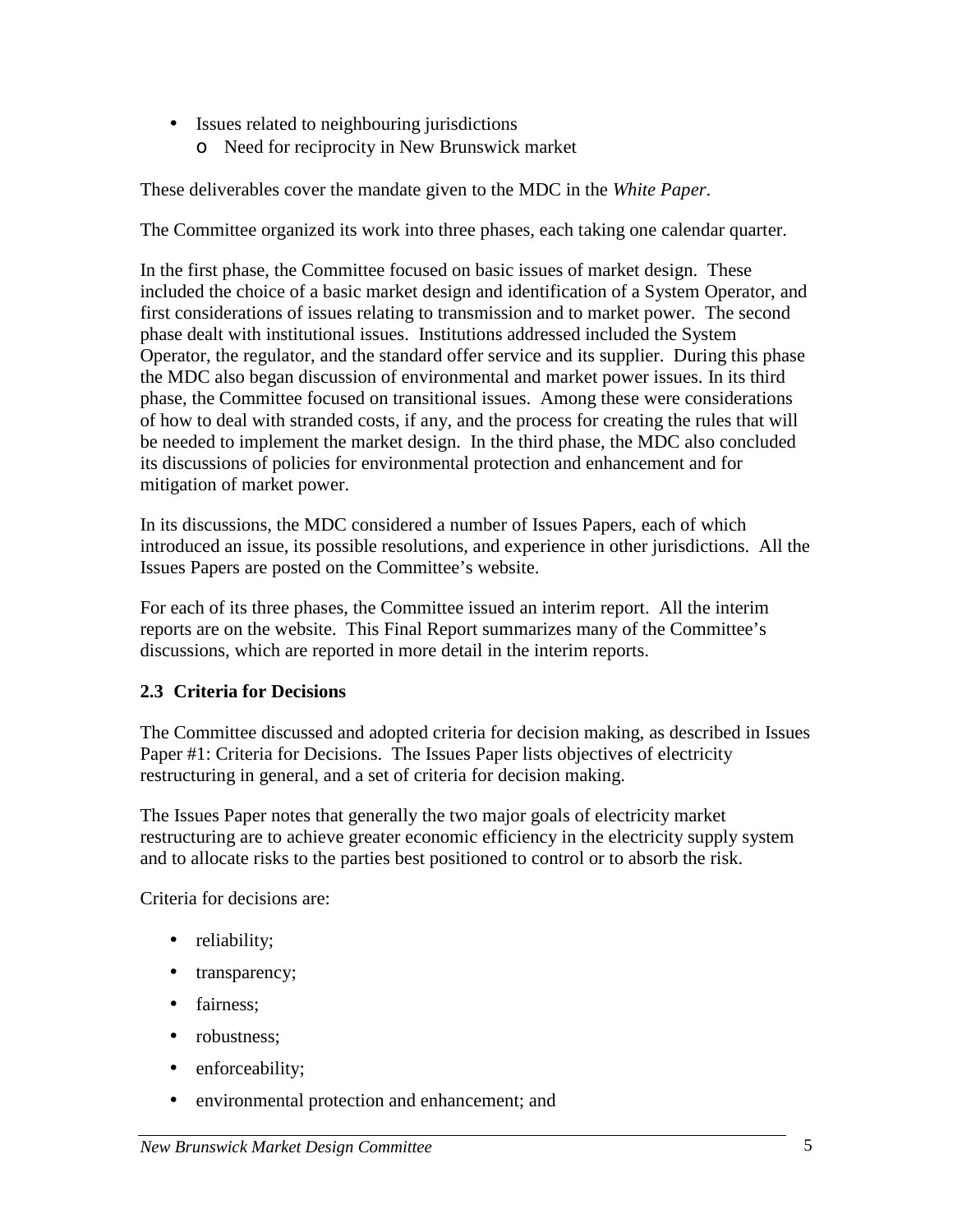- Issues related to neighbouring jurisdictions
  - Need for reciprocity in New Brunswick market

These deliverables cover the mandate given to the MDC in the *White Paper*.

The Committee organized its work into three phases, each taking one calendar quarter.

In the first phase, the Committee focused on basic issues of market design. These included the choice of a basic market design and identification of a System Operator, and first considerations of issues relating to transmission and to market power. The second phase dealt with institutional issues. Institutions addressed included the System Operator, the regulator, and the standard offer service and its supplier. During this phase the MDC also began discussion of environmental and market power issues. In its third phase, the Committee focused on transitional issues. Among these were considerations of how to deal with stranded costs, if any, and the process for creating the rules that will be needed to implement the market design. In the third phase, the MDC also concluded its discussions of policies for environmental protection and enhancement and for mitigation of market power.

In its discussions, the MDC considered a number of Issues Papers, each of which introduced an issue, its possible resolutions, and experience in other jurisdictions. All the Issues Papers are posted on the Committee's website.

For each of its three phases, the Committee issued an interim report. All the interim reports are on the website. This Final Report summarizes many of the Committee's discussions, which are reported in more detail in the interim reports.

### 2.3 Criteria for Decisions

The Committee discussed and adopted criteria for decision making, as described in Issues Paper #1: Criteria for Decisions. The Issues Paper lists objectives of electricity restructuring in general, and a set of criteria for decision making.

The Issues Paper notes that generally the two major goals of electricity market restructuring are to achieve greater economic efficiency in the electricity supply system and to allocate risks to the parties best positioned to control or to absorb the risk.

Criteria for decisions are:

- reliability;
- transparency;
- fairness;
- robustness;
- enforceability;
- environmental protection and enhancement; and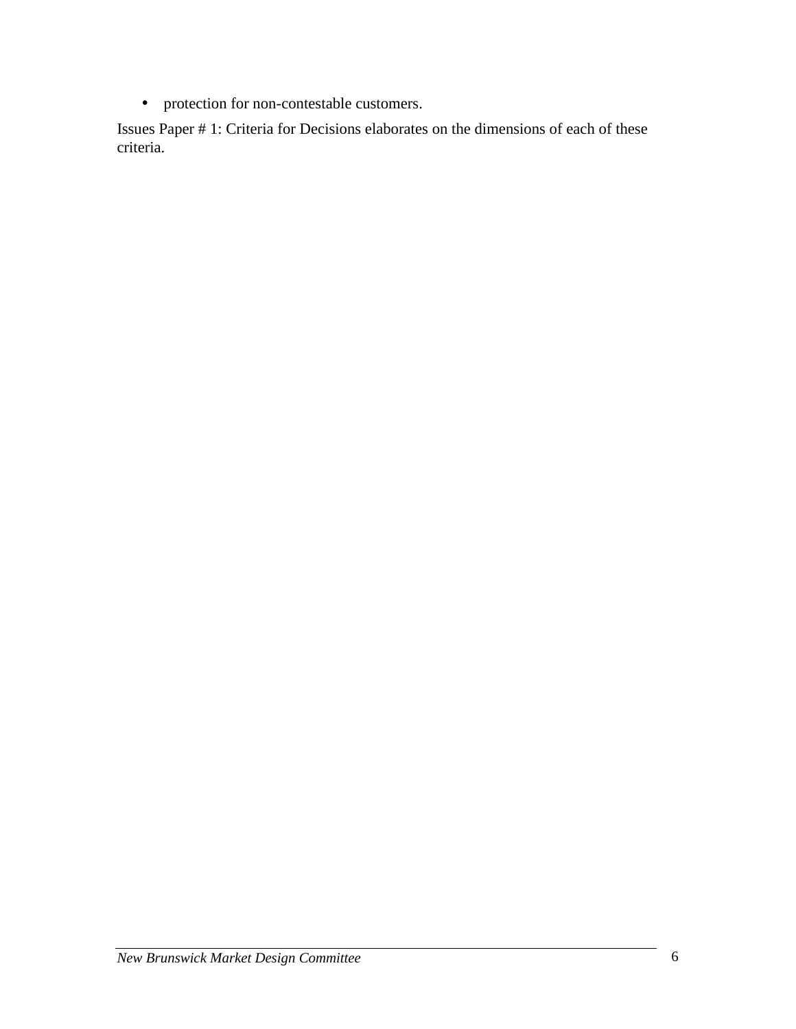- protection for non-contestable customers.

Issues Paper # 1: Criteria for Decisions elaborates on the dimensions of each of these criteria.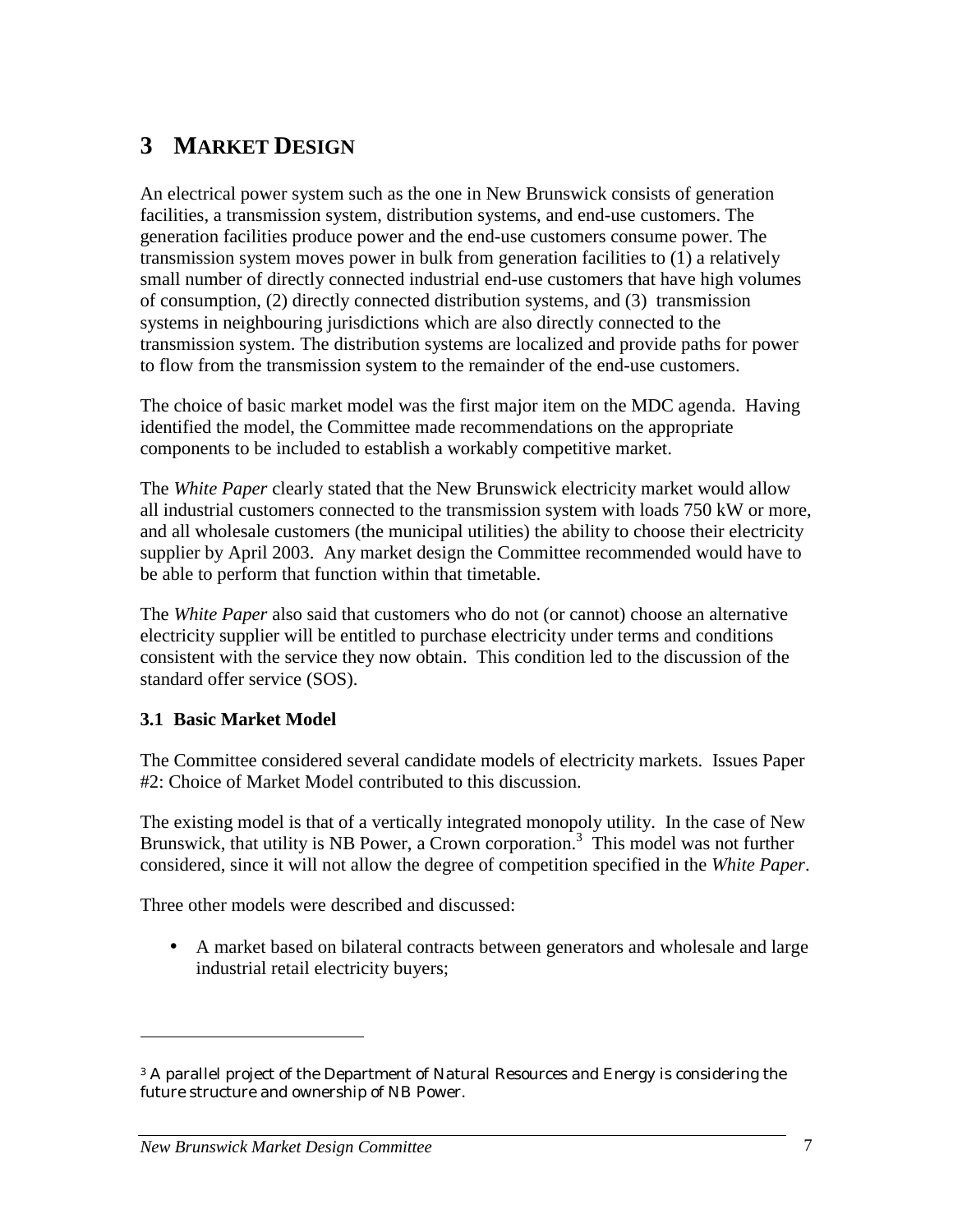# 3 MARKET DESIGN

An electrical power system such as the one in New Brunswick consists of generation facilities, a transmission system, distribution systems, and end-use customers. The generation facilities produce power and the end-use customers consume power. The transmission system moves power in bulk from generation facilities to (1) a relatively small number of directly connected industrial end-use customers that have high volumes of consumption, (2) directly connected distribution systems, and (3) transmission systems in neighbouring jurisdictions which are also directly connected to the transmission system. The distribution systems are localized and provide paths for power to flow from the transmission system to the remainder of the end-use customers.

The choice of basic market model was the first major item on the MDC agenda. Having identified the model, the Committee made recommendations on the appropriate components to be included to establish a workably competitive market.

The *White Paper* clearly stated that the New Brunswick electricity market would allow all industrial customers connected to the transmission system with loads 750 kW or more, and all wholesale customers (the municipal utilities) the ability to choose their electricity supplier by April 2003. Any market design the Committee recommended would have to be able to perform that function within that timetable.

The *White Paper* also said that customers who do not (or cannot) choose an alternative electricity supplier will be entitled to purchase electricity under terms and conditions consistent with the service they now obtain. This condition led to the discussion of the standard offer service (SOS).

## 3.1 Basic Market Model

The Committee considered several candidate models of electricity markets. Issues Paper #2: Choice of Market Model contributed to this discussion.

The existing model is that of a vertically integrated monopoly utility. In the case of New Brunswick, that utility is NB Power, a Crown corporation.[3] This model was not further considered, since it will not allow the degree of competition specified in the *White Paper*.

Three other models were described and discussed:

- A market based on bilateral contracts between generators and wholesale and large industrial retail electricity buyers;

---

[3] A parallel project of the Department of Natural Resources and Energy is considering the future structure and ownership of NB Power.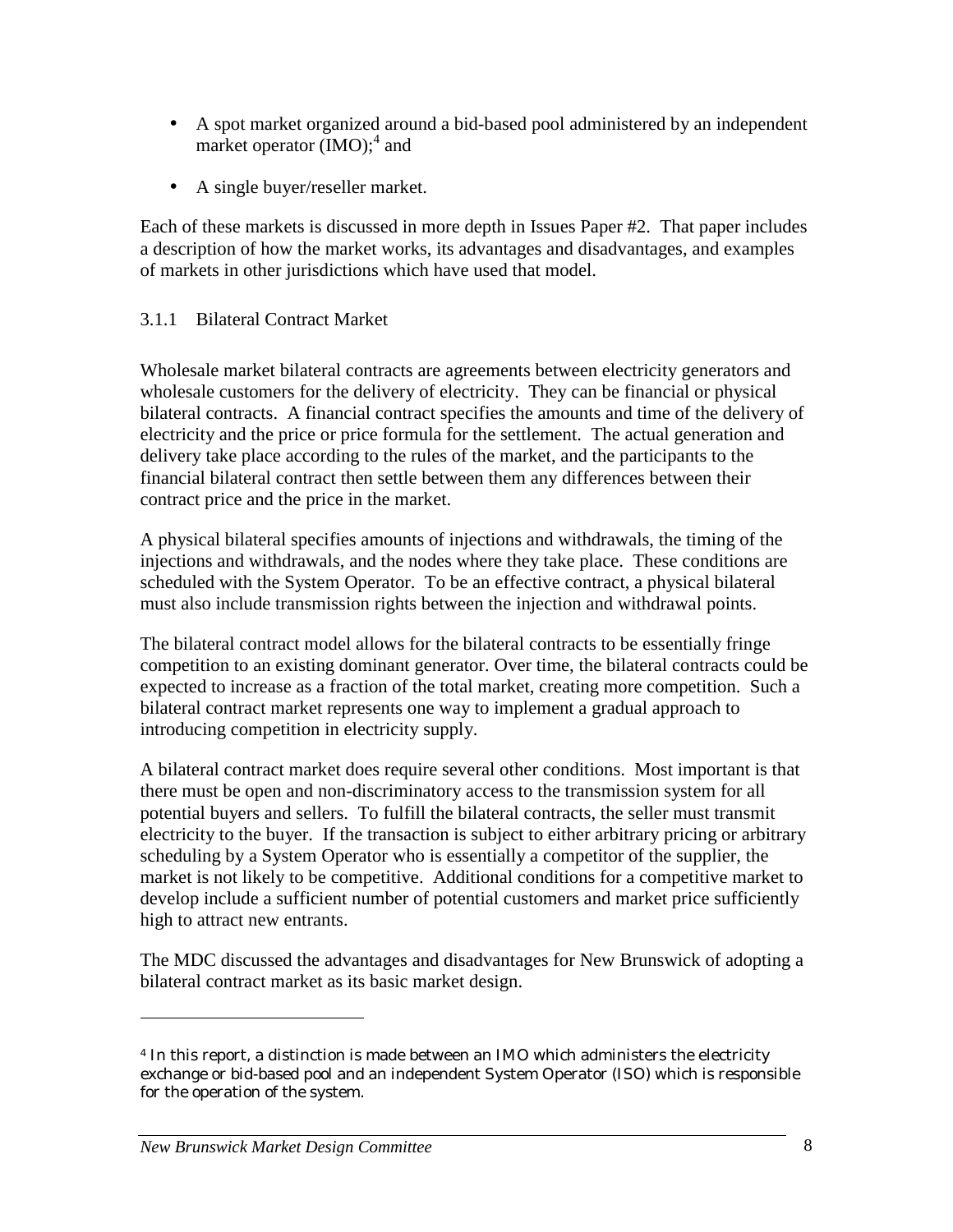- A spot market organized around a bid-based pool administered by an independent market operator (IMO);[4] and
- A single buyer/reseller market.

Each of these markets is discussed in more depth in Issues Paper #2. That paper includes a description of how the market works, its advantages and disadvantages, and examples of markets in other jurisdictions which have used that model.

### 3.1.1 Bilateral Contract Market

Wholesale market bilateral contracts are agreements between electricity generators and wholesale customers for the delivery of electricity. They can be financial or physical bilateral contracts. A financial contract specifies the amounts and time of the delivery of electricity and the price or price formula for the settlement. The actual generation and delivery take place according to the rules of the market, and the participants to the financial bilateral contract then settle between them any differences between their contract price and the price in the market.

A physical bilateral specifies amounts of injections and withdrawals, the timing of the injections and withdrawals, and the nodes where they take place. These conditions are scheduled with the System Operator. To be an effective contract, a physical bilateral must also include transmission rights between the injection and withdrawal points.

The bilateral contract model allows for the bilateral contracts to be essentially fringe competition to an existing dominant generator. Over time, the bilateral contracts could be expected to increase as a fraction of the total market, creating more competition. Such a bilateral contract market represents one way to implement a gradual approach to introducing competition in electricity supply.

A bilateral contract market does require several other conditions. Most important is that there must be open and non-discriminatory access to the transmission system for all potential buyers and sellers. To fulfill the bilateral contracts, the seller must transmit electricity to the buyer. If the transaction is subject to either arbitrary pricing or arbitrary scheduling by a System Operator who is essentially a competitor of the supplier, the market is not likely to be competitive. Additional conditions for a competitive market to develop include a sufficient number of potential customers and market price sufficiently high to attract new entrants.

The MDC discussed the advantages and disadvantages for New Brunswick of adopting a bilateral contract market as its basic market design.

---

[4] In this report, a distinction is made between an IMO which administers the electricity exchange or bid-based pool and an independent System Operator (ISO) which is responsible for the operation of the system.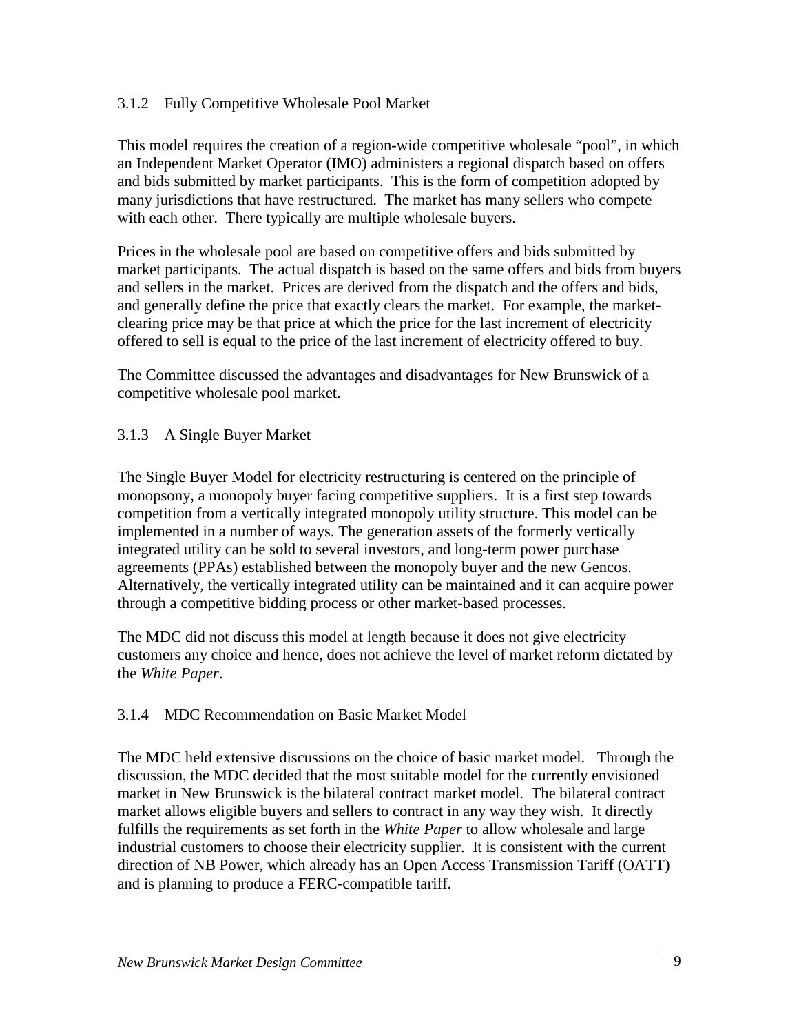### 3.1.2 Fully Competitive Wholesale Pool Market

This model requires the creation of a region-wide competitive wholesale "pool", in which an Independent Market Operator (IMO) administers a regional dispatch based on offers and bids submitted by market participants. This is the form of competition adopted by many jurisdictions that have restructured. The market has many sellers who compete with each other. There typically are multiple wholesale buyers.

Prices in the wholesale pool are based on competitive offers and bids submitted by market participants. The actual dispatch is based on the same offers and bids from buyers and sellers in the market. Prices are derived from the dispatch and the offers and bids, and generally define the price that exactly clears the market. For example, the market-clearing price may be that price at which the price for the last increment of electricity offered to sell is equal to the price of the last increment of electricity offered to buy.

The Committee discussed the advantages and disadvantages for New Brunswick of a competitive wholesale pool market.

### 3.1.3 A Single Buyer Market

The Single Buyer Model for electricity restructuring is centered on the principle of monopsony, a monopoly buyer facing competitive suppliers. It is a first step towards competition from a vertically integrated monopoly utility structure. This model can be implemented in a number of ways. The generation assets of the formerly vertically integrated utility can be sold to several investors, and long-term power purchase agreements (PPAs) established between the monopoly buyer and the new Gencos. Alternatively, the vertically integrated utility can be maintained and it can acquire power through a competitive bidding process or other market-based processes.

The MDC did not discuss this model at length because it does not give electricity customers any choice and hence, does not achieve the level of market reform dictated by the *White Paper*.

### 3.1.4 MDC Recommendation on Basic Market Model

The MDC held extensive discussions on the choice of basic market model. Through the discussion, the MDC decided that the most suitable model for the currently envisioned market in New Brunswick is the bilateral contract market model. The bilateral contract market allows eligible buyers and sellers to contract in any way they wish. It directly fulfills the requirements as set forth in the *White Paper* to allow wholesale and large industrial customers to choose their electricity supplier. It is consistent with the current direction of NB Power, which already has an Open Access Transmission Tariff (OATT) and is planning to produce a FERC-compatible tariff.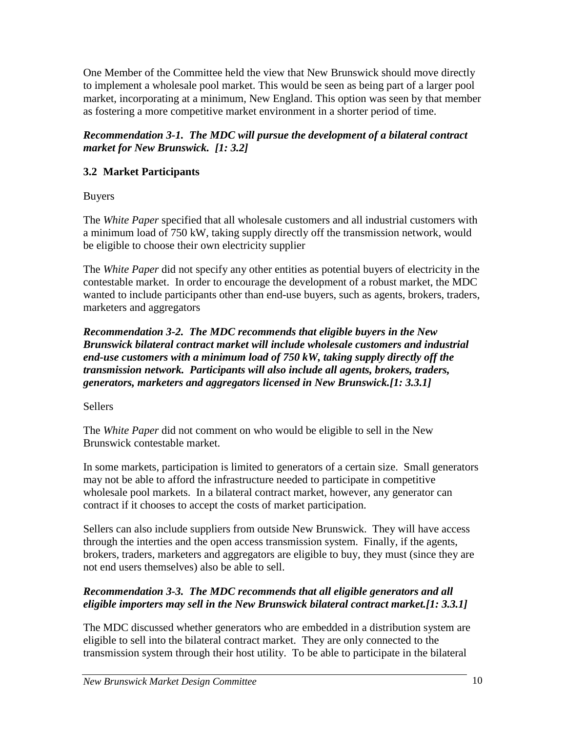One Member of the Committee held the view that New Brunswick should move directly to implement a wholesale pool market. This would be seen as being part of a larger pool market, incorporating at a minimum, New England. This option was seen by that member as fostering a more competitive market environment in a shorter period of time.

***Recommendation 3-1. The MDC will pursue the development of a bilateral contract market for New Brunswick. [1: 3.2]***

## 3.2 Market Participants

Buyers

The *White Paper* specified that all wholesale customers and all industrial customers with a minimum load of 750 kW, taking supply directly off the transmission network, would be eligible to choose their own electricity supplier

The *White Paper* did not specify any other entities as potential buyers of electricity in the contestable market. In order to encourage the development of a robust market, the MDC wanted to include participants other than end-use buyers, such as agents, brokers, traders, marketers and aggregators

***Recommendation 3-2. The MDC recommends that eligible buyers in the New Brunswick bilateral contract market will include wholesale customers and industrial end-use customers with a minimum load of 750 kW, taking supply directly off the transmission network. Participants will also include all agents, brokers, traders, generators, marketers and aggregators licensed in New Brunswick.[1: 3.3.1]***

Sellers

The *White Paper* did not comment on who would be eligible to sell in the New Brunswick contestable market.

In some markets, participation is limited to generators of a certain size. Small generators may not be able to afford the infrastructure needed to participate in competitive wholesale pool markets. In a bilateral contract market, however, any generator can contract if it chooses to accept the costs of market participation.

Sellers can also include suppliers from outside New Brunswick. They will have access through the interties and the open access transmission system. Finally, if the agents, brokers, traders, marketers and aggregators are eligible to buy, they must (since they are not end users themselves) also be able to sell.

***Recommendation 3-3. The MDC recommends that all eligible generators and all eligible importers may sell in the New Brunswick bilateral contract market.[1: 3.3.1]***

The MDC discussed whether generators who are embedded in a distribution system are eligible to sell into the bilateral contract market. They are only connected to the transmission system through their host utility. To be able to participate in the bilateral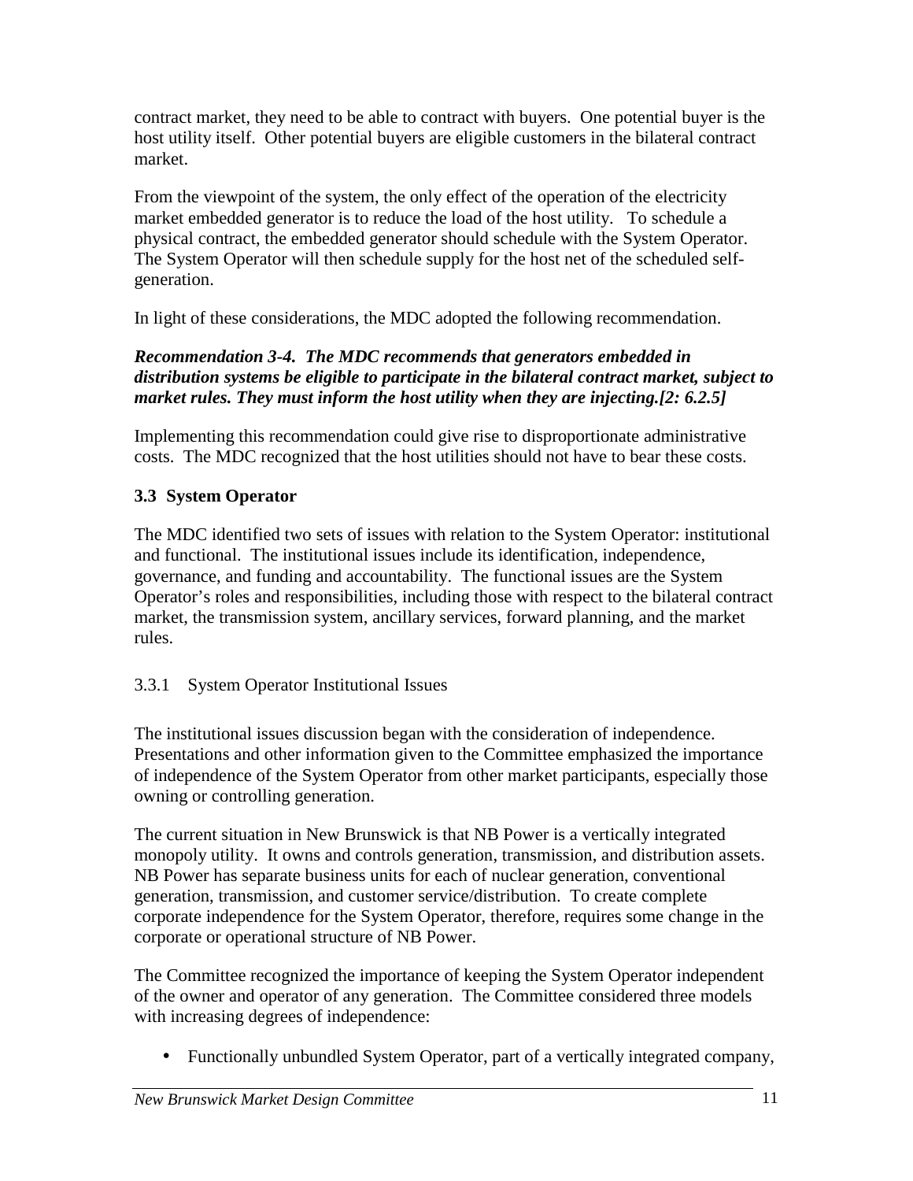contract market, they need to be able to contract with buyers. One potential buyer is the host utility itself. Other potential buyers are eligible customers in the bilateral contract market.

From the viewpoint of the system, the only effect of the operation of the electricity market embedded generator is to reduce the load of the host utility. To schedule a physical contract, the embedded generator should schedule with the System Operator. The System Operator will then schedule supply for the host net of the scheduled self-generation.

In light of these considerations, the MDC adopted the following recommendation.

***Recommendation 3-4. The MDC recommends that generators embedded in distribution systems be eligible to participate in the bilateral contract market, subject to market rules. They must inform the host utility when they are injecting.[2: 6.2.5]***

Implementing this recommendation could give rise to disproportionate administrative costs. The MDC recognized that the host utilities should not have to bear these costs.

## 3.3 System Operator

The MDC identified two sets of issues with relation to the System Operator: institutional and functional. The institutional issues include its identification, independence, governance, and funding and accountability. The functional issues are the System Operator's roles and responsibilities, including those with respect to the bilateral contract market, the transmission system, ancillary services, forward planning, and the market rules.

### 3.3.1 System Operator Institutional Issues

The institutional issues discussion began with the consideration of independence. Presentations and other information given to the Committee emphasized the importance of independence of the System Operator from other market participants, especially those owning or controlling generation.

The current situation in New Brunswick is that NB Power is a vertically integrated monopoly utility. It owns and controls generation, transmission, and distribution assets. NB Power has separate business units for each of nuclear generation, conventional generation, transmission, and customer service/distribution. To create complete corporate independence for the System Operator, therefore, requires some change in the corporate or operational structure of NB Power.

The Committee recognized the importance of keeping the System Operator independent of the owner and operator of any generation. The Committee considered three models with increasing degrees of independence:

- Functionally unbundled System Operator, part of a vertically integrated company,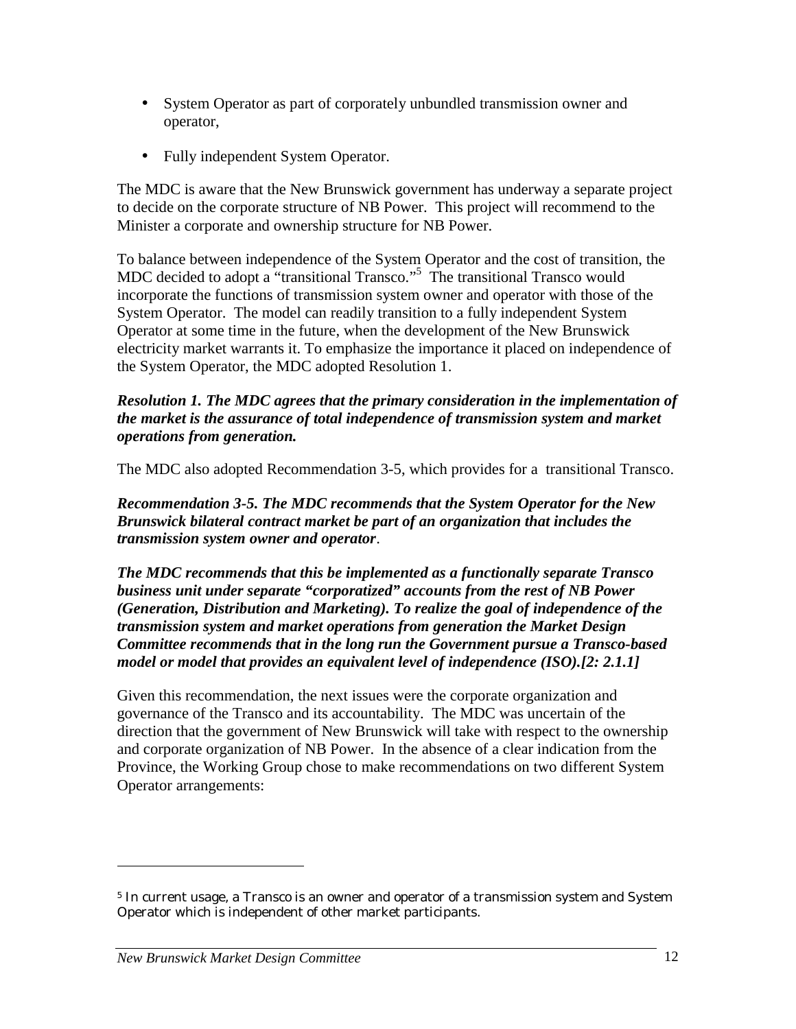- System Operator as part of corporately unbundled transmission owner and operator,
- Fully independent System Operator.

The MDC is aware that the New Brunswick government has underway a separate project to decide on the corporate structure of NB Power. This project will recommend to the Minister a corporate and ownership structure for NB Power.

To balance between independence of the System Operator and the cost of transition, the MDC decided to adopt a "transitional Transco."[5] The transitional Transco would incorporate the functions of transmission system owner and operator with those of the System Operator. The model can readily transition to a fully independent System Operator at some time in the future, when the development of the New Brunswick electricity market warrants it. To emphasize the importance it placed on independence of the System Operator, the MDC adopted Resolution 1.

***Resolution 1. The MDC agrees that the primary consideration in the implementation of the market is the assurance of total independence of transmission system and market operations from generation.***

The MDC also adopted Recommendation 3-5, which provides for a transitional Transco.

***Recommendation 3-5. The MDC recommends that the System Operator for the New Brunswick bilateral contract market be part of an organization that includes the transmission system owner and operator*.**

***The MDC recommends that this be implemented as a functionally separate Transco business unit under separate "corporatized" accounts from the rest of NB Power (Generation, Distribution and Marketing). To realize the goal of independence of the transmission system and market operations from generation the Market Design Committee recommends that in the long run the Government pursue a Transco-based model or model that provides an equivalent level of independence (ISO).[2: 2.1.1]***

Given this recommendation, the next issues were the corporate organization and governance of the Transco and its accountability. The MDC was uncertain of the direction that the government of New Brunswick will take with respect to the ownership and corporate organization of NB Power. In the absence of a clear indication from the Province, the Working Group chose to make recommendations on two different System Operator arrangements:

---

[5] In current usage, a Transco is an owner and operator of a transmission system and System Operator which is independent of other market participants.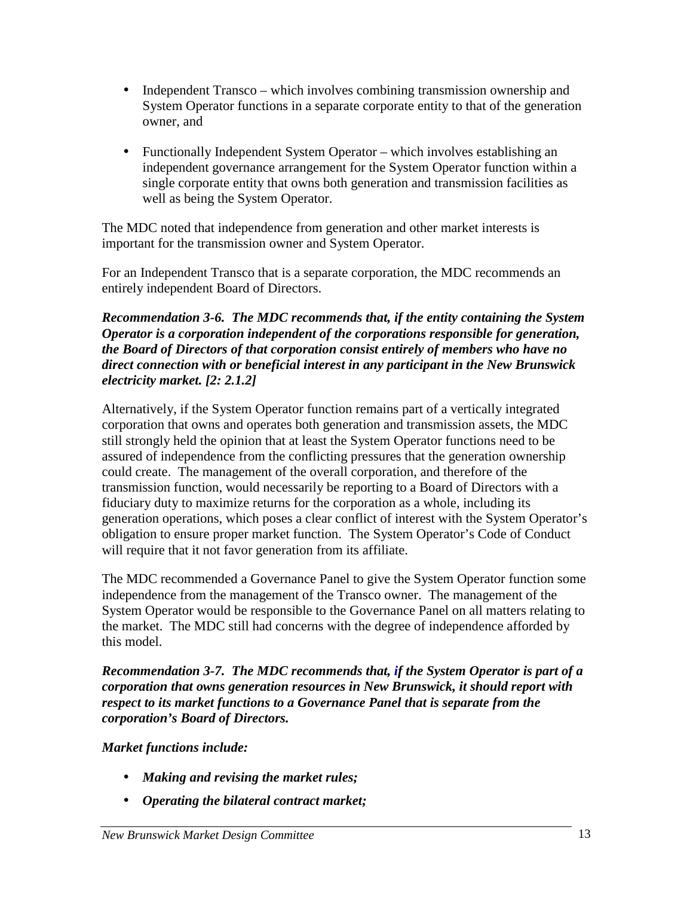- Independent Transco – which involves combining transmission ownership and System Operator functions in a separate corporate entity to that of the generation owner, and

- Functionally Independent System Operator – which involves establishing an independent governance arrangement for the System Operator function within a single corporate entity that owns both generation and transmission facilities as well as being the System Operator.

The MDC noted that independence from generation and other market interests is important for the transmission owner and System Operator.

For an Independent Transco that is a separate corporation, the MDC recommends an entirely independent Board of Directors.

***Recommendation 3-6. The MDC recommends that, if the entity containing the System Operator is a corporation independent of the corporations responsible for generation, the Board of Directors of that corporation consist entirely of members who have no direct connection with or beneficial interest in any participant in the New Brunswick electricity market. [2: 2.1.2]***

Alternatively, if the System Operator function remains part of a vertically integrated corporation that owns and operates both generation and transmission assets, the MDC still strongly held the opinion that at least the System Operator functions need to be assured of independence from the conflicting pressures that the generation ownership could create. The management of the overall corporation, and therefore of the transmission function, would necessarily be reporting to a Board of Directors with a fiduciary duty to maximize returns for the corporation as a whole, including its generation operations, which poses a clear conflict of interest with the System Operator's obligation to ensure proper market function. The System Operator's Code of Conduct will require that it not favor generation from its affiliate.

The MDC recommended a Governance Panel to give the System Operator function some independence from the management of the Transco owner. The management of the System Operator would be responsible to the Governance Panel on all matters relating to the market. The MDC still had concerns with the degree of independence afforded by this model.

***Recommendation 3-7. The MDC recommends that, if the System Operator is part of a corporation that owns generation resources in New Brunswick, it should report with respect to its market functions to a Governance Panel that is separate from the corporation's Board of Directors.***

***Market functions include:***

- ***Making and revising the market rules;***
- ***Operating the bilateral contract market;***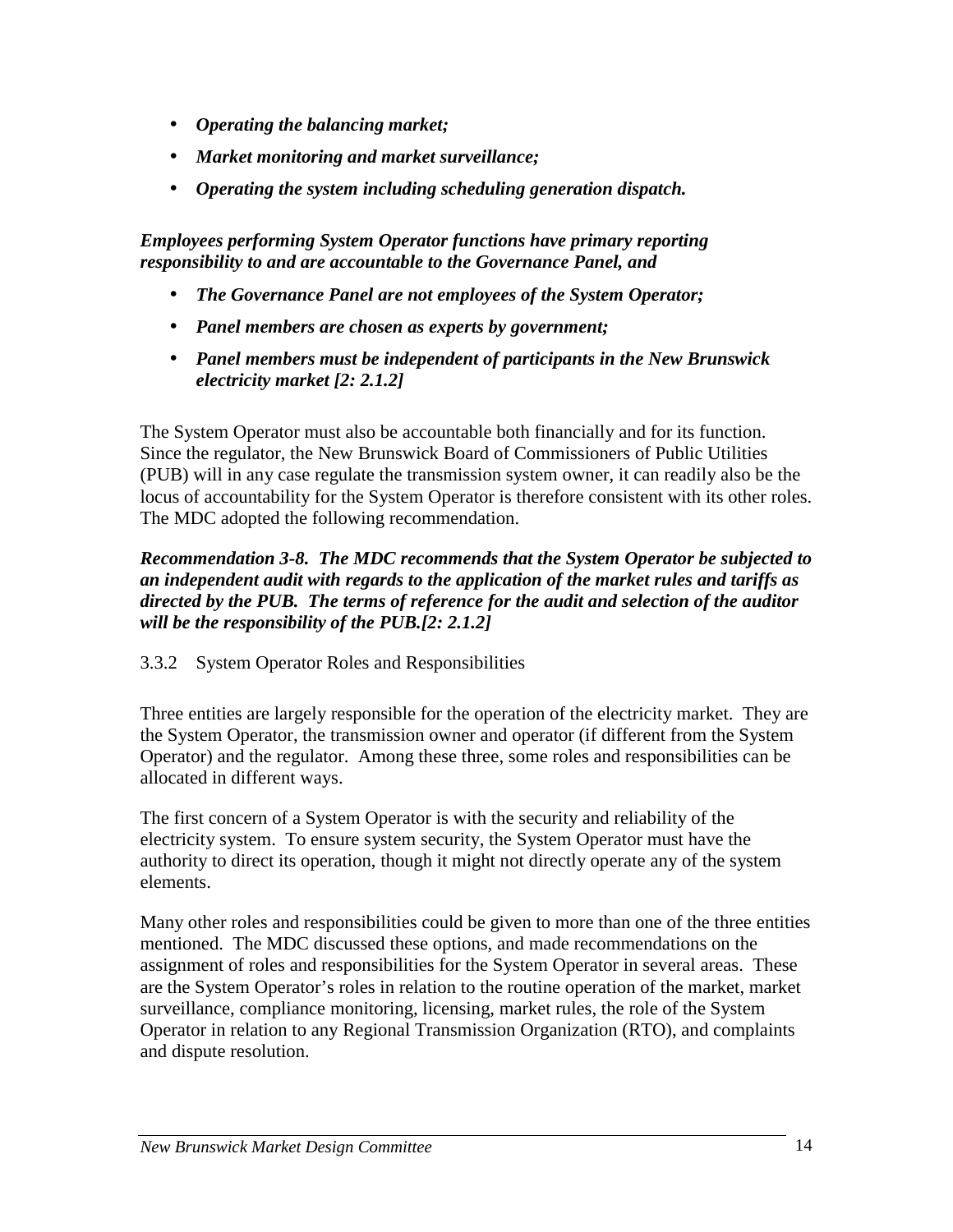- ***Operating the balancing market;***
- ***Market monitoring and market surveillance;***
- ***Operating the system including scheduling generation dispatch.***

***Employees performing System Operator functions have primary reporting responsibility to and are accountable to the Governance Panel, and***

- ***The Governance Panel are not employees of the System Operator;***
- ***Panel members are chosen as experts by government;***
- ***Panel members must be independent of participants in the New Brunswick electricity market [2: 2.1.2]***

The System Operator must also be accountable both financially and for its function. Since the regulator, the New Brunswick Board of Commissioners of Public Utilities (PUB) will in any case regulate the transmission system owner, it can readily also be the locus of accountability for the System Operator is therefore consistent with its other roles. The MDC adopted the following recommendation.

***Recommendation 3-8. The MDC recommends that the System Operator be subjected to an independent audit with regards to the application of the market rules and tariffs as directed by the PUB. The terms of reference for the audit and selection of the auditor will be the responsibility of the PUB.[2: 2.1.2]***

### 3.3.2 System Operator Roles and Responsibilities

Three entities are largely responsible for the operation of the electricity market. They are the System Operator, the transmission owner and operator (if different from the System Operator) and the regulator. Among these three, some roles and responsibilities can be allocated in different ways.

The first concern of a System Operator is with the security and reliability of the electricity system. To ensure system security, the System Operator must have the authority to direct its operation, though it might not directly operate any of the system elements.

Many other roles and responsibilities could be given to more than one of the three entities mentioned. The MDC discussed these options, and made recommendations on the assignment of roles and responsibilities for the System Operator in several areas. These are the System Operator's roles in relation to the routine operation of the market, market surveillance, compliance monitoring, licensing, market rules, the role of the System Operator in relation to any Regional Transmission Organization (RTO), and complaints and dispute resolution.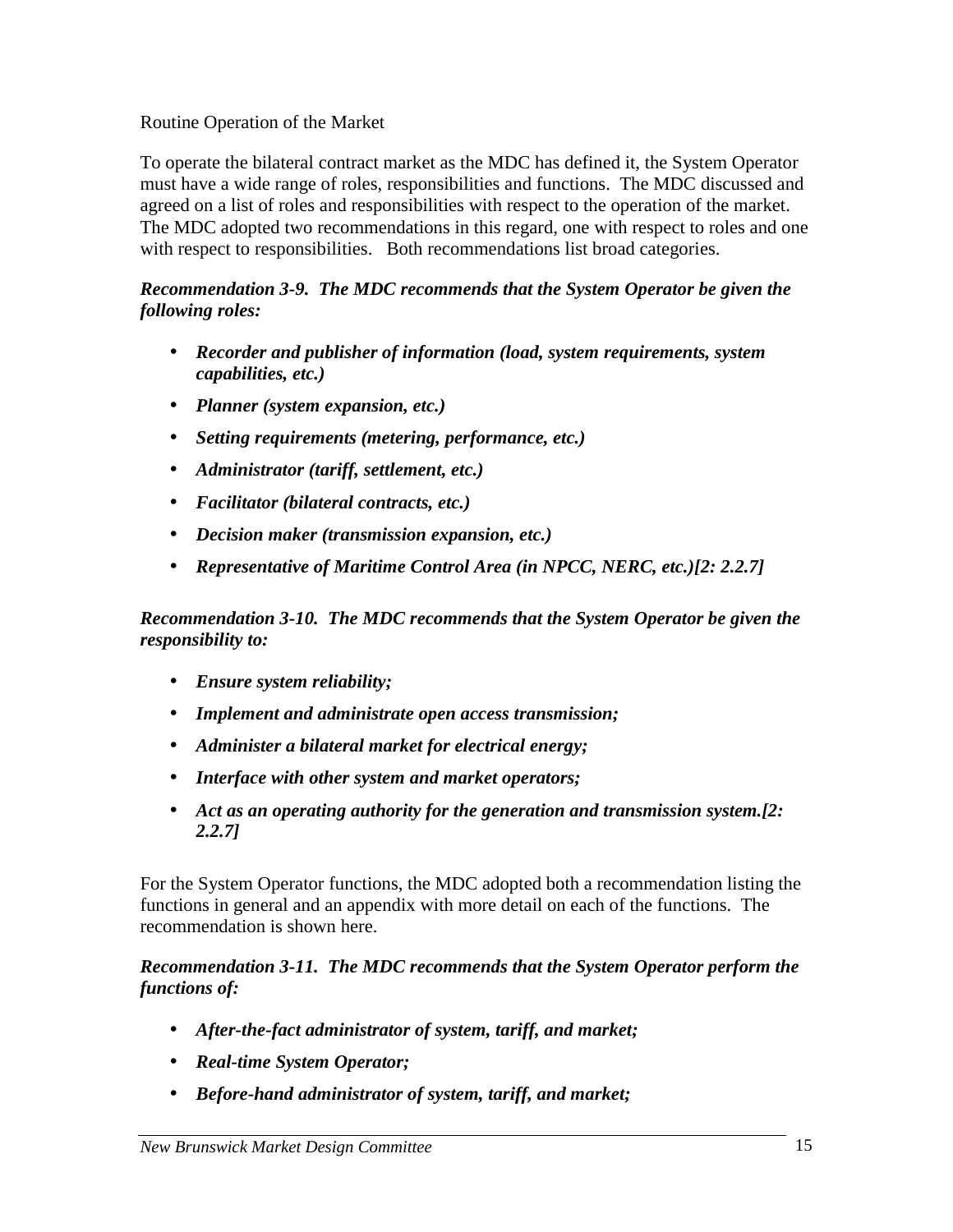Routine Operation of the Market

To operate the bilateral contract market as the MDC has defined it, the System Operator must have a wide range of roles, responsibilities and functions. The MDC discussed and agreed on a list of roles and responsibilities with respect to the operation of the market. The MDC adopted two recommendations in this regard, one with respect to roles and one with respect to responsibilities. Both recommendations list broad categories.

***Recommendation 3-9. The MDC recommends that the System Operator be given the following roles:***

- ***Recorder and publisher of information (load, system requirements, system capabilities, etc.)***
- ***Planner (system expansion, etc.)***
- ***Setting requirements (metering, performance, etc.)***
- ***Administrator (tariff, settlement, etc.)***
- ***Facilitator (bilateral contracts, etc.)***
- ***Decision maker (transmission expansion, etc.)***
- ***Representative of Maritime Control Area (in NPCC, NERC, etc.)[2: 2.2.7]***

***Recommendation 3-10. The MDC recommends that the System Operator be given the responsibility to:***

- ***Ensure system reliability;***
- ***Implement and administrate open access transmission;***
- ***Administer a bilateral market for electrical energy;***
- ***Interface with other system and market operators;***
- ***Act as an operating authority for the generation and transmission system.[2: 2.2.7]***

For the System Operator functions, the MDC adopted both a recommendation listing the functions in general and an appendix with more detail on each of the functions. The recommendation is shown here.

***Recommendation 3-11. The MDC recommends that the System Operator perform the functions of:***

- ***After-the-fact administrator of system, tariff, and market;***
- ***Real-time System Operator;***
- ***Before-hand administrator of system, tariff, and market;***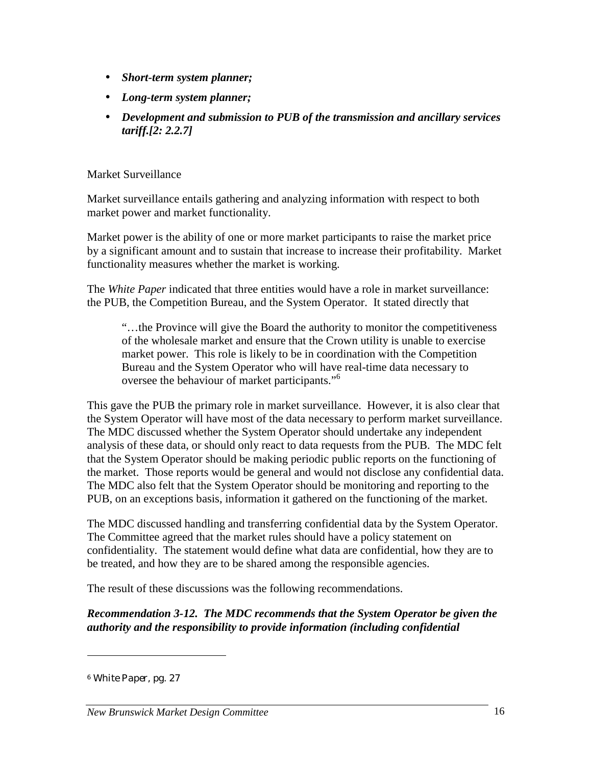- ***Short-term system planner;***
- ***Long-term system planner;***
- ***Development and submission to PUB of the transmission and ancillary services tariff.[2: 2.2.7]***

Market Surveillance

Market surveillance entails gathering and analyzing information with respect to both market power and market functionality.

Market power is the ability of one or more market participants to raise the market price by a significant amount and to sustain that increase to increase their profitability. Market functionality measures whether the market is working.

The *White Paper* indicated that three entities would have a role in market surveillance: the PUB, the Competition Bureau, and the System Operator. It stated directly that

> "…the Province will give the Board the authority to monitor the competitiveness of the wholesale market and ensure that the Crown utility is unable to exercise market power. This role is likely to be in coordination with the Competition Bureau and the System Operator who will have real-time data necessary to oversee the behaviour of market participants."[6]

This gave the PUB the primary role in market surveillance. However, it is also clear that the System Operator will have most of the data necessary to perform market surveillance. The MDC discussed whether the System Operator should undertake any independent analysis of these data, or should only react to data requests from the PUB. The MDC felt that the System Operator should be making periodic public reports on the functioning of the market. Those reports would be general and would not disclose any confidential data. The MDC also felt that the System Operator should be monitoring and reporting to the PUB, on an exceptions basis, information it gathered on the functioning of the market.

The MDC discussed handling and transferring confidential data by the System Operator. The Committee agreed that the market rules should have a policy statement on confidentiality. The statement would define what data are confidential, how they are to be treated, and how they are to be shared among the responsible agencies.

The result of these discussions was the following recommendations.

***Recommendation 3-12. The MDC recommends that the System Operator be given the authority and the responsibility to provide information (including confidential***

[6] *White Paper*, pg. 27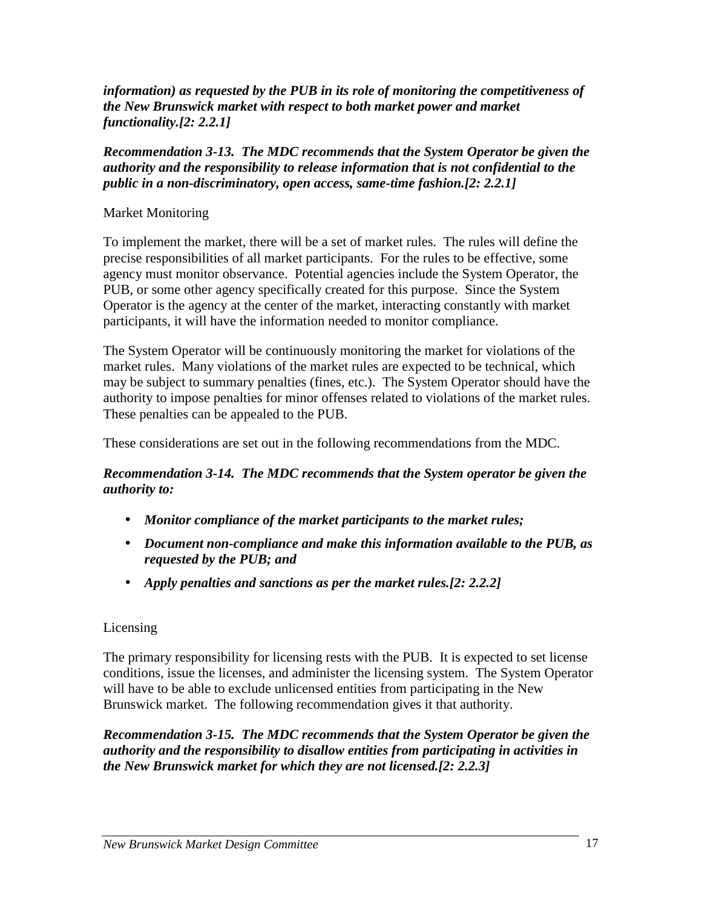***information) as requested by the PUB in its role of monitoring the competitiveness of the New Brunswick market with respect to both market power and market functionality.[2: 2.2.1]***

***Recommendation 3-13. The MDC recommends that the System Operator be given the authority and the responsibility to release information that is not confidential to the public in a non-discriminatory, open access, same-time fashion.[2: 2.2.1]***

Market Monitoring

To implement the market, there will be a set of market rules. The rules will define the precise responsibilities of all market participants. For the rules to be effective, some agency must monitor observance. Potential agencies include the System Operator, the PUB, or some other agency specifically created for this purpose. Since the System Operator is the agency at the center of the market, interacting constantly with market participants, it will have the information needed to monitor compliance.

The System Operator will be continuously monitoring the market for violations of the market rules. Many violations of the market rules are expected to be technical, which may be subject to summary penalties (fines, etc.). The System Operator should have the authority to impose penalties for minor offenses related to violations of the market rules. These penalties can be appealed to the PUB.

These considerations are set out in the following recommendations from the MDC.

***Recommendation 3-14. The MDC recommends that the System operator be given the authority to:***

- ***Monitor compliance of the market participants to the market rules;***
- ***Document non-compliance and make this information available to the PUB, as requested by the PUB; and***
- ***Apply penalties and sanctions as per the market rules.[2: 2.2.2]***

Licensing

The primary responsibility for licensing rests with the PUB. It is expected to set license conditions, issue the licenses, and administer the licensing system. The System Operator will have to be able to exclude unlicensed entities from participating in the New Brunswick market. The following recommendation gives it that authority.

***Recommendation 3-15. The MDC recommends that the System Operator be given the authority and the responsibility to disallow entities from participating in activities in the New Brunswick market for which they are not licensed.[2: 2.2.3]***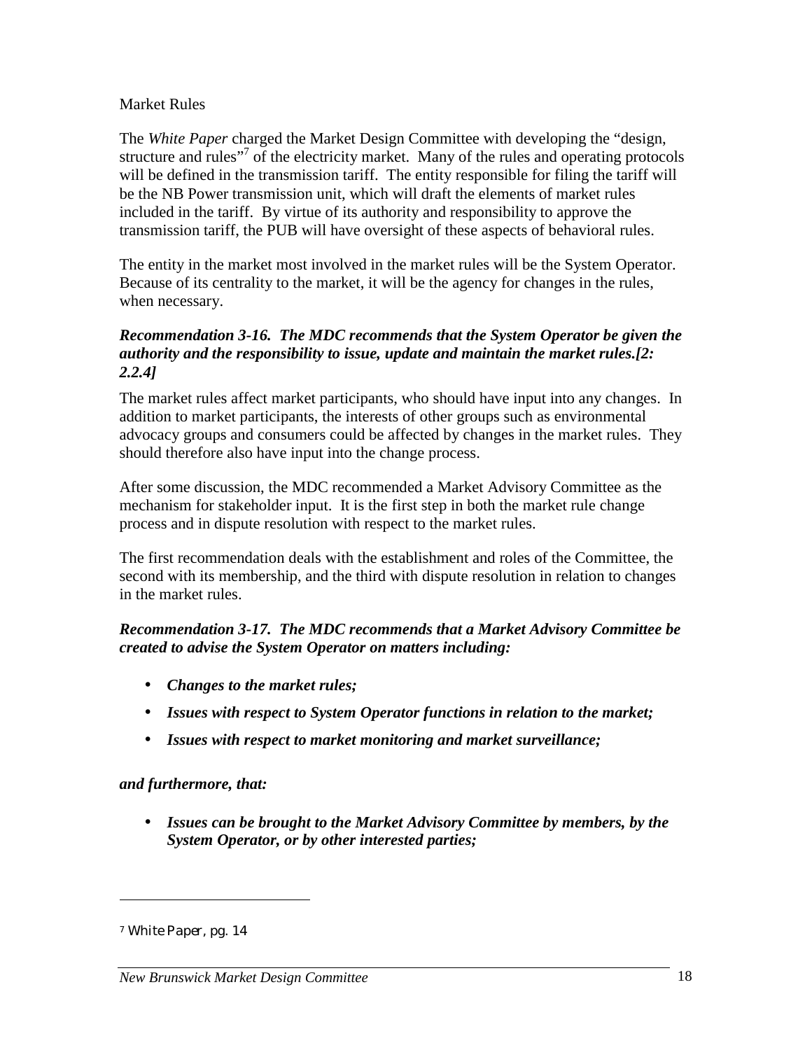Market Rules

The *White Paper* charged the Market Design Committee with developing the "design, structure and rules"[7] of the electricity market. Many of the rules and operating protocols will be defined in the transmission tariff. The entity responsible for filing the tariff will be the NB Power transmission unit, which will draft the elements of market rules included in the tariff. By virtue of its authority and responsibility to approve the transmission tariff, the PUB will have oversight of these aspects of behavioral rules.

The entity in the market most involved in the market rules will be the System Operator. Because of its centrality to the market, it will be the agency for changes in the rules, when necessary.

***Recommendation 3-16. The MDC recommends that the System Operator be given the authority and the responsibility to issue, update and maintain the market rules.[2: 2.2.4]***

The market rules affect market participants, who should have input into any changes. In addition to market participants, the interests of other groups such as environmental advocacy groups and consumers could be affected by changes in the market rules. They should therefore also have input into the change process.

After some discussion, the MDC recommended a Market Advisory Committee as the mechanism for stakeholder input. It is the first step in both the market rule change process and in dispute resolution with respect to the market rules.

The first recommendation deals with the establishment and roles of the Committee, the second with its membership, and the third with dispute resolution in relation to changes in the market rules.

***Recommendation 3-17. The MDC recommends that a Market Advisory Committee be created to advise the System Operator on matters including:***

- ***Changes to the market rules;***
- ***Issues with respect to System Operator functions in relation to the market;***
- ***Issues with respect to market monitoring and market surveillance;***

***and furthermore, that:***

- ***Issues can be brought to the Market Advisory Committee by members, by the System Operator, or by other interested parties;***

---

[7] *White Paper*, pg. 14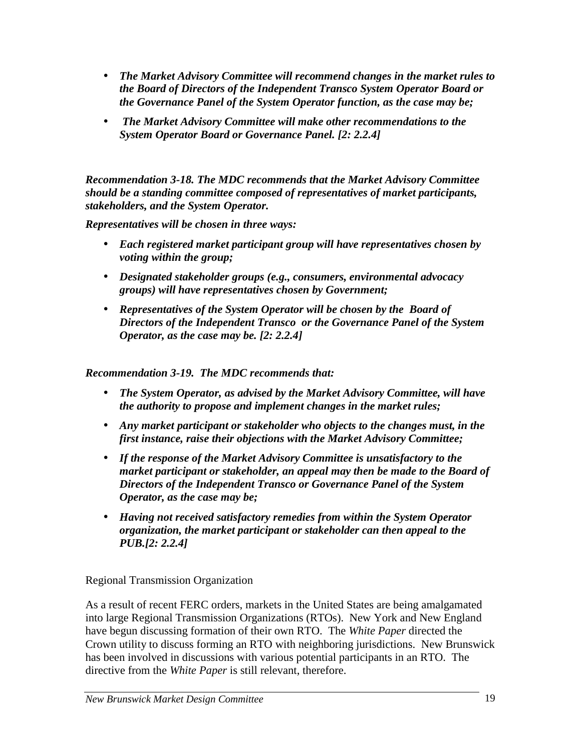- ***The Market Advisory Committee will recommend changes in the market rules to the Board of Directors of the Independent Transco System Operator Board or the Governance Panel of the System Operator function, as the case may be;***
- ***The Market Advisory Committee will make other recommendations to the System Operator Board or Governance Panel. [2: 2.2.4]***

***Recommendation 3-18. The MDC recommends that the Market Advisory Committee should be a standing committee composed of representatives of market participants, stakeholders, and the System Operator.***

***Representatives will be chosen in three ways:***

- ***Each registered market participant group will have representatives chosen by voting within the group;***
- ***Designated stakeholder groups (e.g., consumers, environmental advocacy groups) will have representatives chosen by Government;***
- ***Representatives of the System Operator will be chosen by the Board of Directors of the Independent Transco or the Governance Panel of the System Operator, as the case may be. [2: 2.2.4]***

***Recommendation 3-19. The MDC recommends that:***

- ***The System Operator, as advised by the Market Advisory Committee, will have the authority to propose and implement changes in the market rules;***
- ***Any market participant or stakeholder who objects to the changes must, in the first instance, raise their objections with the Market Advisory Committee;***
- ***If the response of the Market Advisory Committee is unsatisfactory to the market participant or stakeholder, an appeal may then be made to the Board of Directors of the Independent Transco or Governance Panel of the System Operator, as the case may be;***
- ***Having not received satisfactory remedies from within the System Operator organization, the market participant or stakeholder can then appeal to the PUB.[2: 2.2.4]***

Regional Transmission Organization

As a result of recent FERC orders, markets in the United States are being amalgamated into large Regional Transmission Organizations (RTOs). New York and New England have begun discussing formation of their own RTO. The *White Paper* directed the Crown utility to discuss forming an RTO with neighboring jurisdictions. New Brunswick has been involved in discussions with various potential participants in an RTO. The directive from the *White Paper* is still relevant, therefore.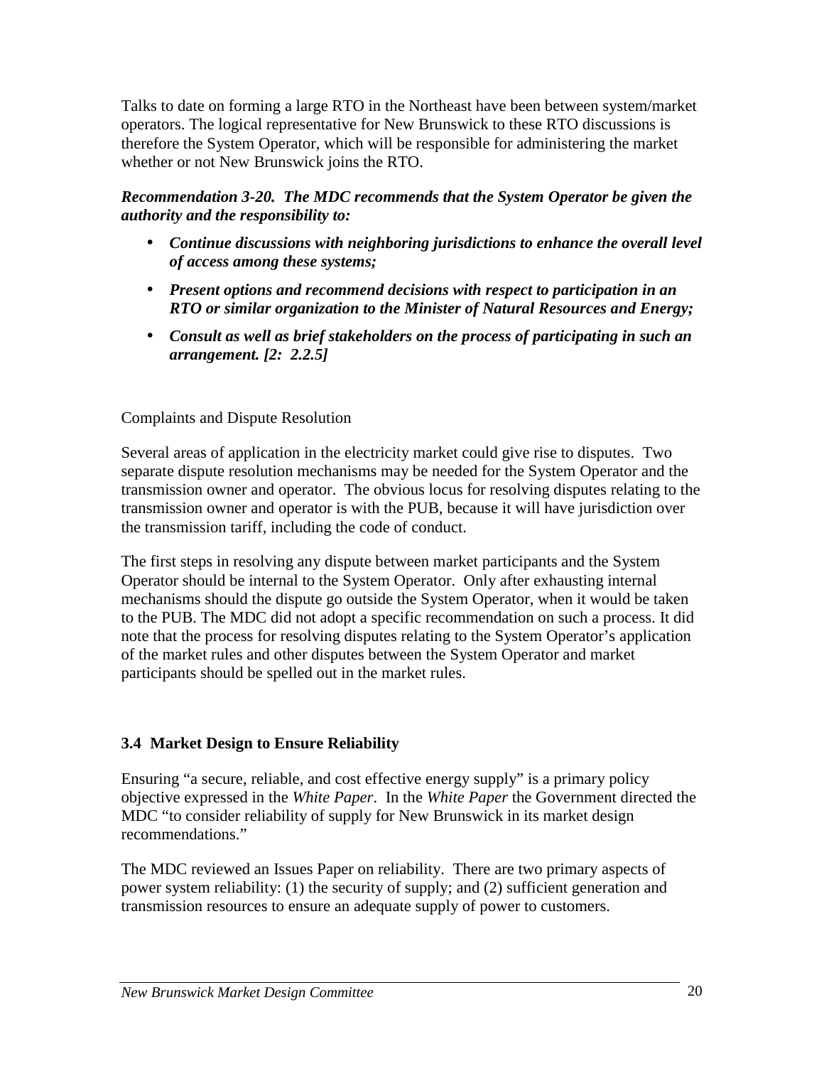Talks to date on forming a large RTO in the Northeast have been between system/market operators. The logical representative for New Brunswick to these RTO discussions is therefore the System Operator, which will be responsible for administering the market whether or not New Brunswick joins the RTO.

***Recommendation 3-20. The MDC recommends that the System Operator be given the authority and the responsibility to:***

- ***Continue discussions with neighboring jurisdictions to enhance the overall level of access among these systems;***
- ***Present options and recommend decisions with respect to participation in an RTO or similar organization to the Minister of Natural Resources and Energy;***
- ***Consult as well as brief stakeholders on the process of participating in such an arrangement. [2: 2.2.5]***

Complaints and Dispute Resolution

Several areas of application in the electricity market could give rise to disputes. Two separate dispute resolution mechanisms may be needed for the System Operator and the transmission owner and operator. The obvious locus for resolving disputes relating to the transmission owner and operator is with the PUB, because it will have jurisdiction over the transmission tariff, including the code of conduct.

The first steps in resolving any dispute between market participants and the System Operator should be internal to the System Operator. Only after exhausting internal mechanisms should the dispute go outside the System Operator, when it would be taken to the PUB. The MDC did not adopt a specific recommendation on such a process. It did note that the process for resolving disputes relating to the System Operator's application of the market rules and other disputes between the System Operator and market participants should be spelled out in the market rules.

### 3.4 Market Design to Ensure Reliability

Ensuring "a secure, reliable, and cost effective energy supply" is a primary policy objective expressed in the *White Paper*. In the *White Paper* the Government directed the MDC "to consider reliability of supply for New Brunswick in its market design recommendations."

The MDC reviewed an Issues Paper on reliability. There are two primary aspects of power system reliability: (1) the security of supply; and (2) sufficient generation and transmission resources to ensure an adequate supply of power to customers.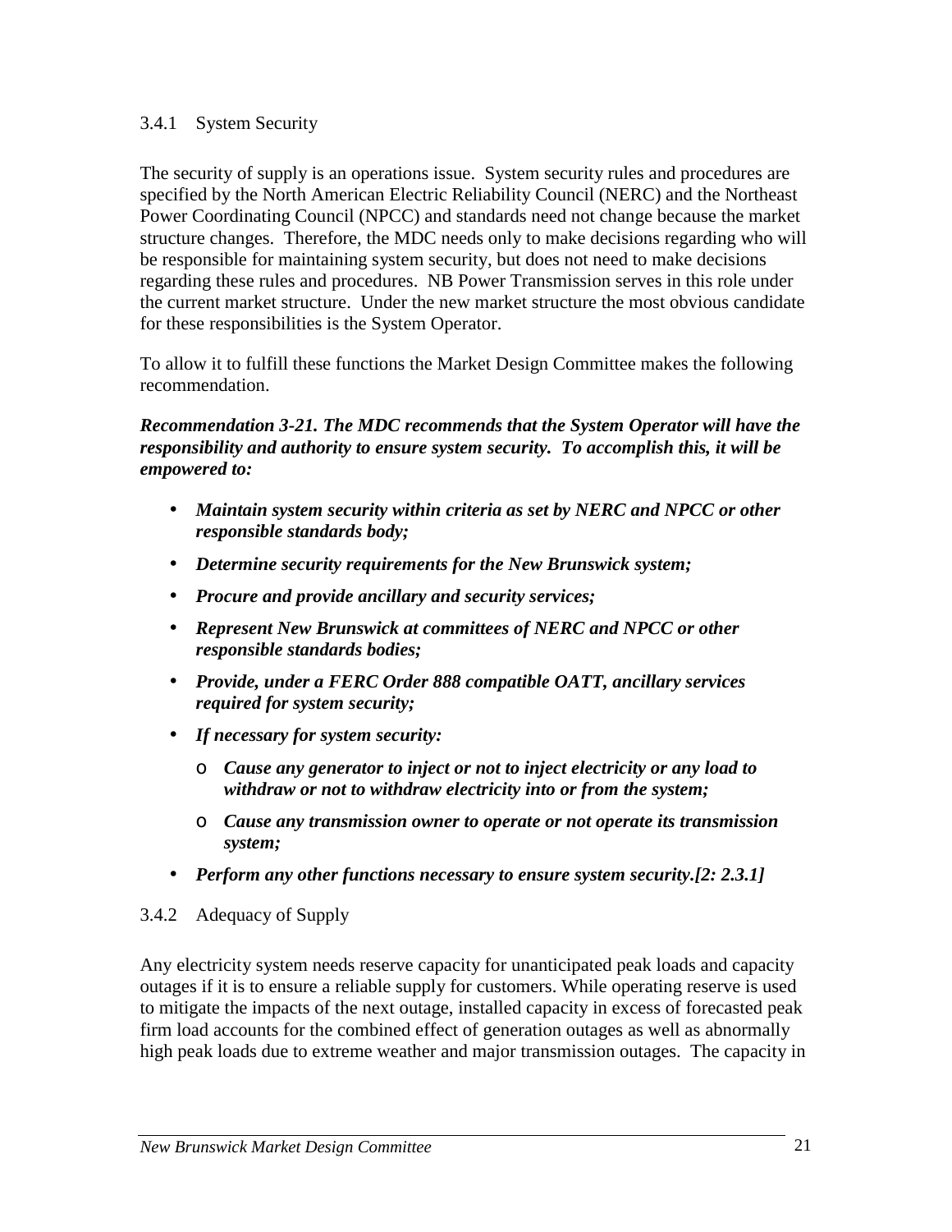### 3.4.1 System Security

The security of supply is an operations issue. System security rules and procedures are specified by the North American Electric Reliability Council (NERC) and the Northeast Power Coordinating Council (NPCC) and standards need not change because the market structure changes. Therefore, the MDC needs only to make decisions regarding who will be responsible for maintaining system security, but does not need to make decisions regarding these rules and procedures. NB Power Transmission serves in this role under the current market structure. Under the new market structure the most obvious candidate for these responsibilities is the System Operator.

To allow it to fulfill these functions the Market Design Committee makes the following recommendation.

***Recommendation 3-21. The MDC recommends that the System Operator will have the responsibility and authority to ensure system security. To accomplish this, it will be empowered to:***

- ***Maintain system security within criteria as set by NERC and NPCC or other responsible standards body;***
- ***Determine security requirements for the New Brunswick system;***
- ***Procure and provide ancillary and security services;***
- ***Represent New Brunswick at committees of NERC and NPCC or other responsible standards bodies;***
- ***Provide, under a FERC Order 888 compatible OATT, ancillary services required for system security;***
- ***If necessary for system security:***
    - ***Cause any generator to inject or not to inject electricity or any load to withdraw or not to withdraw electricity into or from the system;***
    - ***Cause any transmission owner to operate or not operate its transmission system;***
- ***Perform any other functions necessary to ensure system security.[2: 2.3.1]***

### 3.4.2 Adequacy of Supply

Any electricity system needs reserve capacity for unanticipated peak loads and capacity outages if it is to ensure a reliable supply for customers. While operating reserve is used to mitigate the impacts of the next outage, installed capacity in excess of forecasted peak firm load accounts for the combined effect of generation outages as well as abnormally high peak loads due to extreme weather and major transmission outages. The capacity in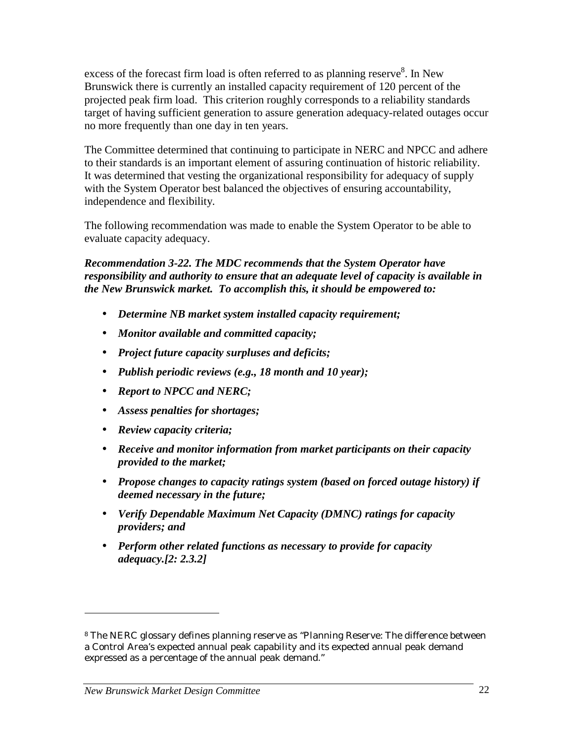excess of the forecast firm load is often referred to as planning reserve[8]. In New Brunswick there is currently an installed capacity requirement of 120 percent of the projected peak firm load. This criterion roughly corresponds to a reliability standards target of having sufficient generation to assure generation adequacy-related outages occur no more frequently than one day in ten years.

The Committee determined that continuing to participate in NERC and NPCC and adhere to their standards is an important element of assuring continuation of historic reliability. It was determined that vesting the organizational responsibility for adequacy of supply with the System Operator best balanced the objectives of ensuring accountability, independence and flexibility.

The following recommendation was made to enable the System Operator to be able to evaluate capacity adequacy.

***Recommendation 3-22. The MDC recommends that the System Operator have responsibility and authority to ensure that an adequate level of capacity is available in the New Brunswick market. To accomplish this, it should be empowered to:***

- ***Determine NB market system installed capacity requirement;***
- ***Monitor available and committed capacity;***
- ***Project future capacity surpluses and deficits;***
- ***Publish periodic reviews (e.g., 18 month and 10 year);***
- ***Report to NPCC and NERC;***
- ***Assess penalties for shortages;***
- ***Review capacity criteria;***
- ***Receive and monitor information from market participants on their capacity provided to the market;***
- ***Propose changes to capacity ratings system (based on forced outage history) if deemed necessary in the future;***
- ***Verify Dependable Maximum Net Capacity (DMNC) ratings for capacity providers; and***
- ***Perform other related functions as necessary to provide for capacity adequacy.[2: 2.3.2]***

---

[8] The NERC glossary defines planning reserve as "Planning Reserve: The difference between a Control Area's expected annual peak capability and its expected annual peak demand expressed as a percentage of the annual peak demand."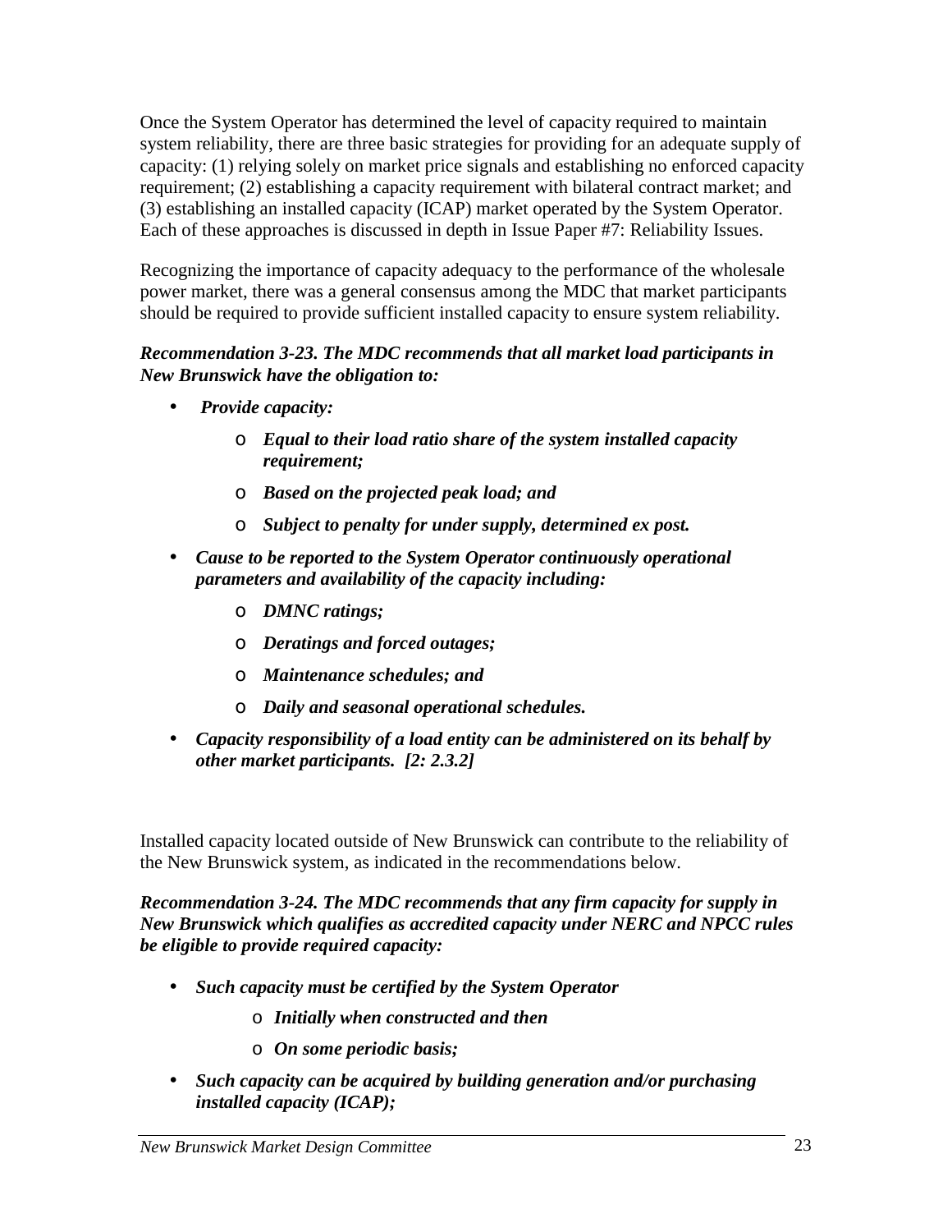Once the System Operator has determined the level of capacity required to maintain system reliability, there are three basic strategies for providing for an adequate supply of capacity: (1) relying solely on market price signals and establishing no enforced capacity requirement; (2) establishing a capacity requirement with bilateral contract market; and (3) establishing an installed capacity (ICAP) market operated by the System Operator. Each of these approaches is discussed in depth in Issue Paper #7: Reliability Issues.

Recognizing the importance of capacity adequacy to the performance of the wholesale power market, there was a general consensus among the MDC that market participants should be required to provide sufficient installed capacity to ensure system reliability.

***Recommendation 3-23. The MDC recommends that all market load participants in New Brunswick have the obligation to:***

- ***Provide capacity:***
  - ***Equal to their load ratio share of the system installed capacity requirement;***
  - ***Based on the projected peak load; and***
  - ***Subject to penalty for under supply, determined ex post.***
- ***Cause to be reported to the System Operator continuously operational parameters and availability of the capacity including:***
  - ***DMNC ratings;***
  - ***Deratings and forced outages;***
  - ***Maintenance schedules; and***
  - ***Daily and seasonal operational schedules.***
- ***Capacity responsibility of a load entity can be administered on its behalf by other market participants. [2: 2.3.2]***

Installed capacity located outside of New Brunswick can contribute to the reliability of the New Brunswick system, as indicated in the recommendations below.

***Recommendation 3-24. The MDC recommends that any firm capacity for supply in New Brunswick which qualifies as accredited capacity under NERC and NPCC rules be eligible to provide required capacity:***

- ***Such capacity must be certified by the System Operator***
  - ***Initially when constructed and then***
  - ***On some periodic basis;***
- ***Such capacity can be acquired by building generation and/or purchasing installed capacity (ICAP);***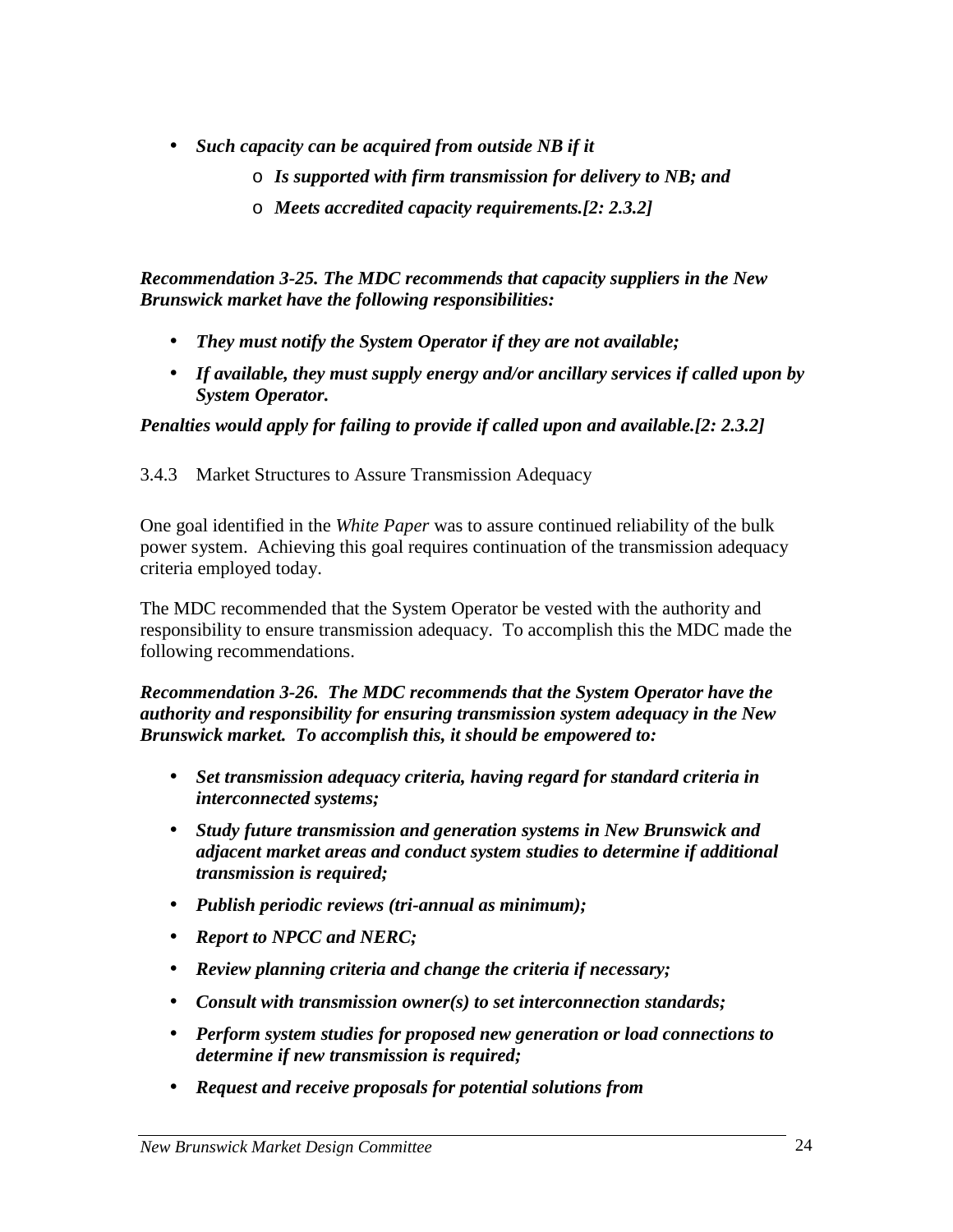- ***Such capacity can be acquired from outside NB if it***
    - ***Is supported with firm transmission for delivery to NB; and***
    - ***Meets accredited capacity requirements.[2: 2.3.2]***

***Recommendation 3-25. The MDC recommends that capacity suppliers in the New Brunswick market have the following responsibilities:***

- ***They must notify the System Operator if they are not available;***
- ***If available, they must supply energy and/or ancillary services if called upon by System Operator.***

***Penalties would apply for failing to provide if called upon and available.[2: 2.3.2]***

### 3.4.3 Market Structures to Assure Transmission Adequacy

One goal identified in the *White Paper* was to assure continued reliability of the bulk power system. Achieving this goal requires continuation of the transmission adequacy criteria employed today.

The MDC recommended that the System Operator be vested with the authority and responsibility to ensure transmission adequacy. To accomplish this the MDC made the following recommendations.

***Recommendation 3-26. The MDC recommends that the System Operator have the authority and responsibility for ensuring transmission system adequacy in the New Brunswick market. To accomplish this, it should be empowered to:***

- ***Set transmission adequacy criteria, having regard for standard criteria in interconnected systems;***
- ***Study future transmission and generation systems in New Brunswick and adjacent market areas and conduct system studies to determine if additional transmission is required;***
- ***Publish periodic reviews (tri-annual as minimum);***
- ***Report to NPCC and NERC;***
- ***Review planning criteria and change the criteria if necessary;***
- ***Consult with transmission owner(s) to set interconnection standards;***
- ***Perform system studies for proposed new generation or load connections to determine if new transmission is required;***
- ***Request and receive proposals for potential solutions from***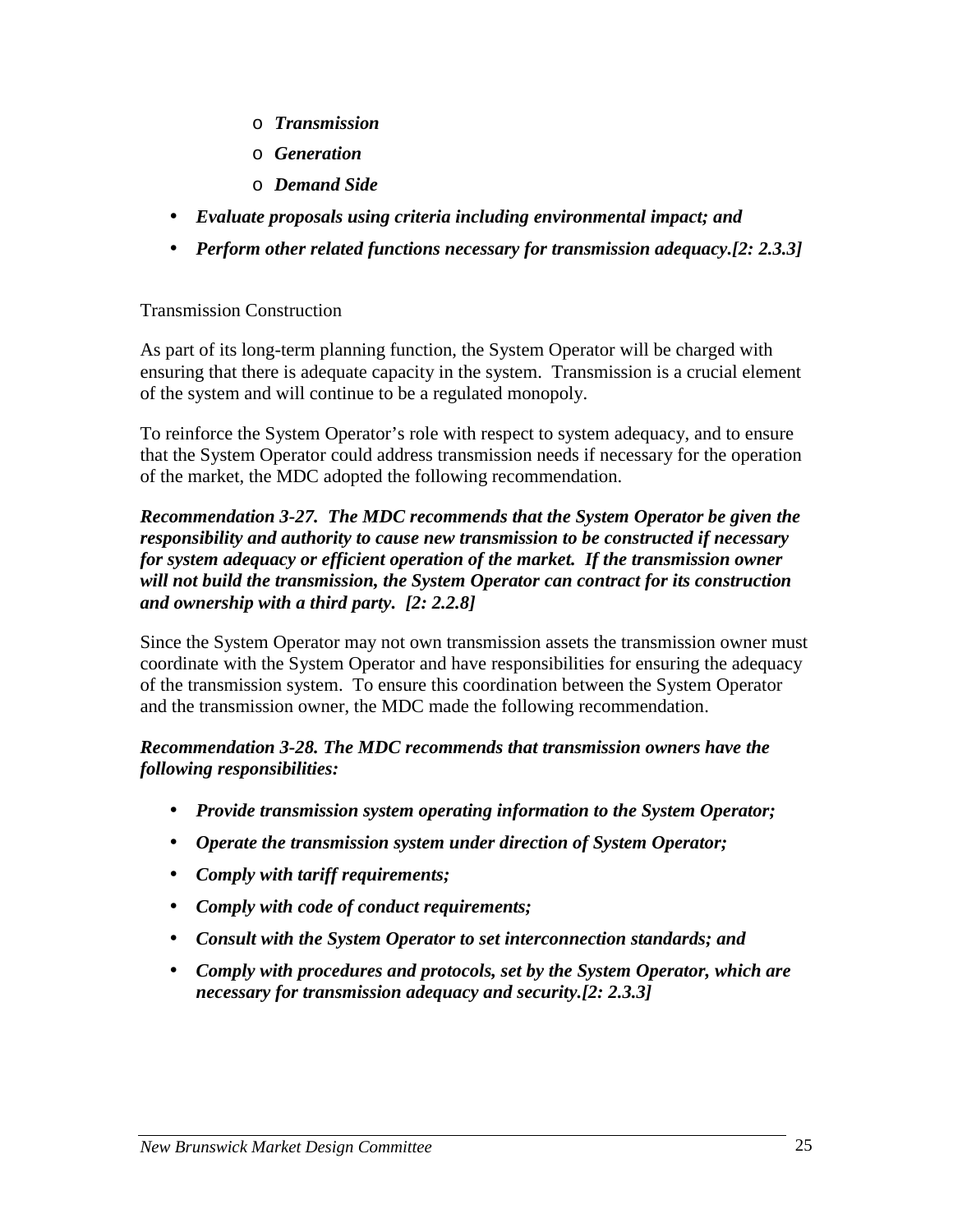- ***Transmission***
  - ***Generation***
  - ***Demand Side***
- ***Evaluate proposals using criteria including environmental impact; and***
- ***Perform other related functions necessary for transmission adequacy.[2: 2.3.3]***

Transmission Construction

As part of its long-term planning function, the System Operator will be charged with ensuring that there is adequate capacity in the system. Transmission is a crucial element of the system and will continue to be a regulated monopoly.

To reinforce the System Operator's role with respect to system adequacy, and to ensure that the System Operator could address transmission needs if necessary for the operation of the market, the MDC adopted the following recommendation.

***Recommendation 3-27. The MDC recommends that the System Operator be given the responsibility and authority to cause new transmission to be constructed if necessary for system adequacy or efficient operation of the market. If the transmission owner will not build the transmission, the System Operator can contract for its construction and ownership with a third party. [2: 2.2.8]***

Since the System Operator may not own transmission assets the transmission owner must coordinate with the System Operator and have responsibilities for ensuring the adequacy of the transmission system. To ensure this coordination between the System Operator and the transmission owner, the MDC made the following recommendation.

***Recommendation 3-28. The MDC recommends that transmission owners have the following responsibilities:***

- ***Provide transmission system operating information to the System Operator;***
- ***Operate the transmission system under direction of System Operator;***
- ***Comply with tariff requirements;***
- ***Comply with code of conduct requirements;***
- ***Consult with the System Operator to set interconnection standards; and***
- ***Comply with procedures and protocols, set by the System Operator, which are necessary for transmission adequacy and security.[2: 2.3.3]***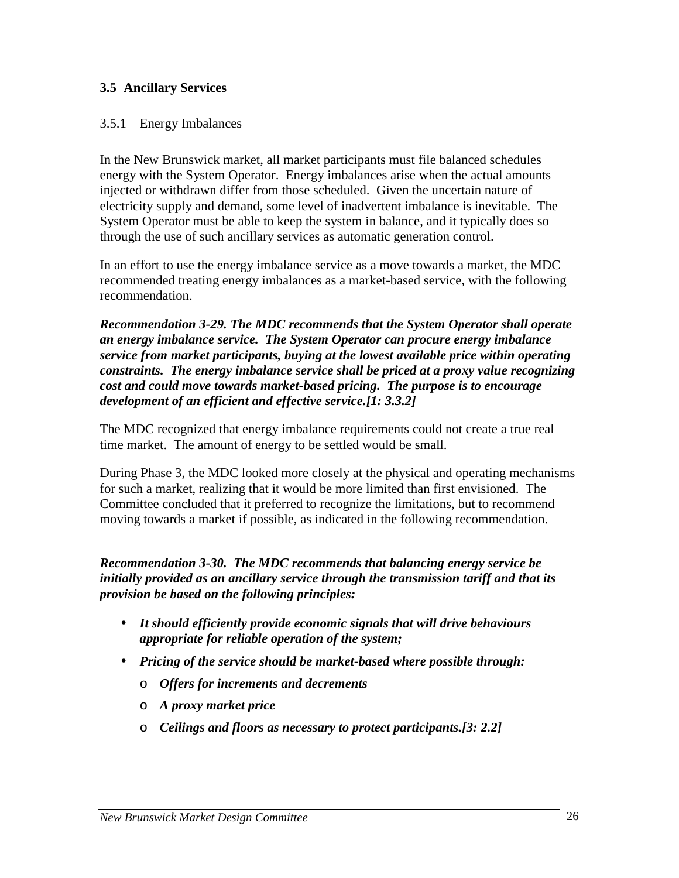## 3.5 Ancillary Services

### 3.5.1 Energy Imbalances

In the New Brunswick market, all market participants must file balanced schedules energy with the System Operator. Energy imbalances arise when the actual amounts injected or withdrawn differ from those scheduled. Given the uncertain nature of electricity supply and demand, some level of inadvertent imbalance is inevitable. The System Operator must be able to keep the system in balance, and it typically does so through the use of such ancillary services as automatic generation control.

In an effort to use the energy imbalance service as a move towards a market, the MDC recommended treating energy imbalances as a market-based service, with the following recommendation.

***Recommendation 3-29. The MDC recommends that the System Operator shall operate an energy imbalance service. The System Operator can procure energy imbalance service from market participants, buying at the lowest available price within operating constraints. The energy imbalance service shall be priced at a proxy value recognizing cost and could move towards market-based pricing. The purpose is to encourage development of an efficient and effective service.[1: 3.3.2]***

The MDC recognized that energy imbalance requirements could not create a true real time market. The amount of energy to be settled would be small.

During Phase 3, the MDC looked more closely at the physical and operating mechanisms for such a market, realizing that it would be more limited than first envisioned. The Committee concluded that it preferred to recognize the limitations, but to recommend moving towards a market if possible, as indicated in the following recommendation.

***Recommendation 3-30. The MDC recommends that balancing energy service be initially provided as an ancillary service through the transmission tariff and that its provision be based on the following principles:***

- ***It should efficiently provide economic signals that will drive behaviours appropriate for reliable operation of the system;***
- ***Pricing of the service should be market-based where possible through:***
  - ***Offers for increments and decrements***
  - ***A proxy market price***
  - ***Ceilings and floors as necessary to protect participants.[3: 2.2]***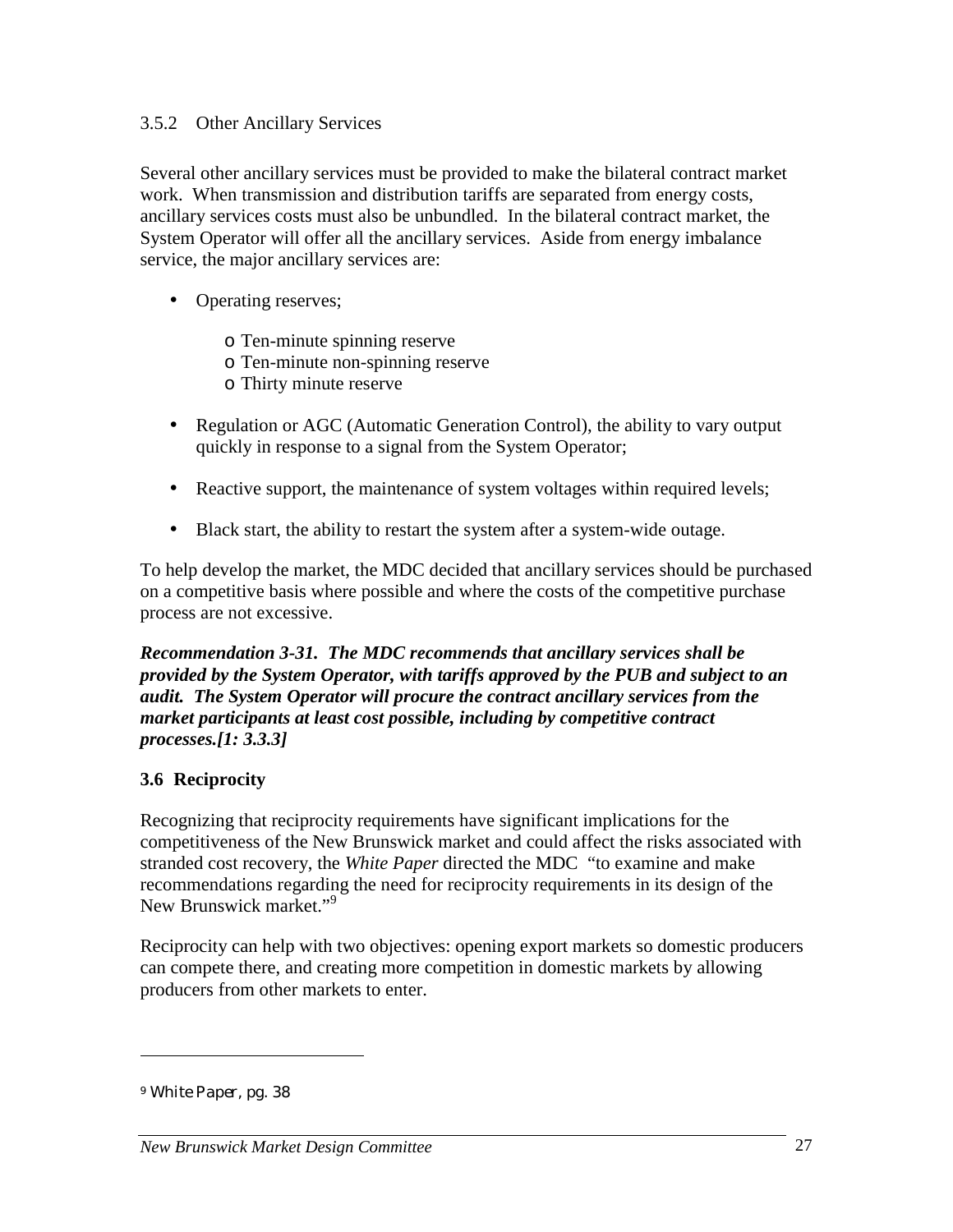### 3.5.2 Other Ancillary Services

Several other ancillary services must be provided to make the bilateral contract market work. When transmission and distribution tariffs are separated from energy costs, ancillary services costs must also be unbundled. In the bilateral contract market, the System Operator will offer all the ancillary services. Aside from energy imbalance service, the major ancillary services are:

- Operating reserves;
  - Ten-minute spinning reserve
  - Ten-minute non-spinning reserve
  - Thirty minute reserve
- Regulation or AGC (Automatic Generation Control), the ability to vary output quickly in response to a signal from the System Operator;
- Reactive support, the maintenance of system voltages within required levels;
- Black start, the ability to restart the system after a system-wide outage.

To help develop the market, the MDC decided that ancillary services should be purchased on a competitive basis where possible and where the costs of the competitive purchase process are not excessive.

***Recommendation 3-31. The MDC recommends that ancillary services shall be provided by the System Operator, with tariffs approved by the PUB and subject to an audit. The System Operator will procure the contract ancillary services from the market participants at least cost possible, including by competitive contract processes.[1: 3.3.3]***

## 3.6 Reciprocity

Recognizing that reciprocity requirements have significant implications for the competitiveness of the New Brunswick market and could affect the risks associated with stranded cost recovery, the *White Paper* directed the MDC "to examine and make recommendations regarding the need for reciprocity requirements in its design of the New Brunswick market."[9]

Reciprocity can help with two objectives: opening export markets so domestic producers can compete there, and creating more competition in domestic markets by allowing producers from other markets to enter.

---

[9] *White Paper*, pg. 38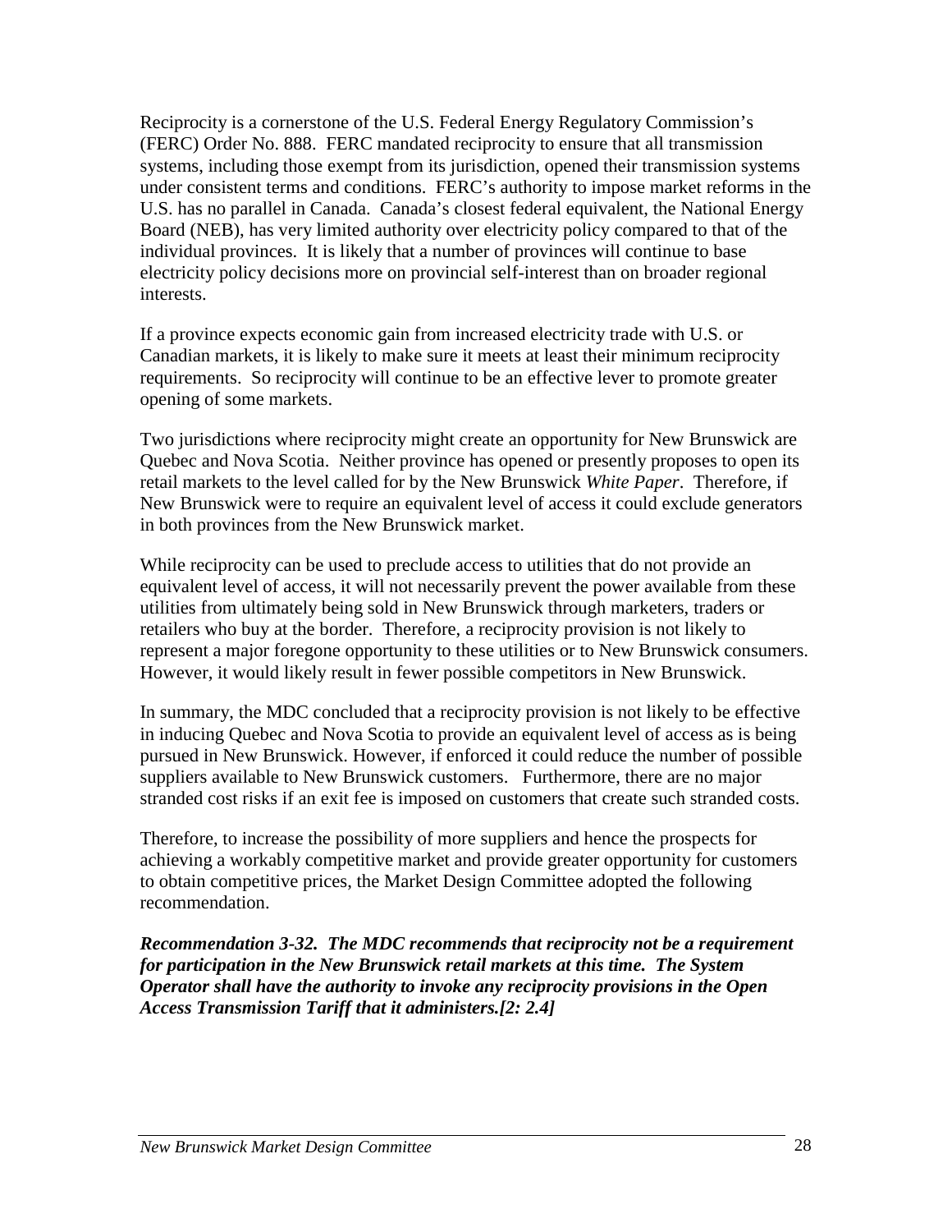Reciprocity is a cornerstone of the U.S. Federal Energy Regulatory Commission's (FERC) Order No. 888. FERC mandated reciprocity to ensure that all transmission systems, including those exempt from its jurisdiction, opened their transmission systems under consistent terms and conditions. FERC's authority to impose market reforms in the U.S. has no parallel in Canada. Canada's closest federal equivalent, the National Energy Board (NEB), has very limited authority over electricity policy compared to that of the individual provinces. It is likely that a number of provinces will continue to base electricity policy decisions more on provincial self-interest than on broader regional interests.

If a province expects economic gain from increased electricity trade with U.S. or Canadian markets, it is likely to make sure it meets at least their minimum reciprocity requirements. So reciprocity will continue to be an effective lever to promote greater opening of some markets.

Two jurisdictions where reciprocity might create an opportunity for New Brunswick are Quebec and Nova Scotia. Neither province has opened or presently proposes to open its retail markets to the level called for by the New Brunswick *White Paper*. Therefore, if New Brunswick were to require an equivalent level of access it could exclude generators in both provinces from the New Brunswick market.

While reciprocity can be used to preclude access to utilities that do not provide an equivalent level of access, it will not necessarily prevent the power available from these utilities from ultimately being sold in New Brunswick through marketers, traders or retailers who buy at the border. Therefore, a reciprocity provision is not likely to represent a major foregone opportunity to these utilities or to New Brunswick consumers. However, it would likely result in fewer possible competitors in New Brunswick.

In summary, the MDC concluded that a reciprocity provision is not likely to be effective in inducing Quebec and Nova Scotia to provide an equivalent level of access as is being pursued in New Brunswick. However, if enforced it could reduce the number of possible suppliers available to New Brunswick customers. Furthermore, there are no major stranded cost risks if an exit fee is imposed on customers that create such stranded costs.

Therefore, to increase the possibility of more suppliers and hence the prospects for achieving a workably competitive market and provide greater opportunity for customers to obtain competitive prices, the Market Design Committee adopted the following recommendation.

***Recommendation 3-32. The MDC recommends that reciprocity not be a requirement for participation in the New Brunswick retail markets at this time. The System Operator shall have the authority to invoke any reciprocity provisions in the Open Access Transmission Tariff that it administers.[2: 2.4]***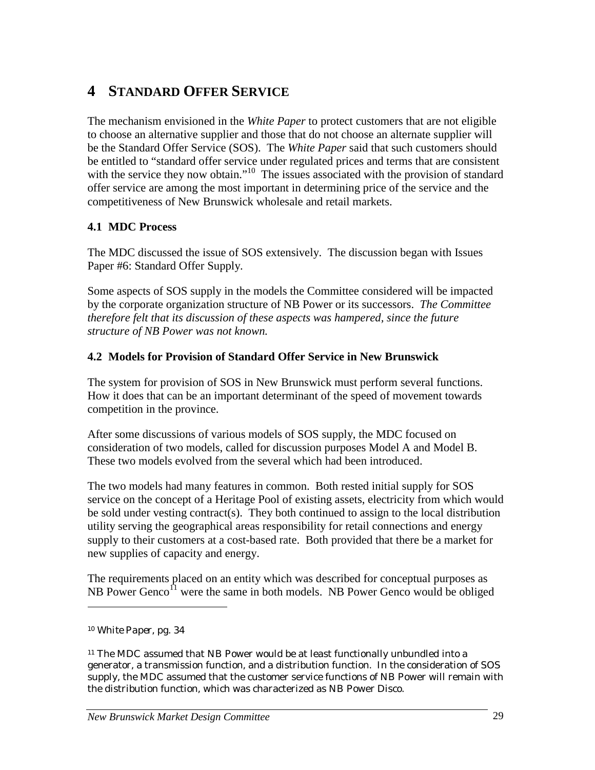# 4 STANDARD OFFER SERVICE

The mechanism envisioned in the *White Paper* to protect customers that are not eligible to choose an alternative supplier and those that do not choose an alternate supplier will be the Standard Offer Service (SOS). The *White Paper* said that such customers should be entitled to "standard offer service under regulated prices and terms that are consistent with the service they now obtain."[10] The issues associated with the provision of standard offer service are among the most important in determining price of the service and the competitiveness of New Brunswick wholesale and retail markets.

## 4.1 MDC Process

The MDC discussed the issue of SOS extensively. The discussion began with Issues Paper #6: Standard Offer Supply.

Some aspects of SOS supply in the models the Committee considered will be impacted by the corporate organization structure of NB Power or its successors. *The Committee therefore felt that its discussion of these aspects was hampered, since the future structure of NB Power was not known.*

## 4.2 Models for Provision of Standard Offer Service in New Brunswick

The system for provision of SOS in New Brunswick must perform several functions. How it does that can be an important determinant of the speed of movement towards competition in the province.

After some discussions of various models of SOS supply, the MDC focused on consideration of two models, called for discussion purposes Model A and Model B. These two models evolved from the several which had been introduced.

The two models had many features in common. Both rested initial supply for SOS service on the concept of a Heritage Pool of existing assets, electricity from which would be sold under vesting contract(s). They both continued to assign to the local distribution utility serving the geographical areas responsibility for retail connections and energy supply to their customers at a cost-based rate. Both provided that there be a market for new supplies of capacity and energy.

The requirements placed on an entity which was described for conceptual purposes as NB Power Genco[11] were the same in both models. NB Power Genco would be obliged

---

[10] *White Paper*, pg. 34

[11] The MDC assumed that NB Power would be at least functionally unbundled into a generator, a transmission function, and a distribution function. In the consideration of SOS supply, the MDC assumed that the customer service functions of NB Power will remain with the distribution function, which was characterized as NB Power Disco.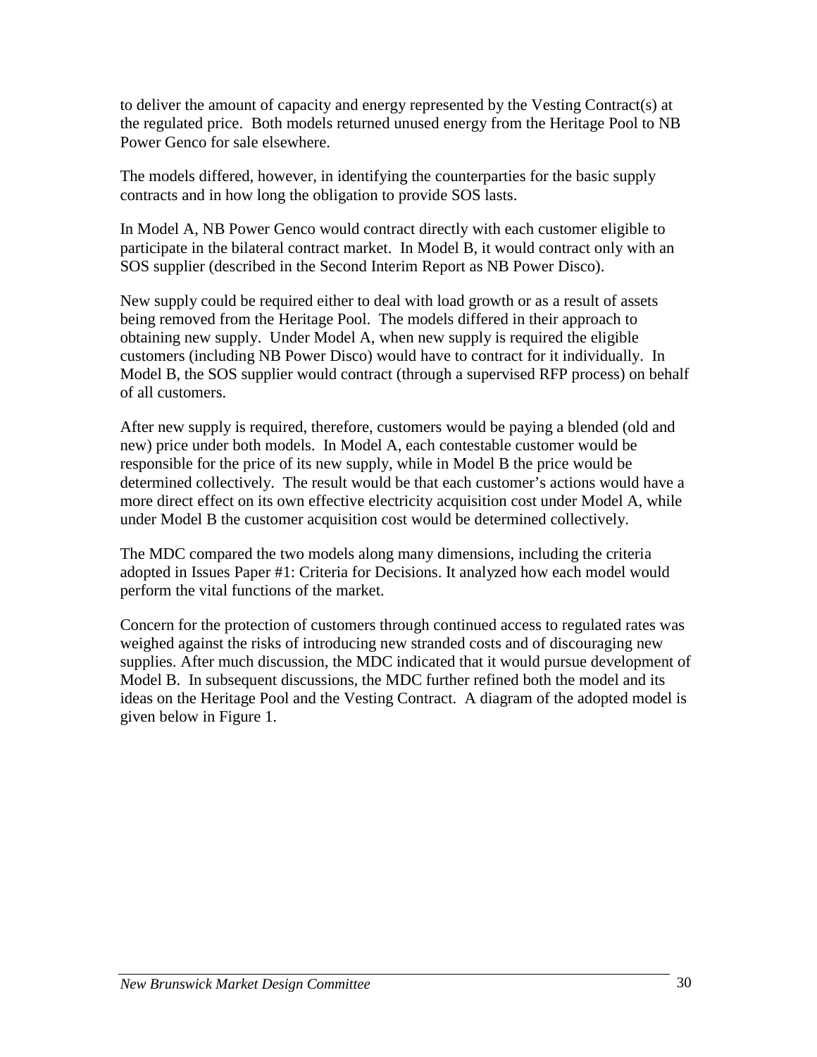to deliver the amount of capacity and energy represented by the Vesting Contract(s) at the regulated price. Both models returned unused energy from the Heritage Pool to NB Power Genco for sale elsewhere.

The models differed, however, in identifying the counterparties for the basic supply contracts and in how long the obligation to provide SOS lasts.

In Model A, NB Power Genco would contract directly with each customer eligible to participate in the bilateral contract market. In Model B, it would contract only with an SOS supplier (described in the Second Interim Report as NB Power Disco).

New supply could be required either to deal with load growth or as a result of assets being removed from the Heritage Pool. The models differed in their approach to obtaining new supply. Under Model A, when new supply is required the eligible customers (including NB Power Disco) would have to contract for it individually. In Model B, the SOS supplier would contract (through a supervised RFP process) on behalf of all customers.

After new supply is required, therefore, customers would be paying a blended (old and new) price under both models. In Model A, each contestable customer would be responsible for the price of its new supply, while in Model B the price would be determined collectively. The result would be that each customer's actions would have a more direct effect on its own effective electricity acquisition cost under Model A, while under Model B the customer acquisition cost would be determined collectively.

The MDC compared the two models along many dimensions, including the criteria adopted in Issues Paper #1: Criteria for Decisions. It analyzed how each model would perform the vital functions of the market.

Concern for the protection of customers through continued access to regulated rates was weighed against the risks of introducing new stranded costs and of discouraging new supplies. After much discussion, the MDC indicated that it would pursue development of Model B. In subsequent discussions, the MDC further refined both the model and its ideas on the Heritage Pool and the Vesting Contract. A diagram of the adopted model is given below in Figure 1.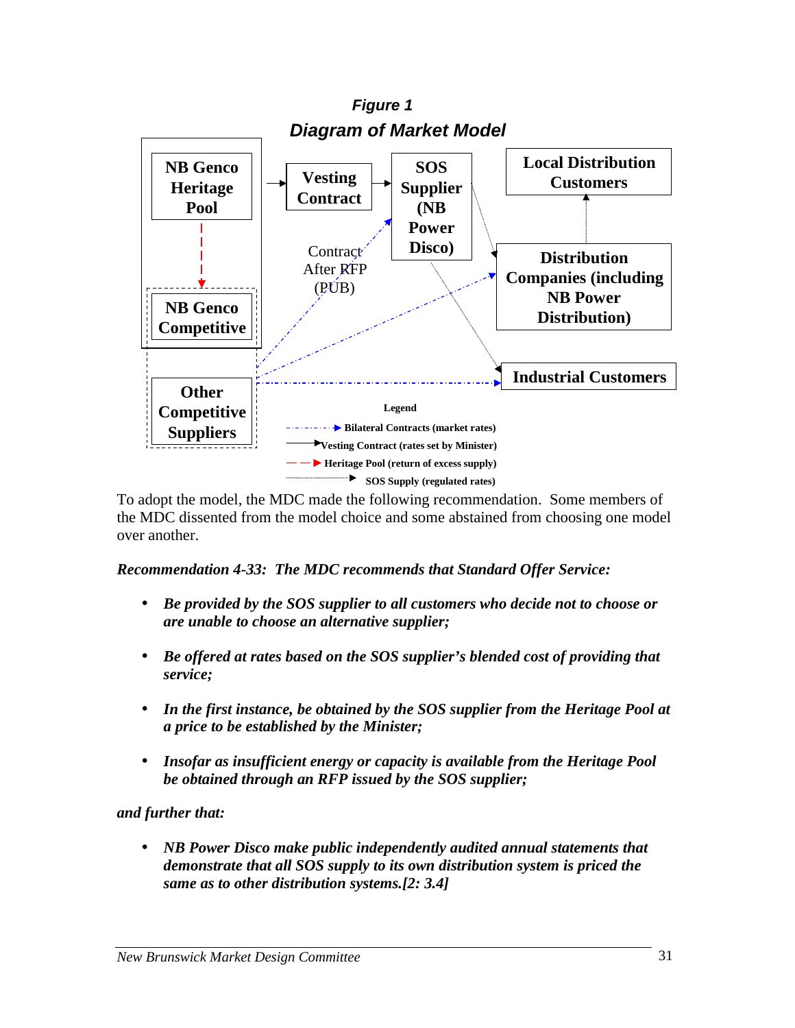*Figure 1*

*Diagram of Market Model*

NB Genco Heritage Pool

Vesting Contract

SOS Supplier (NB Power Disco)

Local Distribution Customers

Contract After RFP (PUB)

Distribution Companies (including NB Power Distribution)

NB Genco Competitive

Industrial Customers

Other Competitive Suppliers

Legend

Bilateral Contracts (market rates)

Vesting Contract (rates set by Minister)

Heritage Pool (return of excess supply)

SOS Supply (regulated rates)

To adopt the model, the MDC made the following recommendation. Some members of the MDC dissented from the model choice and some abstained from choosing one model over another.

***Recommendation 4-33: The MDC recommends that Standard Offer Service:***

- ***Be provided by the SOS supplier to all customers who decide not to choose or are unable to choose an alternative supplier;***
- ***Be offered at rates based on the SOS supplier's blended cost of providing that service;***
- ***In the first instance, be obtained by the SOS supplier from the Heritage Pool at a price to be established by the Minister;***
- ***Insofar as insufficient energy or capacity is available from the Heritage Pool be obtained through an RFP issued by the SOS supplier;***

***and further that:***

- ***NB Power Disco make public independently audited annual statements that demonstrate that all SOS supply to its own distribution system is priced the same as to other distribution systems.[2: 3.4]***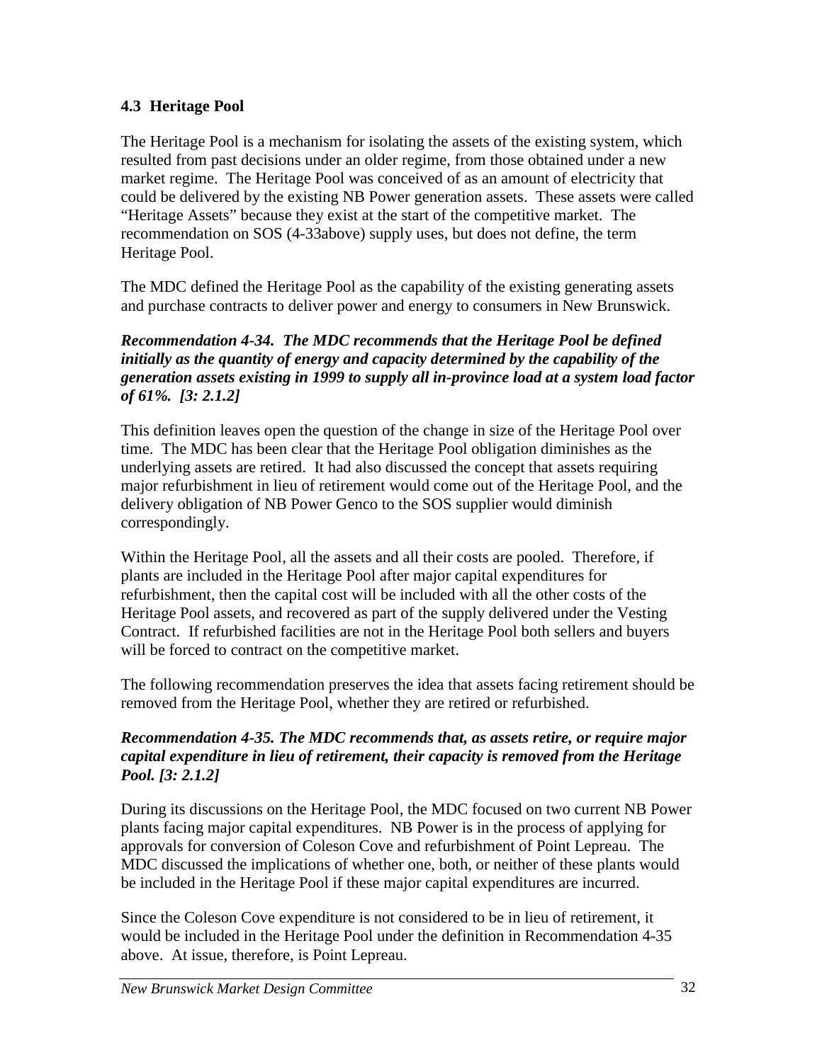### 4.3 Heritage Pool

The Heritage Pool is a mechanism for isolating the assets of the existing system, which resulted from past decisions under an older regime, from those obtained under a new market regime. The Heritage Pool was conceived of as an amount of electricity that could be delivered by the existing NB Power generation assets. These assets were called "Heritage Assets" because they exist at the start of the competitive market. The recommendation on SOS (4-33above) supply uses, but does not define, the term Heritage Pool.

The MDC defined the Heritage Pool as the capability of the existing generating assets and purchase contracts to deliver power and energy to consumers in New Brunswick.

***Recommendation 4-34. The MDC recommends that the Heritage Pool be defined initially as the quantity of energy and capacity determined by the capability of the generation assets existing in 1999 to supply all in-province load at a system load factor of 61%. [3: 2.1.2]***

This definition leaves open the question of the change in size of the Heritage Pool over time. The MDC has been clear that the Heritage Pool obligation diminishes as the underlying assets are retired. It had also discussed the concept that assets requiring major refurbishment in lieu of retirement would come out of the Heritage Pool, and the delivery obligation of NB Power Genco to the SOS supplier would diminish correspondingly.

Within the Heritage Pool, all the assets and all their costs are pooled. Therefore, if plants are included in the Heritage Pool after major capital expenditures for refurbishment, then the capital cost will be included with all the other costs of the Heritage Pool assets, and recovered as part of the supply delivered under the Vesting Contract. If refurbished facilities are not in the Heritage Pool both sellers and buyers will be forced to contract on the competitive market.

The following recommendation preserves the idea that assets facing retirement should be removed from the Heritage Pool, whether they are retired or refurbished.

***Recommendation 4-35. The MDC recommends that, as assets retire, or require major capital expenditure in lieu of retirement, their capacity is removed from the Heritage Pool. [3: 2.1.2]***

During its discussions on the Heritage Pool, the MDC focused on two current NB Power plants facing major capital expenditures. NB Power is in the process of applying for approvals for conversion of Coleson Cove and refurbishment of Point Lepreau. The MDC discussed the implications of whether one, both, or neither of these plants would be included in the Heritage Pool if these major capital expenditures are incurred.

Since the Coleson Cove expenditure is not considered to be in lieu of retirement, it would be included in the Heritage Pool under the definition in Recommendation 4-35 above. At issue, therefore, is Point Lepreau.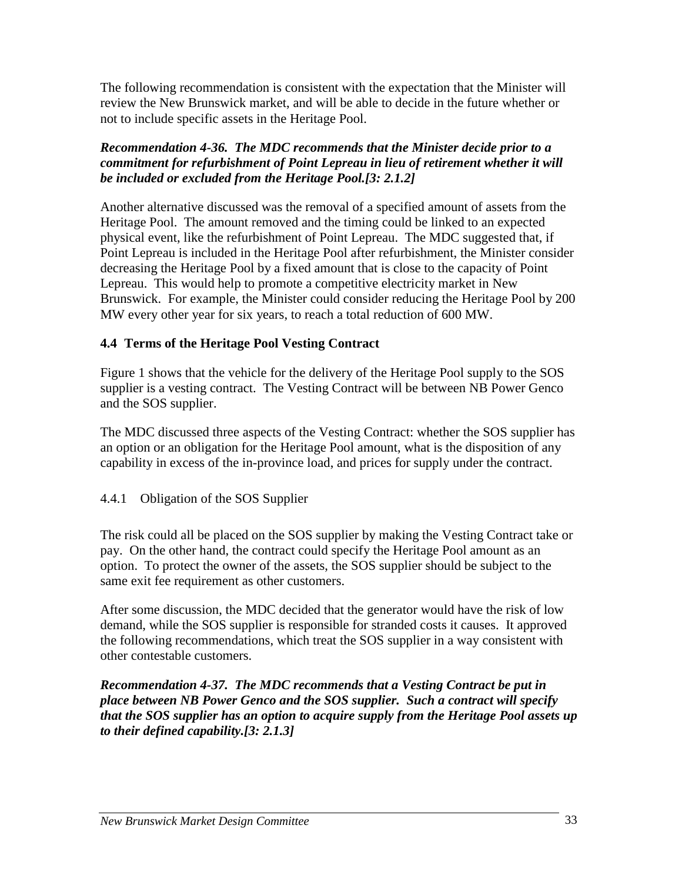The following recommendation is consistent with the expectation that the Minister will review the New Brunswick market, and will be able to decide in the future whether or not to include specific assets in the Heritage Pool.

***Recommendation 4-36. The MDC recommends that the Minister decide prior to a commitment for refurbishment of Point Lepreau in lieu of retirement whether it will be included or excluded from the Heritage Pool.[3: 2.1.2]***

Another alternative discussed was the removal of a specified amount of assets from the Heritage Pool. The amount removed and the timing could be linked to an expected physical event, like the refurbishment of Point Lepreau. The MDC suggested that, if Point Lepreau is included in the Heritage Pool after refurbishment, the Minister consider decreasing the Heritage Pool by a fixed amount that is close to the capacity of Point Lepreau. This would help to promote a competitive electricity market in New Brunswick. For example, the Minister could consider reducing the Heritage Pool by 200 MW every other year for six years, to reach a total reduction of 600 MW.

## 4.4 Terms of the Heritage Pool Vesting Contract

Figure 1 shows that the vehicle for the delivery of the Heritage Pool supply to the SOS supplier is a vesting contract. The Vesting Contract will be between NB Power Genco and the SOS supplier.

The MDC discussed three aspects of the Vesting Contract: whether the SOS supplier has an option or an obligation for the Heritage Pool amount, what is the disposition of any capability in excess of the in-province load, and prices for supply under the contract.

### 4.4.1 Obligation of the SOS Supplier

The risk could all be placed on the SOS supplier by making the Vesting Contract take or pay. On the other hand, the contract could specify the Heritage Pool amount as an option. To protect the owner of the assets, the SOS supplier should be subject to the same exit fee requirement as other customers.

After some discussion, the MDC decided that the generator would have the risk of low demand, while the SOS supplier is responsible for stranded costs it causes. It approved the following recommendations, which treat the SOS supplier in a way consistent with other contestable customers.

***Recommendation 4-37. The MDC recommends that a Vesting Contract be put in place between NB Power Genco and the SOS supplier. Such a contract will specify that the SOS supplier has an option to acquire supply from the Heritage Pool assets up to their defined capability.[3: 2.1.3]***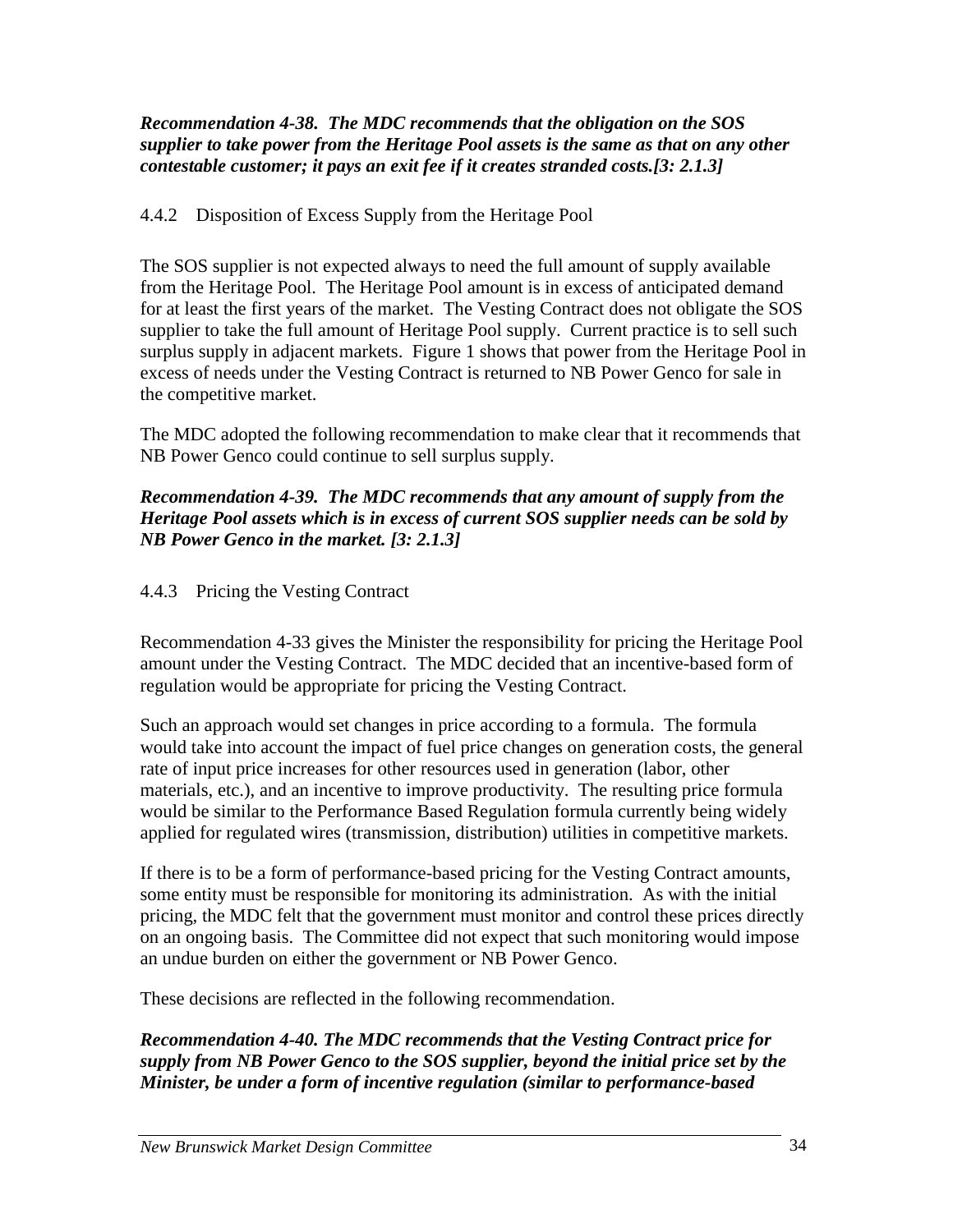***Recommendation 4-38. The MDC recommends that the obligation on the SOS supplier to take power from the Heritage Pool assets is the same as that on any other contestable customer; it pays an exit fee if it creates stranded costs.[3: 2.1.3]***

### 4.4.2 Disposition of Excess Supply from the Heritage Pool

The SOS supplier is not expected always to need the full amount of supply available from the Heritage Pool. The Heritage Pool amount is in excess of anticipated demand for at least the first years of the market. The Vesting Contract does not obligate the SOS supplier to take the full amount of Heritage Pool supply. Current practice is to sell such surplus supply in adjacent markets. Figure 1 shows that power from the Heritage Pool in excess of needs under the Vesting Contract is returned to NB Power Genco for sale in the competitive market.

The MDC adopted the following recommendation to make clear that it recommends that NB Power Genco could continue to sell surplus supply.

***Recommendation 4-39. The MDC recommends that any amount of supply from the Heritage Pool assets which is in excess of current SOS supplier needs can be sold by NB Power Genco in the market. [3: 2.1.3]***

### 4.4.3 Pricing the Vesting Contract

Recommendation 4-33 gives the Minister the responsibility for pricing the Heritage Pool amount under the Vesting Contract. The MDC decided that an incentive-based form of regulation would be appropriate for pricing the Vesting Contract.

Such an approach would set changes in price according to a formula. The formula would take into account the impact of fuel price changes on generation costs, the general rate of input price increases for other resources used in generation (labor, other materials, etc.), and an incentive to improve productivity. The resulting price formula would be similar to the Performance Based Regulation formula currently being widely applied for regulated wires (transmission, distribution) utilities in competitive markets.

If there is to be a form of performance-based pricing for the Vesting Contract amounts, some entity must be responsible for monitoring its administration. As with the initial pricing, the MDC felt that the government must monitor and control these prices directly on an ongoing basis. The Committee did not expect that such monitoring would impose an undue burden on either the government or NB Power Genco.

These decisions are reflected in the following recommendation.

***Recommendation 4-40. The MDC recommends that the Vesting Contract price for supply from NB Power Genco to the SOS supplier, beyond the initial price set by the Minister, be under a form of incentive regulation (similar to performance-based***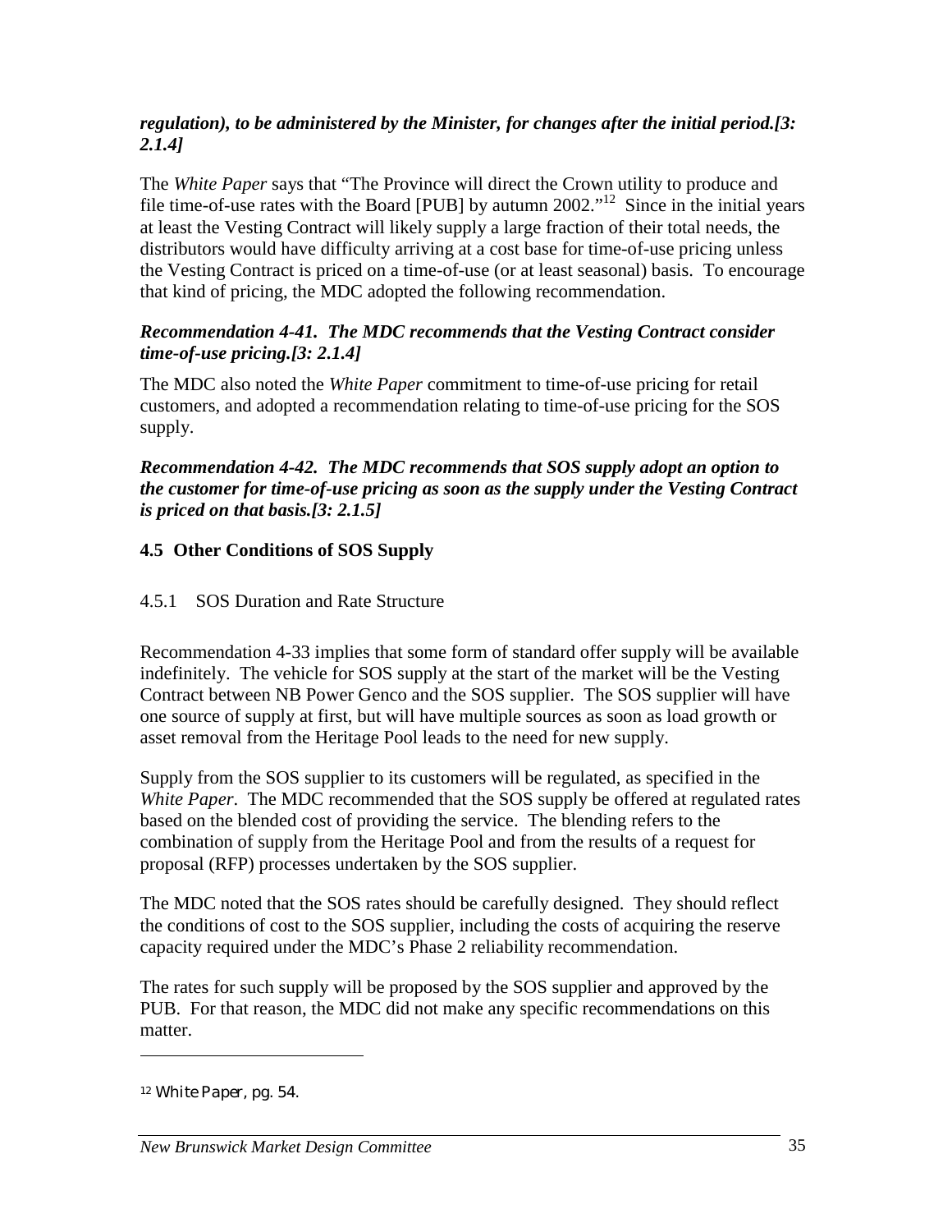***regulation), to be administered by the Minister, for changes after the initial period.[3: 2.1.4]***

The *White Paper* says that “The Province will direct the Crown utility to produce and file time-of-use rates with the Board [PUB] by autumn 2002.”[12] Since in the initial years at least the Vesting Contract will likely supply a large fraction of their total needs, the distributors would have difficulty arriving at a cost base for time-of-use pricing unless the Vesting Contract is priced on a time-of-use (or at least seasonal) basis. To encourage that kind of pricing, the MDC adopted the following recommendation.

***Recommendation 4-41. The MDC recommends that the Vesting Contract consider time-of-use pricing.[3: 2.1.4]***

The MDC also noted the *White Paper* commitment to time-of-use pricing for retail customers, and adopted a recommendation relating to time-of-use pricing for the SOS supply.

***Recommendation 4-42. The MDC recommends that SOS supply adopt an option to the customer for time-of-use pricing as soon as the supply under the Vesting Contract is priced on that basis.[3: 2.1.5]***

## 4.5 Other Conditions of SOS Supply

### 4.5.1 SOS Duration and Rate Structure

Recommendation 4-33 implies that some form of standard offer supply will be available indefinitely. The vehicle for SOS supply at the start of the market will be the Vesting Contract between NB Power Genco and the SOS supplier. The SOS supplier will have one source of supply at first, but will have multiple sources as soon as load growth or asset removal from the Heritage Pool leads to the need for new supply.

Supply from the SOS supplier to its customers will be regulated, as specified in the *White Paper*. The MDC recommended that the SOS supply be offered at regulated rates based on the blended cost of providing the service. The blending refers to the combination of supply from the Heritage Pool and from the results of a request for proposal (RFP) processes undertaken by the SOS supplier.

The MDC noted that the SOS rates should be carefully designed. They should reflect the conditions of cost to the SOS supplier, including the costs of acquiring the reserve capacity required under the MDC’s Phase 2 reliability recommendation.

The rates for such supply will be proposed by the SOS supplier and approved by the PUB. For that reason, the MDC did not make any specific recommendations on this matter.

---

[12] *White Paper*, pg. 54.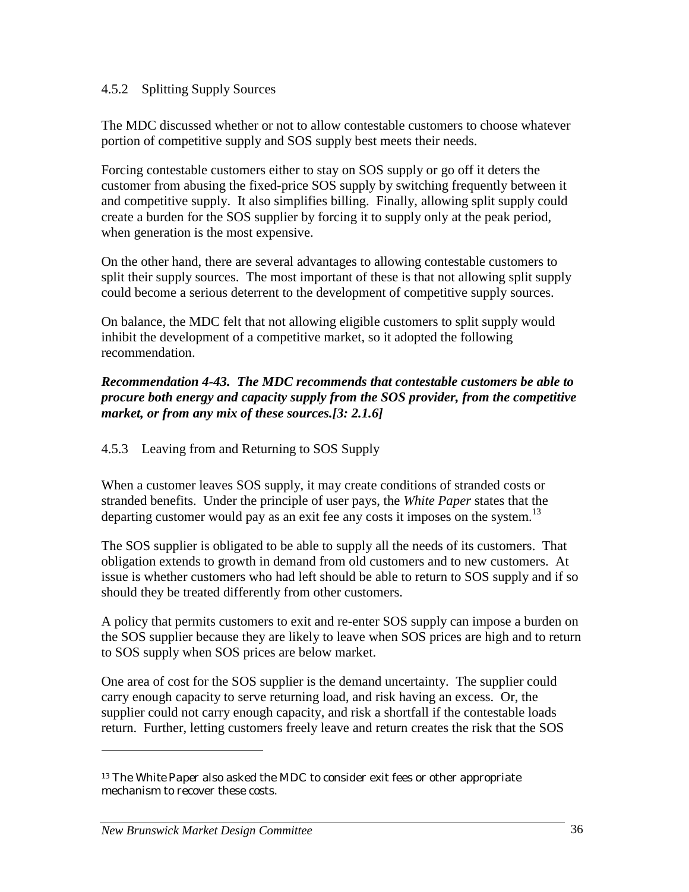### 4.5.2 Splitting Supply Sources

The MDC discussed whether or not to allow contestable customers to choose whatever portion of competitive supply and SOS supply best meets their needs.

Forcing contestable customers either to stay on SOS supply or go off it deters the customer from abusing the fixed-price SOS supply by switching frequently between it and competitive supply. It also simplifies billing. Finally, allowing split supply could create a burden for the SOS supplier by forcing it to supply only at the peak period, when generation is the most expensive.

On the other hand, there are several advantages to allowing contestable customers to split their supply sources. The most important of these is that not allowing split supply could become a serious deterrent to the development of competitive supply sources.

On balance, the MDC felt that not allowing eligible customers to split supply would inhibit the development of a competitive market, so it adopted the following recommendation.

***Recommendation 4-43. The MDC recommends that contestable customers be able to procure both energy and capacity supply from the SOS provider, from the competitive market, or from any mix of these sources.[3: 2.1.6]***

### 4.5.3 Leaving from and Returning to SOS Supply

When a customer leaves SOS supply, it may create conditions of stranded costs or stranded benefits. Under the principle of user pays, the *White Paper* states that the departing customer would pay as an exit fee any costs it imposes on the system.[13]

The SOS supplier is obligated to be able to supply all the needs of its customers. That obligation extends to growth in demand from old customers and to new customers. At issue is whether customers who had left should be able to return to SOS supply and if so should they be treated differently from other customers.

A policy that permits customers to exit and re-enter SOS supply can impose a burden on the SOS supplier because they are likely to leave when SOS prices are high and to return to SOS supply when SOS prices are below market.

One area of cost for the SOS supplier is the demand uncertainty. The supplier could carry enough capacity to serve returning load, and risk having an excess. Or, the supplier could not carry enough capacity, and risk a shortfall if the contestable loads return. Further, letting customers freely leave and return creates the risk that the SOS

---

[13] The *White Paper* also asked the MDC to consider exit fees or other appropriate mechanism to recover these costs.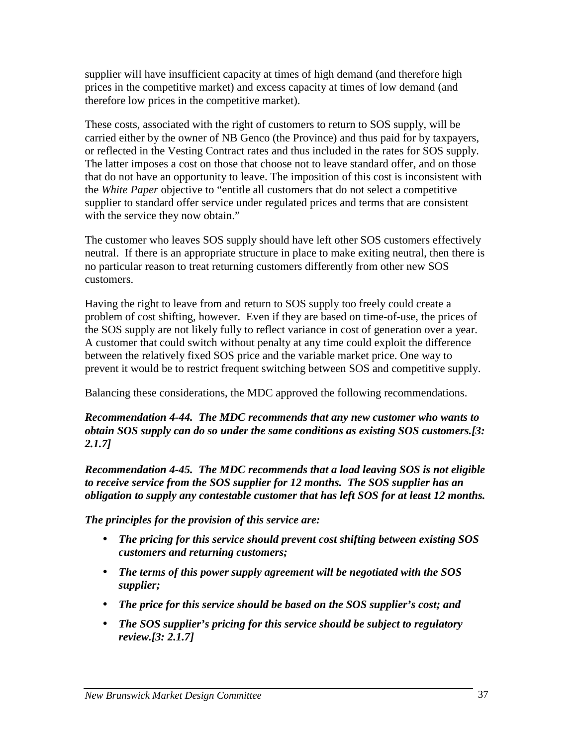supplier will have insufficient capacity at times of high demand (and therefore high prices in the competitive market) and excess capacity at times of low demand (and therefore low prices in the competitive market).

These costs, associated with the right of customers to return to SOS supply, will be carried either by the owner of NB Genco (the Province) and thus paid for by taxpayers, or reflected in the Vesting Contract rates and thus included in the rates for SOS supply. The latter imposes a cost on those that choose not to leave standard offer, and on those that do not have an opportunity to leave. The imposition of this cost is inconsistent with the *White Paper* objective to "entitle all customers that do not select a competitive supplier to standard offer service under regulated prices and terms that are consistent with the service they now obtain."

The customer who leaves SOS supply should have left other SOS customers effectively neutral. If there is an appropriate structure in place to make exiting neutral, then there is no particular reason to treat returning customers differently from other new SOS customers.

Having the right to leave from and return to SOS supply too freely could create a problem of cost shifting, however. Even if they are based on time-of-use, the prices of the SOS supply are not likely fully to reflect variance in cost of generation over a year. A customer that could switch without penalty at any time could exploit the difference between the relatively fixed SOS price and the variable market price. One way to prevent it would be to restrict frequent switching between SOS and competitive supply.

Balancing these considerations, the MDC approved the following recommendations.

***Recommendation 4-44. The MDC recommends that any new customer who wants to obtain SOS supply can do so under the same conditions as existing SOS customers.[3: 2.1.7]***

***Recommendation 4-45. The MDC recommends that a load leaving SOS is not eligible to receive service from the SOS supplier for 12 months. The SOS supplier has an obligation to supply any contestable customer that has left SOS for at least 12 months.***

***The principles for the provision of this service are:***

- ***The pricing for this service should prevent cost shifting between existing SOS customers and returning customers;***
- ***The terms of this power supply agreement will be negotiated with the SOS supplier;***
- ***The price for this service should be based on the SOS supplier's cost; and***
- ***The SOS supplier's pricing for this service should be subject to regulatory review.[3: 2.1.7]***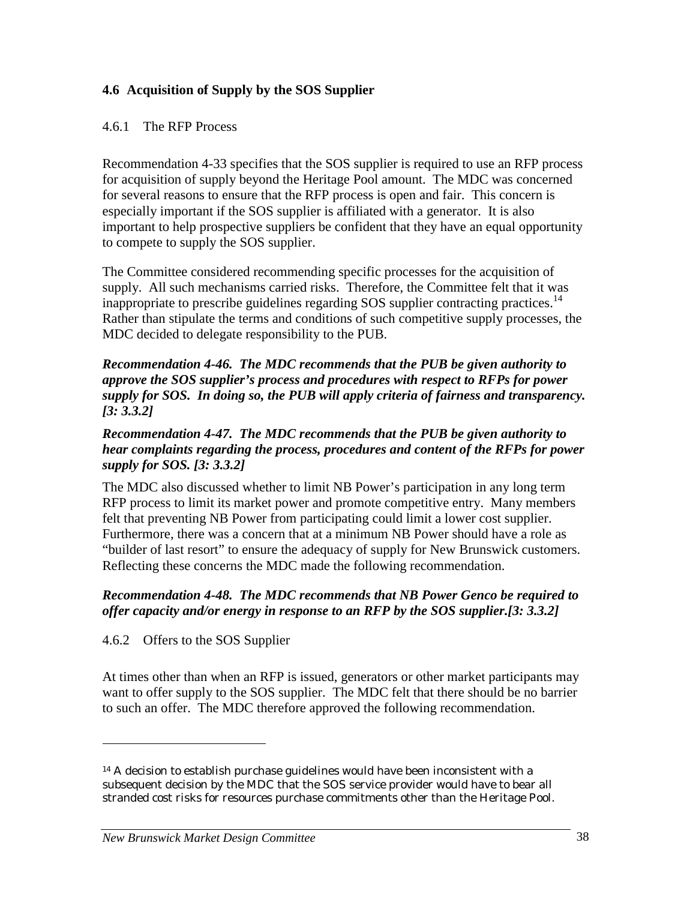## 4.6 Acquisition of Supply by the SOS Supplier

### 4.6.1 The RFP Process

Recommendation 4-33 specifies that the SOS supplier is required to use an RFP process for acquisition of supply beyond the Heritage Pool amount. The MDC was concerned for several reasons to ensure that the RFP process is open and fair. This concern is especially important if the SOS supplier is affiliated with a generator. It is also important to help prospective suppliers be confident that they have an equal opportunity to compete to supply the SOS supplier.

The Committee considered recommending specific processes for the acquisition of supply. All such mechanisms carried risks. Therefore, the Committee felt that it was inappropriate to prescribe guidelines regarding SOS supplier contracting practices.[14] Rather than stipulate the terms and conditions of such competitive supply processes, the MDC decided to delegate responsibility to the PUB.

***Recommendation 4-46. The MDC recommends that the PUB be given authority to approve the SOS supplier's process and procedures with respect to RFPs for power supply for SOS. In doing so, the PUB will apply criteria of fairness and transparency. [3: 3.3.2]***

***Recommendation 4-47. The MDC recommends that the PUB be given authority to hear complaints regarding the process, procedures and content of the RFPs for power supply for SOS. [3: 3.3.2]***

The MDC also discussed whether to limit NB Power's participation in any long term RFP process to limit its market power and promote competitive entry. Many members felt that preventing NB Power from participating could limit a lower cost supplier. Furthermore, there was a concern that at a minimum NB Power should have a role as "builder of last resort" to ensure the adequacy of supply for New Brunswick customers. Reflecting these concerns the MDC made the following recommendation.

***Recommendation 4-48. The MDC recommends that NB Power Genco be required to offer capacity and/or energy in response to an RFP by the SOS supplier.[3: 3.3.2]***

### 4.6.2 Offers to the SOS Supplier

At times other than when an RFP is issued, generators or other market participants may want to offer supply to the SOS supplier. The MDC felt that there should be no barrier to such an offer. The MDC therefore approved the following recommendation.

---

[14] A decision to establish purchase guidelines would have been inconsistent with a subsequent decision by the MDC that the SOS service provider would have to bear all stranded cost risks for resources purchase commitments other than the Heritage Pool.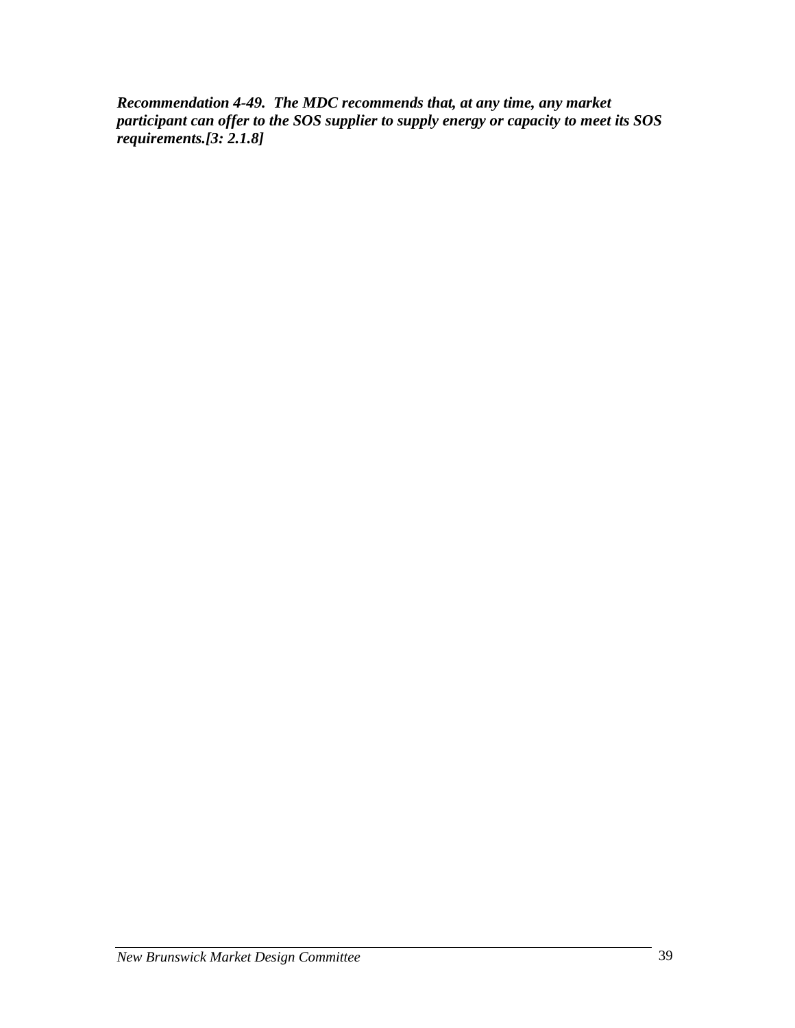***Recommendation 4-49. The MDC recommends that, at any time, any market participant can offer to the SOS supplier to supply energy or capacity to meet its SOS requirements.[3: 2.1.8]***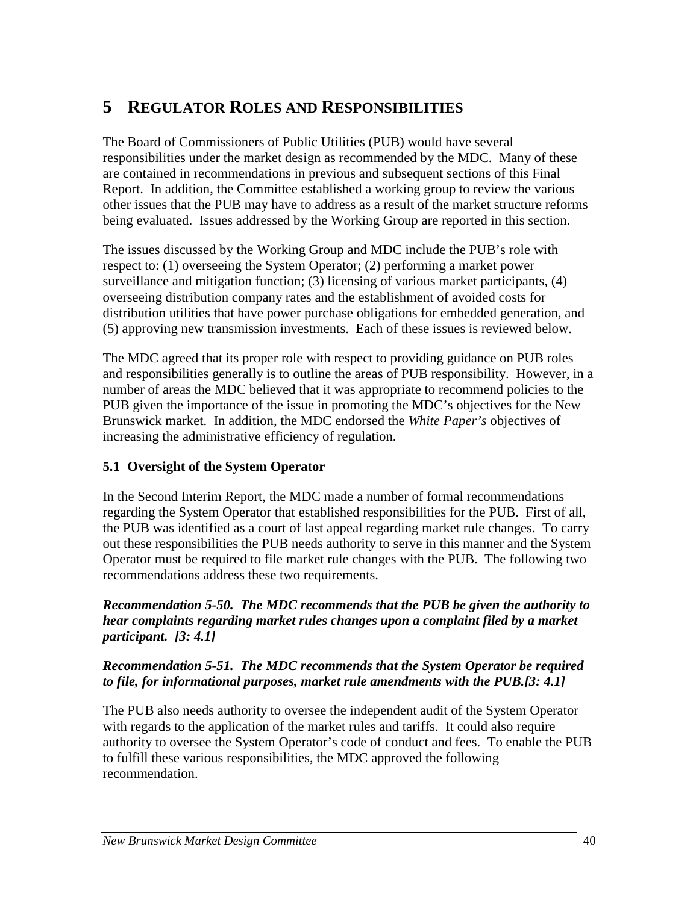# 5 REGULATOR ROLES AND RESPONSIBILITIES

The Board of Commissioners of Public Utilities (PUB) would have several responsibilities under the market design as recommended by the MDC. Many of these are contained in recommendations in previous and subsequent sections of this Final Report. In addition, the Committee established a working group to review the various other issues that the PUB may have to address as a result of the market structure reforms being evaluated. Issues addressed by the Working Group are reported in this section.

The issues discussed by the Working Group and MDC include the PUB's role with respect to: (1) overseeing the System Operator; (2) performing a market power surveillance and mitigation function; (3) licensing of various market participants, (4) overseeing distribution company rates and the establishment of avoided costs for distribution utilities that have power purchase obligations for embedded generation, and (5) approving new transmission investments. Each of these issues is reviewed below.

The MDC agreed that its proper role with respect to providing guidance on PUB roles and responsibilities generally is to outline the areas of PUB responsibility. However, in a number of areas the MDC believed that it was appropriate to recommend policies to the PUB given the importance of the issue in promoting the MDC's objectives for the New Brunswick market. In addition, the MDC endorsed the *White Paper's* objectives of increasing the administrative efficiency of regulation.

## 5.1 Oversight of the System Operator

In the Second Interim Report, the MDC made a number of formal recommendations regarding the System Operator that established responsibilities for the PUB. First of all, the PUB was identified as a court of last appeal regarding market rule changes. To carry out these responsibilities the PUB needs authority to serve in this manner and the System Operator must be required to file market rule changes with the PUB. The following two recommendations address these two requirements.

***Recommendation 5-50. The MDC recommends that the PUB be given the authority to hear complaints regarding market rules changes upon a complaint filed by a market participant. [3: 4.1]***

***Recommendation 5-51. The MDC recommends that the System Operator be required to file, for informational purposes, market rule amendments with the PUB.[3: 4.1]***

The PUB also needs authority to oversee the independent audit of the System Operator with regards to the application of the market rules and tariffs. It could also require authority to oversee the System Operator's code of conduct and fees. To enable the PUB to fulfill these various responsibilities, the MDC approved the following recommendation.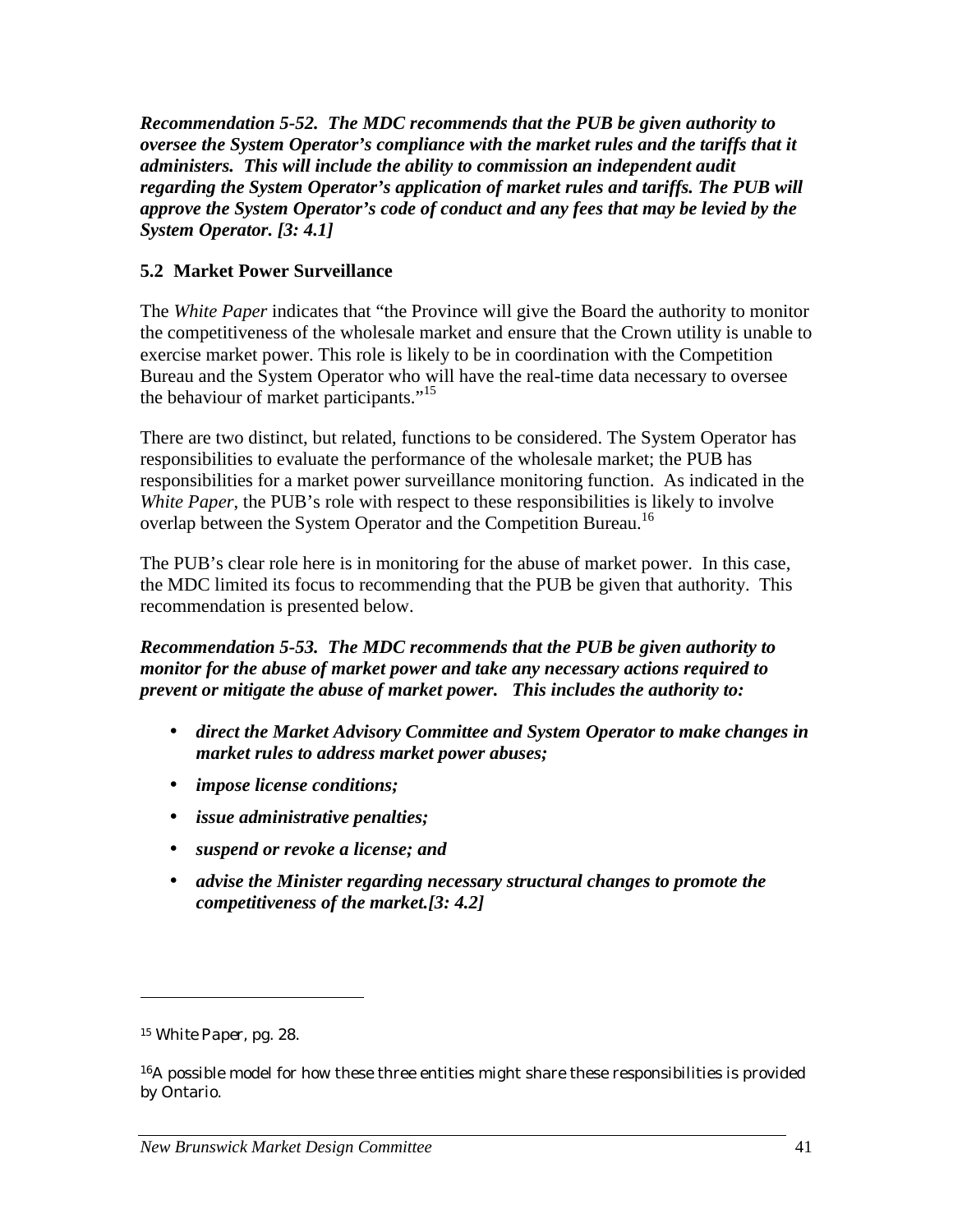***Recommendation 5-52. The MDC recommends that the PUB be given authority to oversee the System Operator's compliance with the market rules and the tariffs that it administers. This will include the ability to commission an independent audit regarding the System Operator's application of market rules and tariffs. The PUB will approve the System Operator's code of conduct and any fees that may be levied by the System Operator. [3: 4.1]***

## 5.2 Market Power Surveillance

The *White Paper* indicates that "the Province will give the Board the authority to monitor the competitiveness of the wholesale market and ensure that the Crown utility is unable to exercise market power. This role is likely to be in coordination with the Competition Bureau and the System Operator who will have the real-time data necessary to oversee the behaviour of market participants."[15]

There are two distinct, but related, functions to be considered. The System Operator has responsibilities to evaluate the performance of the wholesale market; the PUB has responsibilities for a market power surveillance monitoring function. As indicated in the *White Paper*, the PUB's role with respect to these responsibilities is likely to involve overlap between the System Operator and the Competition Bureau.[16]

The PUB's clear role here is in monitoring for the abuse of market power. In this case, the MDC limited its focus to recommending that the PUB be given that authority. This recommendation is presented below.

***Recommendation 5-53. The MDC recommends that the PUB be given authority to monitor for the abuse of market power and take any necessary actions required to prevent or mitigate the abuse of market power. This includes the authority to:***

- ***direct the Market Advisory Committee and System Operator to make changes in market rules to address market power abuses;***
- ***impose license conditions;***
- ***issue administrative penalties;***
- ***suspend or revoke a license; and***
- ***advise the Minister regarding necessary structural changes to promote the competitiveness of the market.[3: 4.2]***

---

[15] *White Paper*, pg. 28.

[16] A possible model for how these three entities might share these responsibilities is provided by Ontario.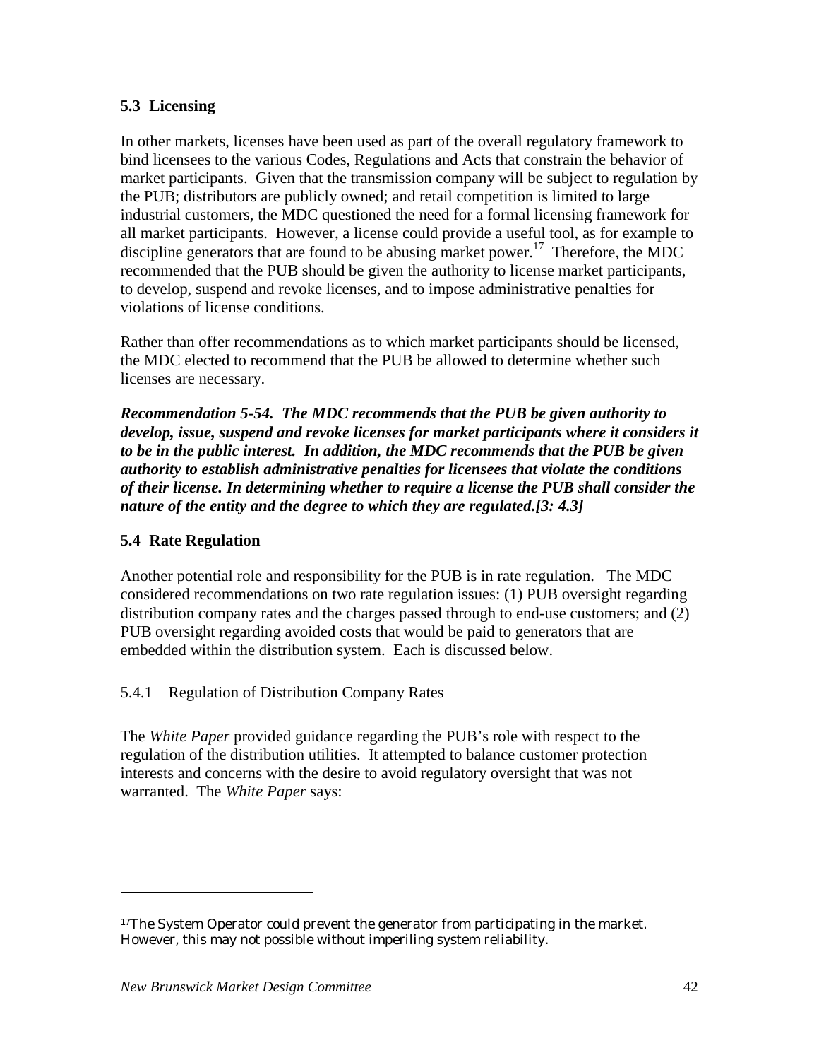### 5.3 Licensing

In other markets, licenses have been used as part of the overall regulatory framework to bind licensees to the various Codes, Regulations and Acts that constrain the behavior of market participants. Given that the transmission company will be subject to regulation by the PUB; distributors are publicly owned; and retail competition is limited to large industrial customers, the MDC questioned the need for a formal licensing framework for all market participants. However, a license could provide a useful tool, as for example to discipline generators that are found to be abusing market power.[17] Therefore, the MDC recommended that the PUB should be given the authority to license market participants, to develop, suspend and revoke licenses, and to impose administrative penalties for violations of license conditions.

Rather than offer recommendations as to which market participants should be licensed, the MDC elected to recommend that the PUB be allowed to determine whether such licenses are necessary.

***Recommendation 5-54. The MDC recommends that the PUB be given authority to develop, issue, suspend and revoke licenses for market participants where it considers it to be in the public interest. In addition, the MDC recommends that the PUB be given authority to establish administrative penalties for licensees that violate the conditions of their license. In determining whether to require a license the PUB shall consider the nature of the entity and the degree to which they are regulated.[3: 4.3]***

### 5.4 Rate Regulation

Another potential role and responsibility for the PUB is in rate regulation. The MDC considered recommendations on two rate regulation issues: (1) PUB oversight regarding distribution company rates and the charges passed through to end-use customers; and (2) PUB oversight regarding avoided costs that would be paid to generators that are embedded within the distribution system. Each is discussed below.

#### 5.4.1 Regulation of Distribution Company Rates

The *White Paper* provided guidance regarding the PUB's role with respect to the regulation of the distribution utilities. It attempted to balance customer protection interests and concerns with the desire to avoid regulatory oversight that was not warranted. The *White Paper* says:

[17] The System Operator could prevent the generator from participating in the market. However, this may not possible without imperiling system reliability.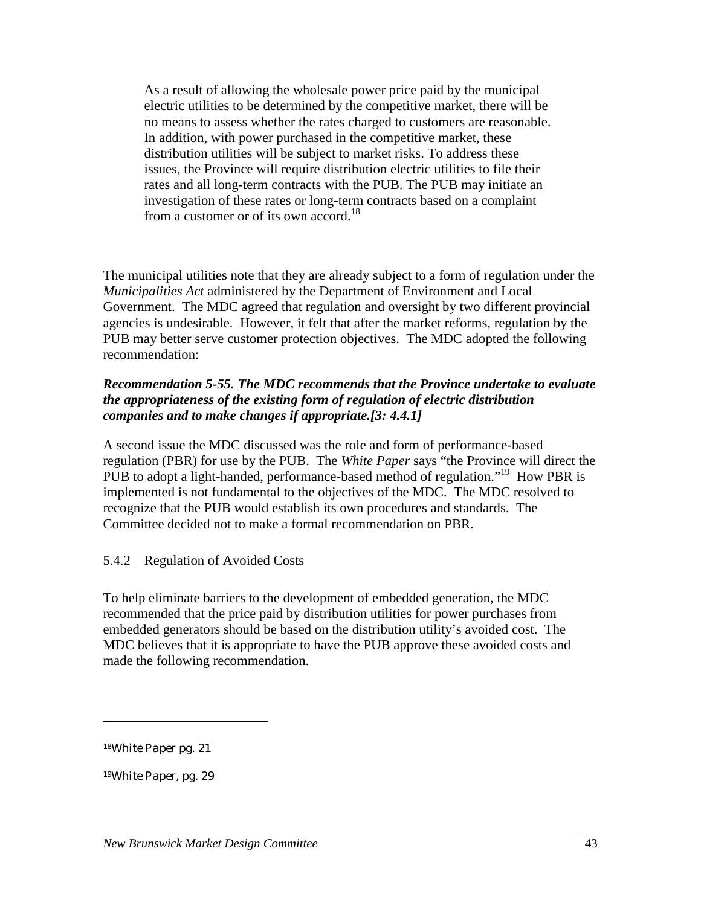> As a result of allowing the wholesale power price paid by the municipal electric utilities to be determined by the competitive market, there will be no means to assess whether the rates charged to customers are reasonable. In addition, with power purchased in the competitive market, these distribution utilities will be subject to market risks. To address these issues, the Province will require distribution electric utilities to file their rates and all long-term contracts with the PUB. The PUB may initiate an investigation of these rates or long-term contracts based on a complaint from a customer or of its own accord.[18]

The municipal utilities note that they are already subject to a form of regulation under the *Municipalities Act* administered by the Department of Environment and Local Government. The MDC agreed that regulation and oversight by two different provincial agencies is undesirable. However, it felt that after the market reforms, regulation by the PUB may better serve customer protection objectives. The MDC adopted the following recommendation:

***Recommendation 5-55. The MDC recommends that the Province undertake to evaluate the appropriateness of the existing form of regulation of electric distribution companies and to make changes if appropriate.[3: 4.4.1]***

A second issue the MDC discussed was the role and form of performance-based regulation (PBR) for use by the PUB. The *White Paper* says "the Province will direct the PUB to adopt a light-handed, performance-based method of regulation."[19] How PBR is implemented is not fundamental to the objectives of the MDC. The MDC resolved to recognize that the PUB would establish its own procedures and standards. The Committee decided not to make a formal recommendation on PBR.

### 5.4.2 Regulation of Avoided Costs

To help eliminate barriers to the development of embedded generation, the MDC recommended that the price paid by distribution utilities for power purchases from embedded generators should be based on the distribution utility's avoided cost. The MDC believes that it is appropriate to have the PUB approve these avoided costs and made the following recommendation.

---

[18] *White Paper* pg. 21

[19] *White Paper*, pg. 29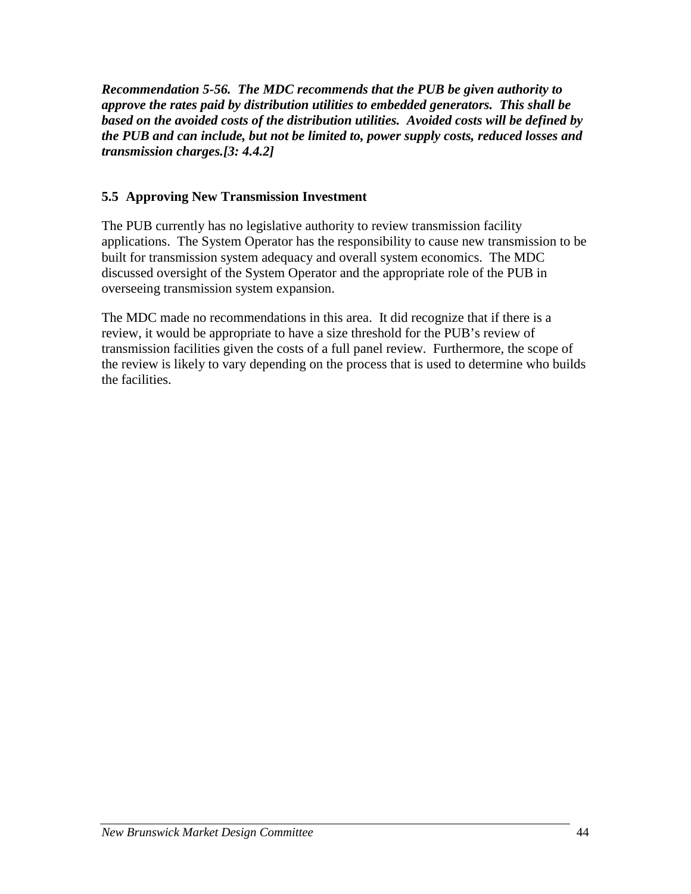***Recommendation 5-56. The MDC recommends that the PUB be given authority to approve the rates paid by distribution utilities to embedded generators. This shall be based on the avoided costs of the distribution utilities. Avoided costs will be defined by the PUB and can include, but not be limited to, power supply costs, reduced losses and transmission charges.[3: 4.4.2]***

## 5.5 Approving New Transmission Investment

The PUB currently has no legislative authority to review transmission facility applications. The System Operator has the responsibility to cause new transmission to be built for transmission system adequacy and overall system economics. The MDC discussed oversight of the System Operator and the appropriate role of the PUB in overseeing transmission system expansion.

The MDC made no recommendations in this area. It did recognize that if there is a review, it would be appropriate to have a size threshold for the PUB's review of transmission facilities given the costs of a full panel review. Furthermore, the scope of the review is likely to vary depending on the process that is used to determine who builds the facilities.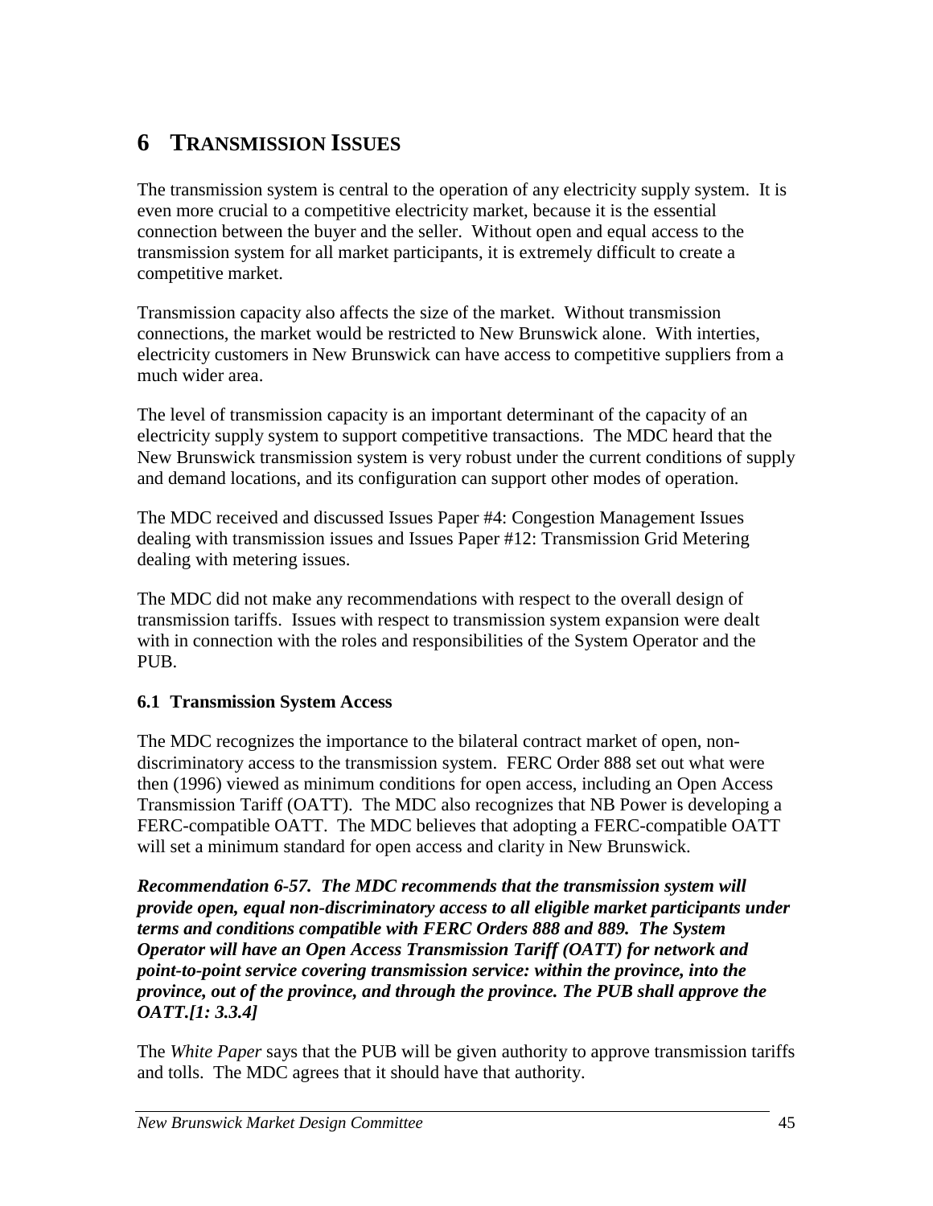# 6 TRANSMISSION ISSUES

The transmission system is central to the operation of any electricity supply system. It is even more crucial to a competitive electricity market, because it is the essential connection between the buyer and the seller. Without open and equal access to the transmission system for all market participants, it is extremely difficult to create a competitive market.

Transmission capacity also affects the size of the market. Without transmission connections, the market would be restricted to New Brunswick alone. With interties, electricity customers in New Brunswick can have access to competitive suppliers from a much wider area.

The level of transmission capacity is an important determinant of the capacity of an electricity supply system to support competitive transactions. The MDC heard that the New Brunswick transmission system is very robust under the current conditions of supply and demand locations, and its configuration can support other modes of operation.

The MDC received and discussed Issues Paper #4: Congestion Management Issues dealing with transmission issues and Issues Paper #12: Transmission Grid Metering dealing with metering issues.

The MDC did not make any recommendations with respect to the overall design of transmission tariffs. Issues with respect to transmission system expansion were dealt with in connection with the roles and responsibilities of the System Operator and the PUB.

## 6.1 Transmission System Access

The MDC recognizes the importance to the bilateral contract market of open, non-discriminatory access to the transmission system. FERC Order 888 set out what were then (1996) viewed as minimum conditions for open access, including an Open Access Transmission Tariff (OATT). The MDC also recognizes that NB Power is developing a FERC-compatible OATT. The MDC believes that adopting a FERC-compatible OATT will set a minimum standard for open access and clarity in New Brunswick.

***Recommendation 6-57. The MDC recommends that the transmission system will provide open, equal non-discriminatory access to all eligible market participants under terms and conditions compatible with FERC Orders 888 and 889. The System Operator will have an Open Access Transmission Tariff (OATT) for network and point-to-point service covering transmission service: within the province, into the province, out of the province, and through the province. The PUB shall approve the OATT.[1: 3.3.4]***

The *White Paper* says that the PUB will be given authority to approve transmission tariffs and tolls. The MDC agrees that it should have that authority.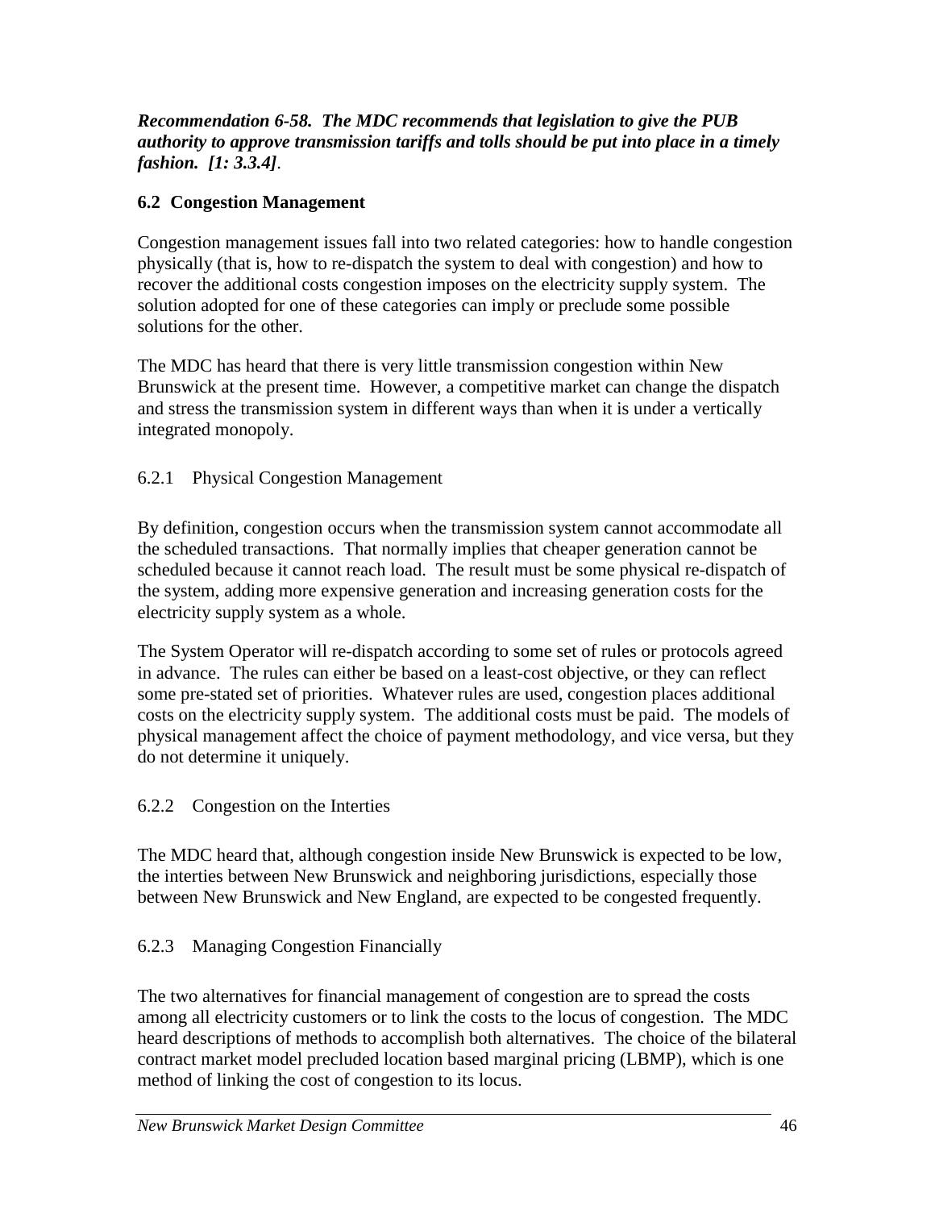***Recommendation 6-58. The MDC recommends that legislation to give the PUB authority to approve transmission tariffs and tolls should be put into place in a timely fashion. [1: 3.3.4]***.

## 6.2 Congestion Management

Congestion management issues fall into two related categories: how to handle congestion physically (that is, how to re-dispatch the system to deal with congestion) and how to recover the additional costs congestion imposes on the electricity supply system. The solution adopted for one of these categories can imply or preclude some possible solutions for the other.

The MDC has heard that there is very little transmission congestion within New Brunswick at the present time. However, a competitive market can change the dispatch and stress the transmission system in different ways than when it is under a vertically integrated monopoly.

### 6.2.1 Physical Congestion Management

By definition, congestion occurs when the transmission system cannot accommodate all the scheduled transactions. That normally implies that cheaper generation cannot be scheduled because it cannot reach load. The result must be some physical re-dispatch of the system, adding more expensive generation and increasing generation costs for the electricity supply system as a whole.

The System Operator will re-dispatch according to some set of rules or protocols agreed in advance. The rules can either be based on a least-cost objective, or they can reflect some pre-stated set of priorities. Whatever rules are used, congestion places additional costs on the electricity supply system. The additional costs must be paid. The models of physical management affect the choice of payment methodology, and vice versa, but they do not determine it uniquely.

### 6.2.2 Congestion on the Interties

The MDC heard that, although congestion inside New Brunswick is expected to be low, the interties between New Brunswick and neighboring jurisdictions, especially those between New Brunswick and New England, are expected to be congested frequently.

### 6.2.3 Managing Congestion Financially

The two alternatives for financial management of congestion are to spread the costs among all electricity customers or to link the costs to the locus of congestion. The MDC heard descriptions of methods to accomplish both alternatives. The choice of the bilateral contract market model precluded location based marginal pricing (LBMP), which is one method of linking the cost of congestion to its locus.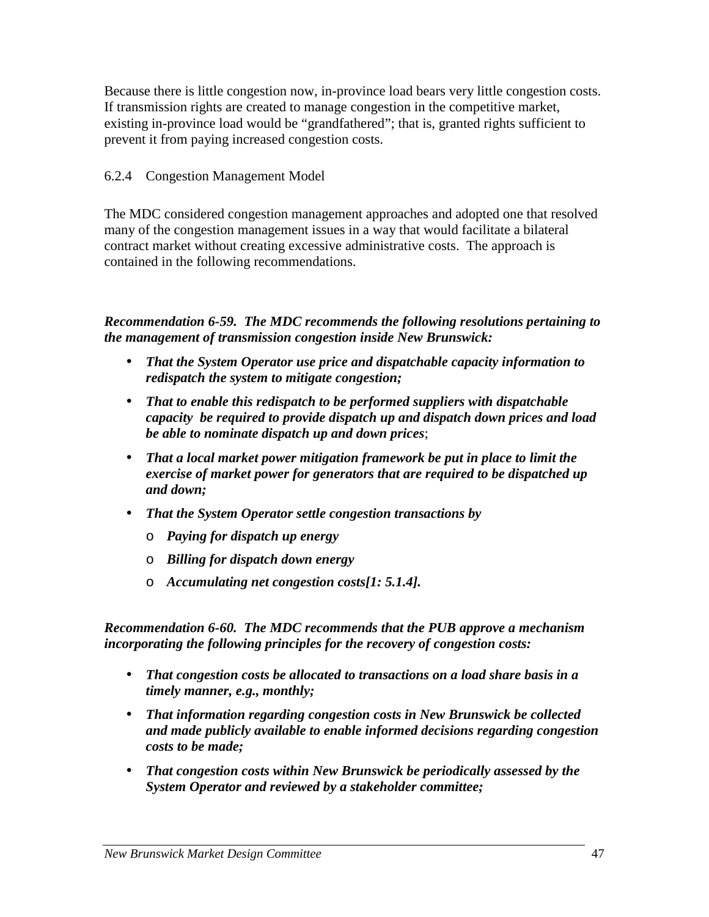Because there is little congestion now, in-province load bears very little congestion costs. If transmission rights are created to manage congestion in the competitive market, existing in-province load would be "grandfathered"; that is, granted rights sufficient to prevent it from paying increased congestion costs.

### 6.2.4 Congestion Management Model

The MDC considered congestion management approaches and adopted one that resolved many of the congestion management issues in a way that would facilitate a bilateral contract market without creating excessive administrative costs. The approach is contained in the following recommendations.

***Recommendation 6-59. The MDC recommends the following resolutions pertaining to the management of transmission congestion inside New Brunswick:***

- ***That the System Operator use price and dispatchable capacity information to redispatch the system to mitigate congestion;***
- ***That to enable this redispatch to be performed suppliers with dispatchable capacity be required to provide dispatch up and dispatch down prices and load be able to nominate dispatch up and down prices***;
- ***That a local market power mitigation framework be put in place to limit the exercise of market power for generators that are required to be dispatched up and down;***
- ***That the System Operator settle congestion transactions by***
  - ***Paying for dispatch up energy***
  - ***Billing for dispatch down energy***
  - ***Accumulating net congestion costs[1: 5.1.4].***

***Recommendation 6-60. The MDC recommends that the PUB approve a mechanism incorporating the following principles for the recovery of congestion costs:***

- ***That congestion costs be allocated to transactions on a load share basis in a timely manner, e.g., monthly;***
- ***That information regarding congestion costs in New Brunswick be collected and made publicly available to enable informed decisions regarding congestion costs to be made;***
- ***That congestion costs within New Brunswick be periodically assessed by the System Operator and reviewed by a stakeholder committee;***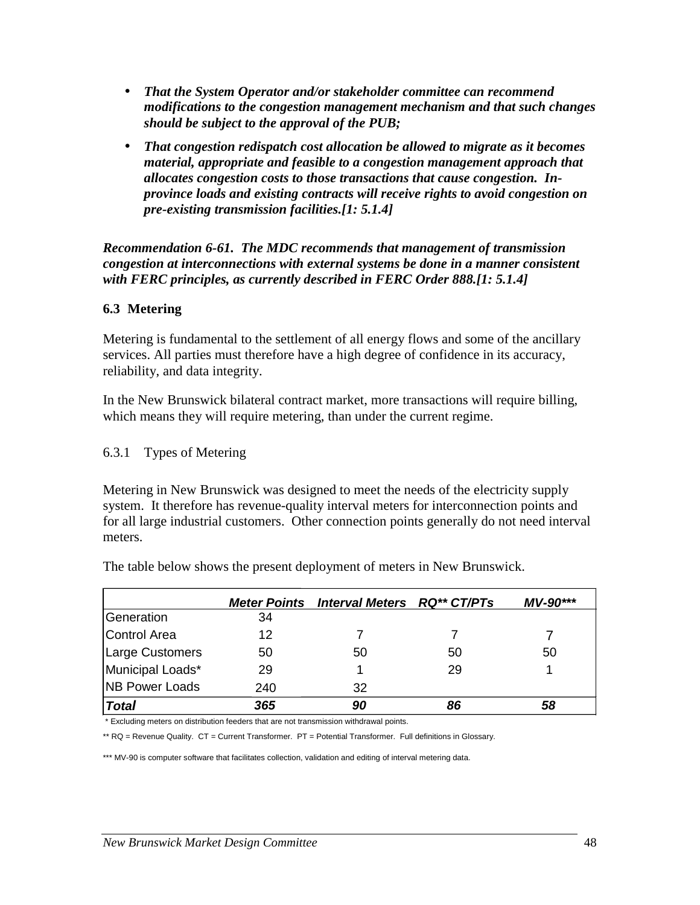- ***That the System Operator and/or stakeholder committee can recommend modifications to the congestion management mechanism and that such changes should be subject to the approval of the PUB;***
- ***That congestion redispatch cost allocation be allowed to migrate as it becomes material, appropriate and feasible to a congestion management approach that allocates congestion costs to those transactions that cause congestion. In-province loads and existing contracts will receive rights to avoid congestion on pre-existing transmission facilities.[1: 5.1.4]***

***Recommendation 6-61. The MDC recommends that management of transmission congestion at interconnections with external systems be done in a manner consistent with FERC principles, as currently described in FERC Order 888.[1: 5.1.4]***

## 6.3 Metering

Metering is fundamental to the settlement of all energy flows and some of the ancillary services. All parties must therefore have a high degree of confidence in its accuracy, reliability, and data integrity.

In the New Brunswick bilateral contract market, more transactions will require billing, which means they will require metering, than under the current regime.

### 6.3.1 Types of Metering

Metering in New Brunswick was designed to meet the needs of the electricity supply system. It therefore has revenue-quality interval meters for interconnection points and for all large industrial customers. Other connection points generally do not need interval meters.

The table below shows the present deployment of meters in New Brunswick.

| | ***Meter Points*** | ***Interval Meters*** | ***RQ\*\* CT/PTs*** | ***MV-90\*\*\**** |
|---|---|---|---|---|
| Generation | 34 | | | |
| Control Area | 12 | 7 | 7 | 7 |
| Large Customers | 50 | 50 | 50 | 50 |
| Municipal Loads* | 29 | 1 | 29 | 1 |
| NB Power Loads | 240 | 32 | | |
| ***Total*** | ***365*** | ***90*** | ***86*** | ***58*** |

\* Excluding meters on distribution feeders that are not transmission withdrawal points.

\*\* RQ = Revenue Quality. CT = Current Transformer. PT = Potential Transformer. Full definitions in Glossary.

\*\*\* MV-90 is computer software that facilitates collection, validation and editing of interval metering data.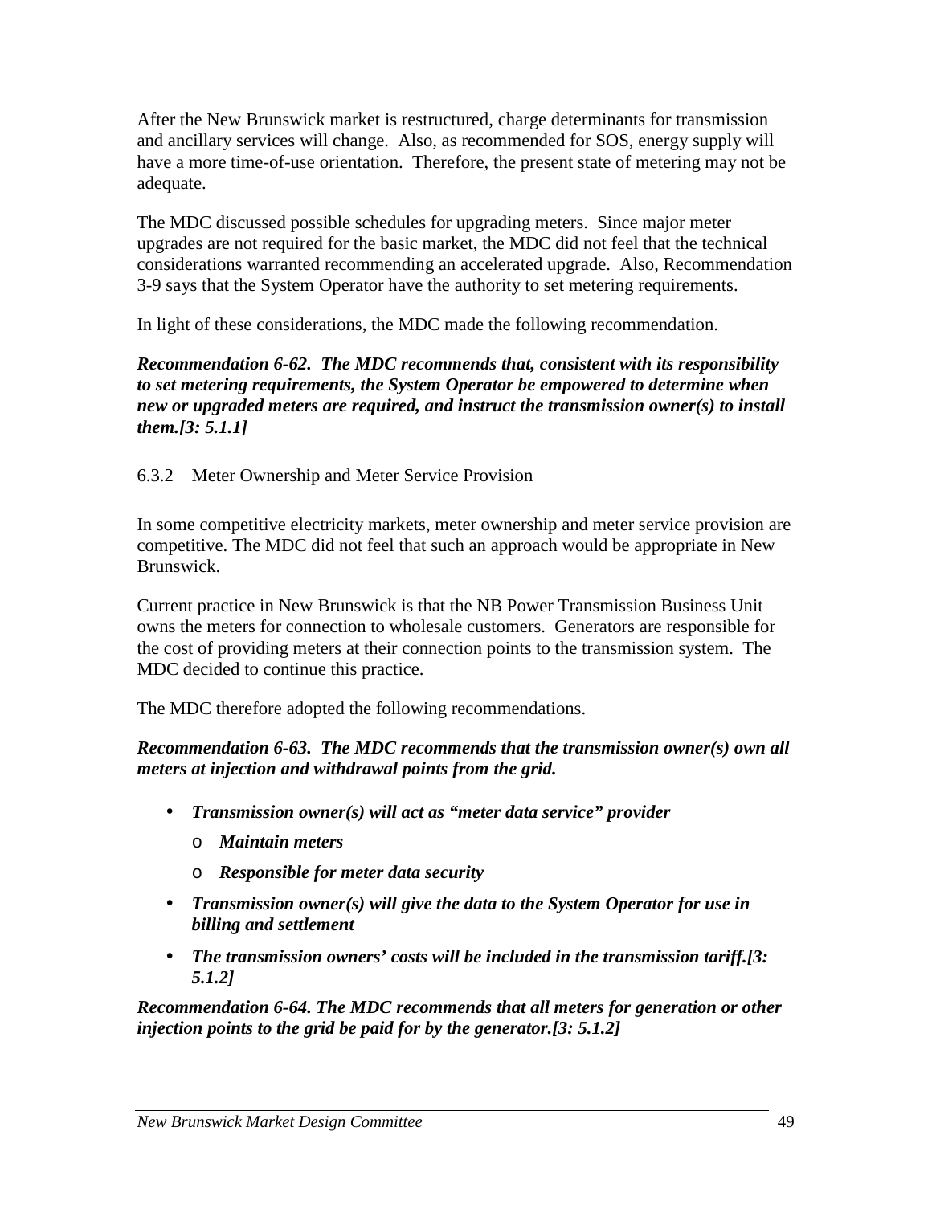After the New Brunswick market is restructured, charge determinants for transmission and ancillary services will change. Also, as recommended for SOS, energy supply will have a more time-of-use orientation. Therefore, the present state of metering may not be adequate.

The MDC discussed possible schedules for upgrading meters. Since major meter upgrades are not required for the basic market, the MDC did not feel that the technical considerations warranted recommending an accelerated upgrade. Also, Recommendation 3-9 says that the System Operator have the authority to set metering requirements.

In light of these considerations, the MDC made the following recommendation.

***Recommendation 6-62. The MDC recommends that, consistent with its responsibility to set metering requirements, the System Operator be empowered to determine when new or upgraded meters are required, and instruct the transmission owner(s) to install them.[3: 5.1.1]***

### 6.3.2 Meter Ownership and Meter Service Provision

In some competitive electricity markets, meter ownership and meter service provision are competitive. The MDC did not feel that such an approach would be appropriate in New Brunswick.

Current practice in New Brunswick is that the NB Power Transmission Business Unit owns the meters for connection to wholesale customers. Generators are responsible for the cost of providing meters at their connection points to the transmission system. The MDC decided to continue this practice.

The MDC therefore adopted the following recommendations.

***Recommendation 6-63. The MDC recommends that the transmission owner(s) own all meters at injection and withdrawal points from the grid.***

- ***Transmission owner(s) will act as "meter data service" provider***
  - ***Maintain meters***
  - ***Responsible for meter data security***
- ***Transmission owner(s) will give the data to the System Operator for use in billing and settlement***
- ***The transmission owners' costs will be included in the transmission tariff.[3: 5.1.2]***

***Recommendation 6-64. The MDC recommends that all meters for generation or other injection points to the grid be paid for by the generator.[3: 5.1.2]***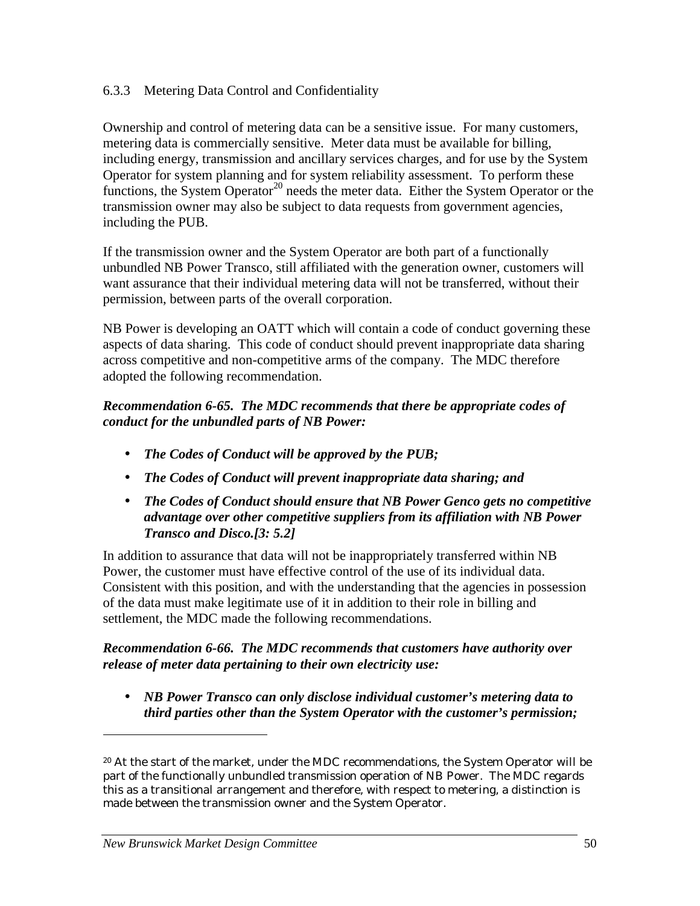### 6.3.3 Metering Data Control and Confidentiality

Ownership and control of metering data can be a sensitive issue. For many customers, metering data is commercially sensitive. Meter data must be available for billing, including energy, transmission and ancillary services charges, and for use by the System Operator for system planning and for system reliability assessment. To perform these functions, the System Operator[20] needs the meter data. Either the System Operator or the transmission owner may also be subject to data requests from government agencies, including the PUB.

If the transmission owner and the System Operator are both part of a functionally unbundled NB Power Transco, still affiliated with the generation owner, customers will want assurance that their individual metering data will not be transferred, without their permission, between parts of the overall corporation.

NB Power is developing an OATT which will contain a code of conduct governing these aspects of data sharing. This code of conduct should prevent inappropriate data sharing across competitive and non-competitive arms of the company. The MDC therefore adopted the following recommendation.

***Recommendation 6-65. The MDC recommends that there be appropriate codes of conduct for the unbundled parts of NB Power:***

- ***The Codes of Conduct will be approved by the PUB;***
- ***The Codes of Conduct will prevent inappropriate data sharing; and***
- ***The Codes of Conduct should ensure that NB Power Genco gets no competitive advantage over other competitive suppliers from its affiliation with NB Power Transco and Disco.[3: 5.2]***

In addition to assurance that data will not be inappropriately transferred within NB Power, the customer must have effective control of the use of its individual data. Consistent with this position, and with the understanding that the agencies in possession of the data must make legitimate use of it in addition to their role in billing and settlement, the MDC made the following recommendations.

***Recommendation 6-66. The MDC recommends that customers have authority over release of meter data pertaining to their own electricity use:***

- ***NB Power Transco can only disclose individual customer's metering data to third parties other than the System Operator with the customer's permission;***

---

[20] At the start of the market, under the MDC recommendations, the System Operator will be part of the functionally unbundled transmission operation of NB Power. The MDC regards this as a transitional arrangement and therefore, with respect to metering, a distinction is made between the transmission owner and the System Operator.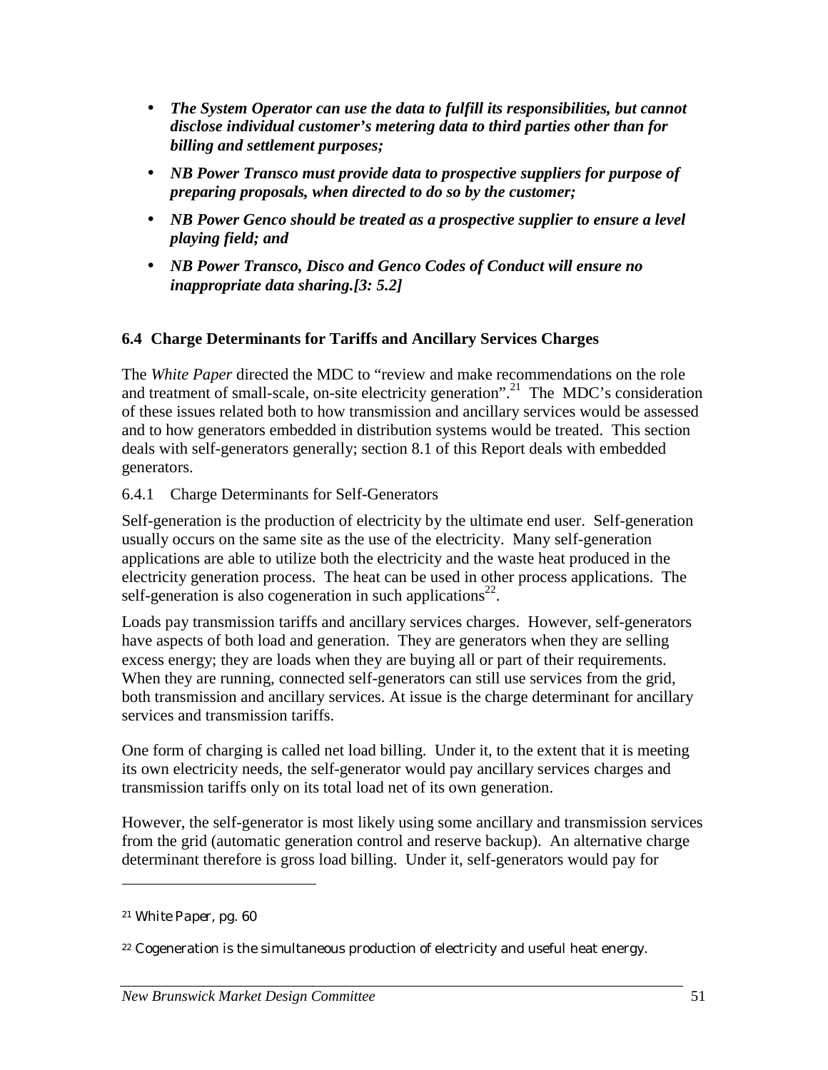- ***The System Operator can use the data to fulfill its responsibilities, but cannot disclose individual customer's metering data to third parties other than for billing and settlement purposes;***
- ***NB Power Transco must provide data to prospective suppliers for purpose of preparing proposals, when directed to do so by the customer;***
- ***NB Power Genco should be treated as a prospective supplier to ensure a level playing field; and***
- ***NB Power Transco, Disco and Genco Codes of Conduct will ensure no inappropriate data sharing.[3: 5.2]***

### 6.4 Charge Determinants for Tariffs and Ancillary Services Charges

The *White Paper* directed the MDC to "review and make recommendations on the role and treatment of small-scale, on-site electricity generation".[21] The MDC's consideration of these issues related both to how transmission and ancillary services would be assessed and to how generators embedded in distribution systems would be treated. This section deals with self-generators generally; section 8.1 of this Report deals with embedded generators.

#### 6.4.1 Charge Determinants for Self-Generators

Self-generation is the production of electricity by the ultimate end user. Self-generation usually occurs on the same site as the use of the electricity. Many self-generation applications are able to utilize both the electricity and the waste heat produced in the electricity generation process. The heat can be used in other process applications. The self-generation is also cogeneration in such applications[22].

Loads pay transmission tariffs and ancillary services charges. However, self-generators have aspects of both load and generation. They are generators when they are selling excess energy; they are loads when they are buying all or part of their requirements. When they are running, connected self-generators can still use services from the grid, both transmission and ancillary services. At issue is the charge determinant for ancillary services and transmission tariffs.

One form of charging is called net load billing. Under it, to the extent that it is meeting its own electricity needs, the self-generator would pay ancillary services charges and transmission tariffs only on its total load net of its own generation.

However, the self-generator is most likely using some ancillary and transmission services from the grid (automatic generation control and reserve backup). An alternative charge determinant therefore is gross load billing. Under it, self-generators would pay for

---

[21] *White Paper*, pg. 60

[22] Cogeneration is the simultaneous production of electricity and useful heat energy.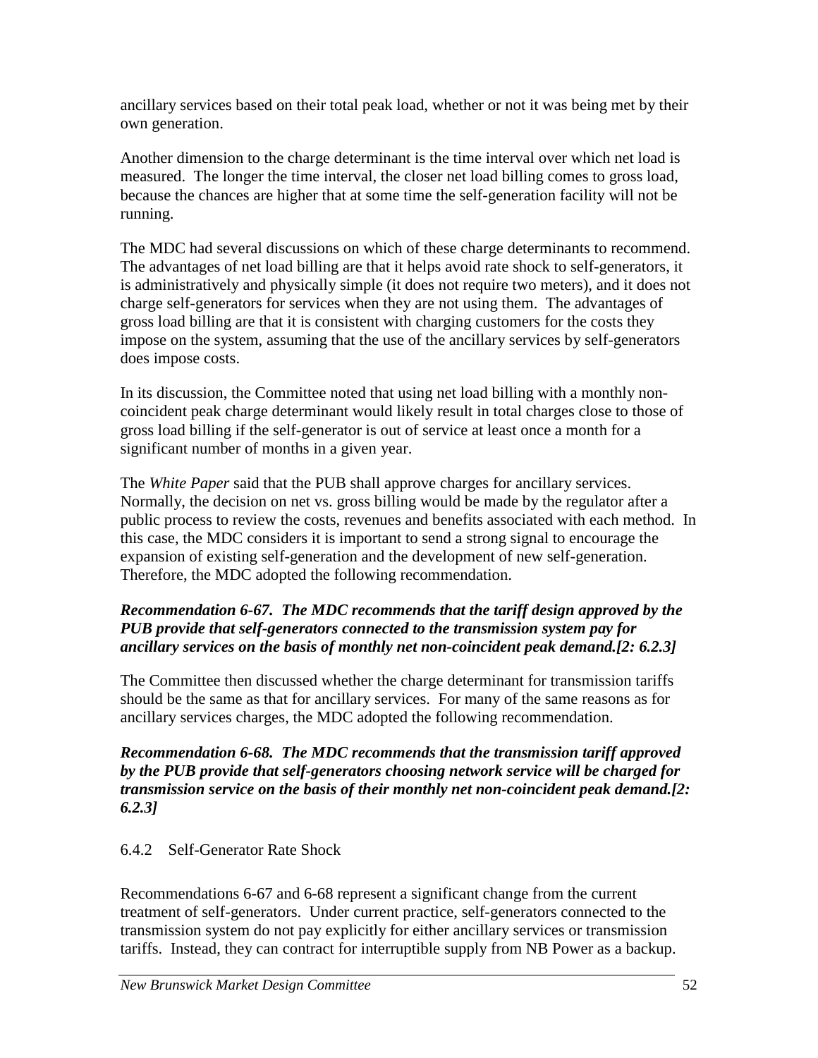ancillary services based on their total peak load, whether or not it was being met by their own generation.

Another dimension to the charge determinant is the time interval over which net load is measured. The longer the time interval, the closer net load billing comes to gross load, because the chances are higher that at some time the self-generation facility will not be running.

The MDC had several discussions on which of these charge determinants to recommend. The advantages of net load billing are that it helps avoid rate shock to self-generators, it is administratively and physically simple (it does not require two meters), and it does not charge self-generators for services when they are not using them. The advantages of gross load billing are that it is consistent with charging customers for the costs they impose on the system, assuming that the use of the ancillary services by self-generators does impose costs.

In its discussion, the Committee noted that using net load billing with a monthly non-coincident peak charge determinant would likely result in total charges close to those of gross load billing if the self-generator is out of service at least once a month for a significant number of months in a given year.

The *White Paper* said that the PUB shall approve charges for ancillary services. Normally, the decision on net vs. gross billing would be made by the regulator after a public process to review the costs, revenues and benefits associated with each method. In this case, the MDC considers it is important to send a strong signal to encourage the expansion of existing self-generation and the development of new self-generation. Therefore, the MDC adopted the following recommendation.

***Recommendation 6-67. The MDC recommends that the tariff design approved by the PUB provide that self-generators connected to the transmission system pay for ancillary services on the basis of monthly net non-coincident peak demand.[2: 6.2.3]***

The Committee then discussed whether the charge determinant for transmission tariffs should be the same as that for ancillary services. For many of the same reasons as for ancillary services charges, the MDC adopted the following recommendation.

***Recommendation 6-68. The MDC recommends that the transmission tariff approved by the PUB provide that self-generators choosing network service will be charged for transmission service on the basis of their monthly net non-coincident peak demand.[2: 6.2.3]***

### 6.4.2 Self-Generator Rate Shock

Recommendations 6-67 and 6-68 represent a significant change from the current treatment of self-generators. Under current practice, self-generators connected to the transmission system do not pay explicitly for either ancillary services or transmission tariffs. Instead, they can contract for interruptible supply from NB Power as a backup.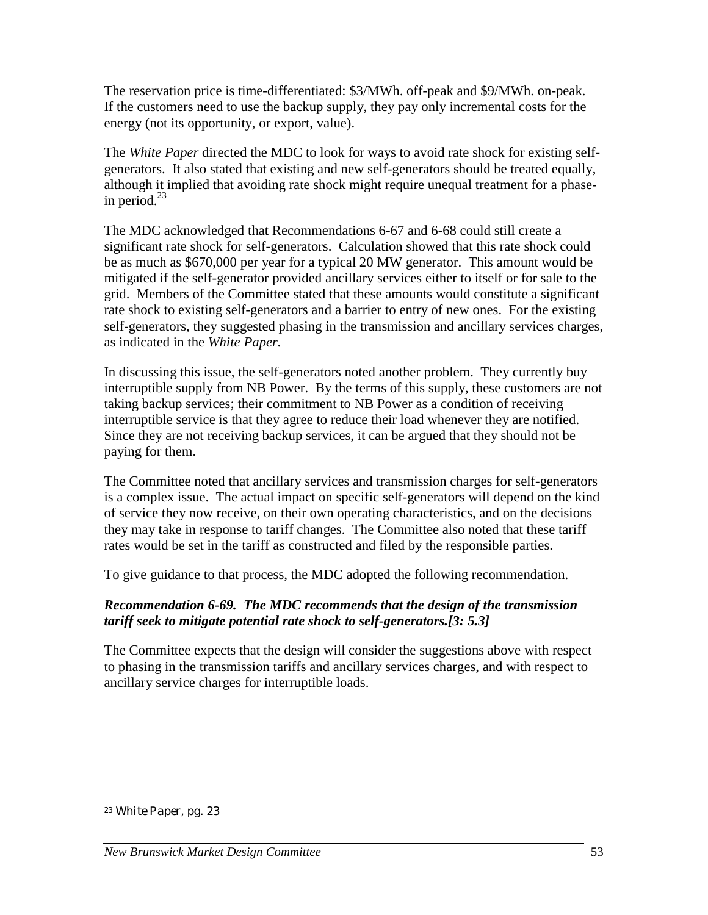The reservation price is time-differentiated: $3/MWh. off-peak and $9/MWh. on-peak. If the customers need to use the backup supply, they pay only incremental costs for the energy (not its opportunity, or export, value).

The *White Paper* directed the MDC to look for ways to avoid rate shock for existing self-generators. It also stated that existing and new self-generators should be treated equally, although it implied that avoiding rate shock might require unequal treatment for a phase-in period.[23]

The MDC acknowledged that Recommendations 6-67 and 6-68 could still create a significant rate shock for self-generators. Calculation showed that this rate shock could be as much as $670,000 per year for a typical 20 MW generator. This amount would be mitigated if the self-generator provided ancillary services either to itself or for sale to the grid. Members of the Committee stated that these amounts would constitute a significant rate shock to existing self-generators and a barrier to entry of new ones. For the existing self-generators, they suggested phasing in the transmission and ancillary services charges, as indicated in the *White Paper.*

In discussing this issue, the self-generators noted another problem. They currently buy interruptible supply from NB Power. By the terms of this supply, these customers are not taking backup services; their commitment to NB Power as a condition of receiving interruptible service is that they agree to reduce their load whenever they are notified. Since they are not receiving backup services, it can be argued that they should not be paying for them.

The Committee noted that ancillary services and transmission charges for self-generators is a complex issue. The actual impact on specific self-generators will depend on the kind of service they now receive, on their own operating characteristics, and on the decisions they may take in response to tariff changes. The Committee also noted that these tariff rates would be set in the tariff as constructed and filed by the responsible parties.

To give guidance to that process, the MDC adopted the following recommendation.

***Recommendation 6-69. The MDC recommends that the design of the transmission tariff seek to mitigate potential rate shock to self-generators.[3: 5.3]***

The Committee expects that the design will consider the suggestions above with respect to phasing in the transmission tariffs and ancillary services charges, and with respect to ancillary service charges for interruptible loads.

---

[23] *White Paper*, pg. 23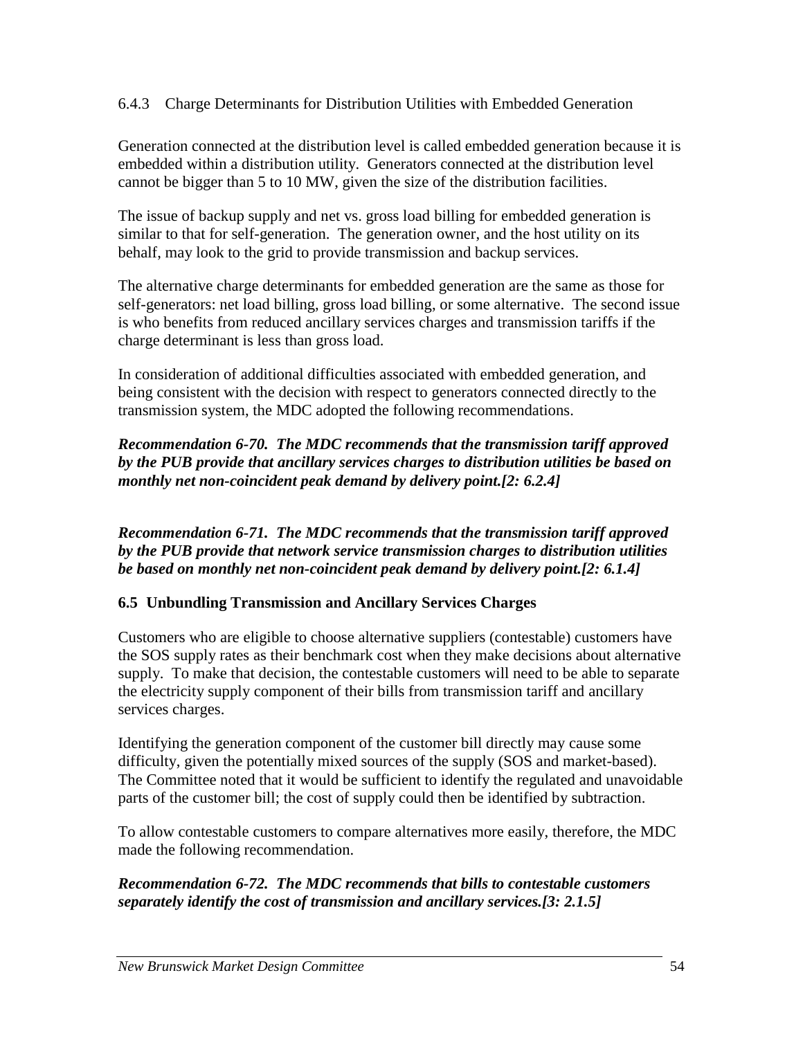### 6.4.3 Charge Determinants for Distribution Utilities with Embedded Generation

Generation connected at the distribution level is called embedded generation because it is embedded within a distribution utility. Generators connected at the distribution level cannot be bigger than 5 to 10 MW, given the size of the distribution facilities.

The issue of backup supply and net vs. gross load billing for embedded generation is similar to that for self-generation. The generation owner, and the host utility on its behalf, may look to the grid to provide transmission and backup services.

The alternative charge determinants for embedded generation are the same as those for self-generators: net load billing, gross load billing, or some alternative. The second issue is who benefits from reduced ancillary services charges and transmission tariffs if the charge determinant is less than gross load.

In consideration of additional difficulties associated with embedded generation, and being consistent with the decision with respect to generators connected directly to the transmission system, the MDC adopted the following recommendations.

***Recommendation 6-70. The MDC recommends that the transmission tariff approved by the PUB provide that ancillary services charges to distribution utilities be based on monthly net non-coincident peak demand by delivery point.[2: 6.2.4]***

***Recommendation 6-71. The MDC recommends that the transmission tariff approved by the PUB provide that network service transmission charges to distribution utilities be based on monthly net non-coincident peak demand by delivery point.[2: 6.1.4]***

## 6.5 Unbundling Transmission and Ancillary Services Charges

Customers who are eligible to choose alternative suppliers (contestable) customers have the SOS supply rates as their benchmark cost when they make decisions about alternative supply. To make that decision, the contestable customers will need to be able to separate the electricity supply component of their bills from transmission tariff and ancillary services charges.

Identifying the generation component of the customer bill directly may cause some difficulty, given the potentially mixed sources of the supply (SOS and market-based). The Committee noted that it would be sufficient to identify the regulated and unavoidable parts of the customer bill; the cost of supply could then be identified by subtraction.

To allow contestable customers to compare alternatives more easily, therefore, the MDC made the following recommendation.

***Recommendation 6-72. The MDC recommends that bills to contestable customers separately identify the cost of transmission and ancillary services.[3: 2.1.5]***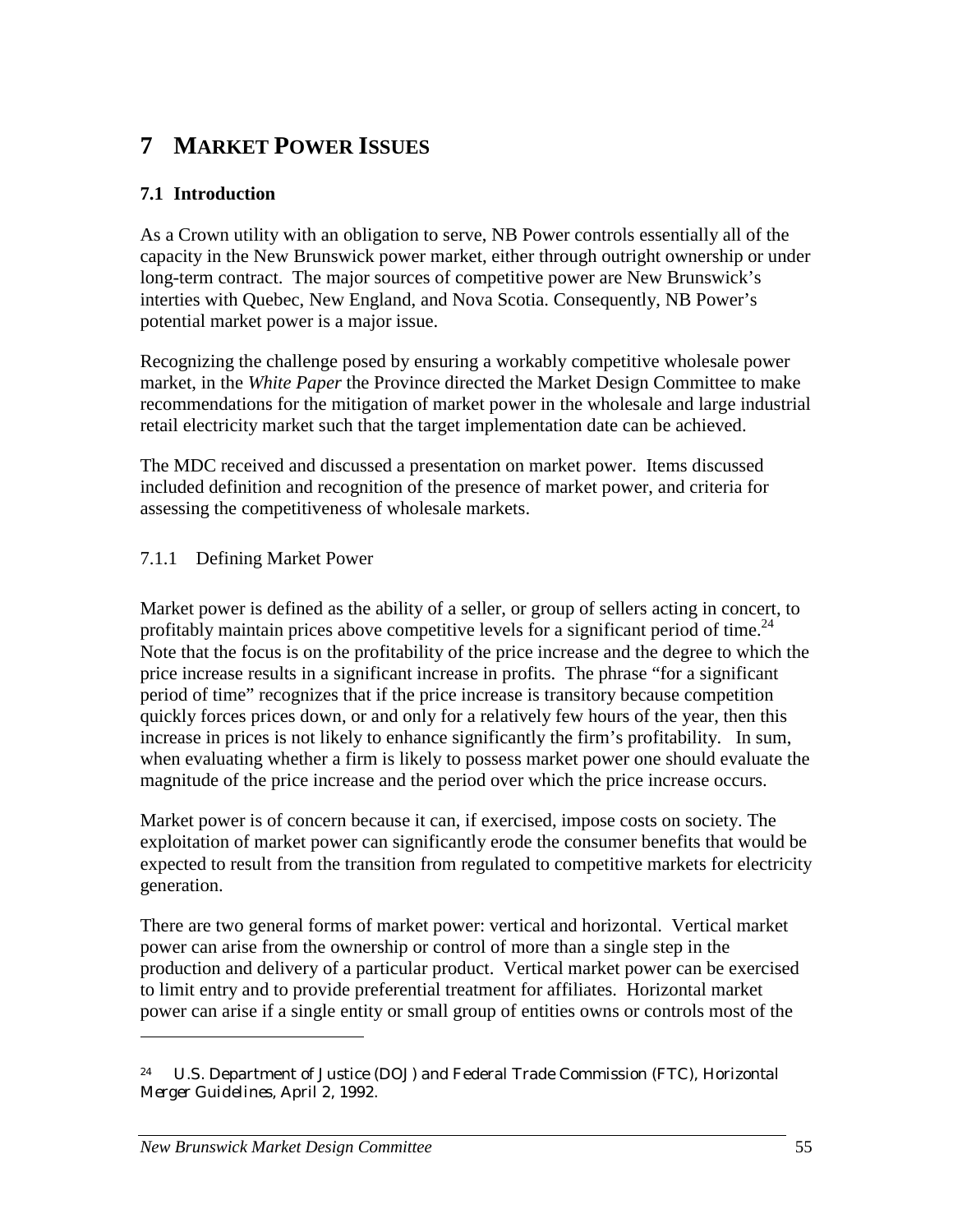# 7 MARKET POWER ISSUES

## 7.1 Introduction

As a Crown utility with an obligation to serve, NB Power controls essentially all of the capacity in the New Brunswick power market, either through outright ownership or under long-term contract. The major sources of competitive power are New Brunswick's interties with Quebec, New England, and Nova Scotia. Consequently, NB Power's potential market power is a major issue.

Recognizing the challenge posed by ensuring a workably competitive wholesale power market, in the *White Paper* the Province directed the Market Design Committee to make recommendations for the mitigation of market power in the wholesale and large industrial retail electricity market such that the target implementation date can be achieved.

The MDC received and discussed a presentation on market power. Items discussed included definition and recognition of the presence of market power, and criteria for assessing the competitiveness of wholesale markets.

### 7.1.1 Defining Market Power

Market power is defined as the ability of a seller, or group of sellers acting in concert, to profitably maintain prices above competitive levels for a significant period of time.[24] Note that the focus is on the profitability of the price increase and the degree to which the price increase results in a significant increase in profits. The phrase "for a significant period of time" recognizes that if the price increase is transitory because competition quickly forces prices down, or and only for a relatively few hours of the year, then this increase in prices is not likely to enhance significantly the firm's profitability. In sum, when evaluating whether a firm is likely to possess market power one should evaluate the magnitude of the price increase and the period over which the price increase occurs.

Market power is of concern because it can, if exercised, impose costs on society. The exploitation of market power can significantly erode the consumer benefits that would be expected to result from the transition from regulated to competitive markets for electricity generation.

There are two general forms of market power: vertical and horizontal. Vertical market power can arise from the ownership or control of more than a single step in the production and delivery of a particular product. Vertical market power can be exercised to limit entry and to provide preferential treatment for affiliates. Horizontal market power can arise if a single entity or small group of entities owns or controls most of the

---

[24] U.S. Department of Justice (DOJ) and Federal Trade Commission (FTC), *Horizontal Merger Guidelines*, April 2, 1992.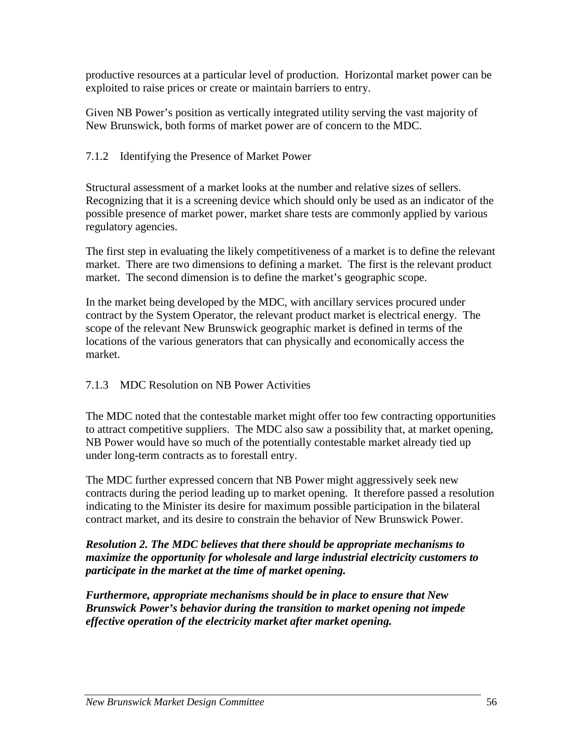productive resources at a particular level of production. Horizontal market power can be exploited to raise prices or create or maintain barriers to entry.

Given NB Power's position as vertically integrated utility serving the vast majority of New Brunswick, both forms of market power are of concern to the MDC.

### 7.1.2 Identifying the Presence of Market Power

Structural assessment of a market looks at the number and relative sizes of sellers. Recognizing that it is a screening device which should only be used as an indicator of the possible presence of market power, market share tests are commonly applied by various regulatory agencies.

The first step in evaluating the likely competitiveness of a market is to define the relevant market. There are two dimensions to defining a market. The first is the relevant product market. The second dimension is to define the market's geographic scope.

In the market being developed by the MDC, with ancillary services procured under contract by the System Operator, the relevant product market is electrical energy. The scope of the relevant New Brunswick geographic market is defined in terms of the locations of the various generators that can physically and economically access the market.

### 7.1.3 MDC Resolution on NB Power Activities

The MDC noted that the contestable market might offer too few contracting opportunities to attract competitive suppliers. The MDC also saw a possibility that, at market opening, NB Power would have so much of the potentially contestable market already tied up under long-term contracts as to forestall entry.

The MDC further expressed concern that NB Power might aggressively seek new contracts during the period leading up to market opening. It therefore passed a resolution indicating to the Minister its desire for maximum possible participation in the bilateral contract market, and its desire to constrain the behavior of New Brunswick Power.

***Resolution 2. The MDC believes that there should be appropriate mechanisms to maximize the opportunity for wholesale and large industrial electricity customers to participate in the market at the time of market opening.***

***Furthermore, appropriate mechanisms should be in place to ensure that New Brunswick Power's behavior during the transition to market opening not impede effective operation of the electricity market after market opening.***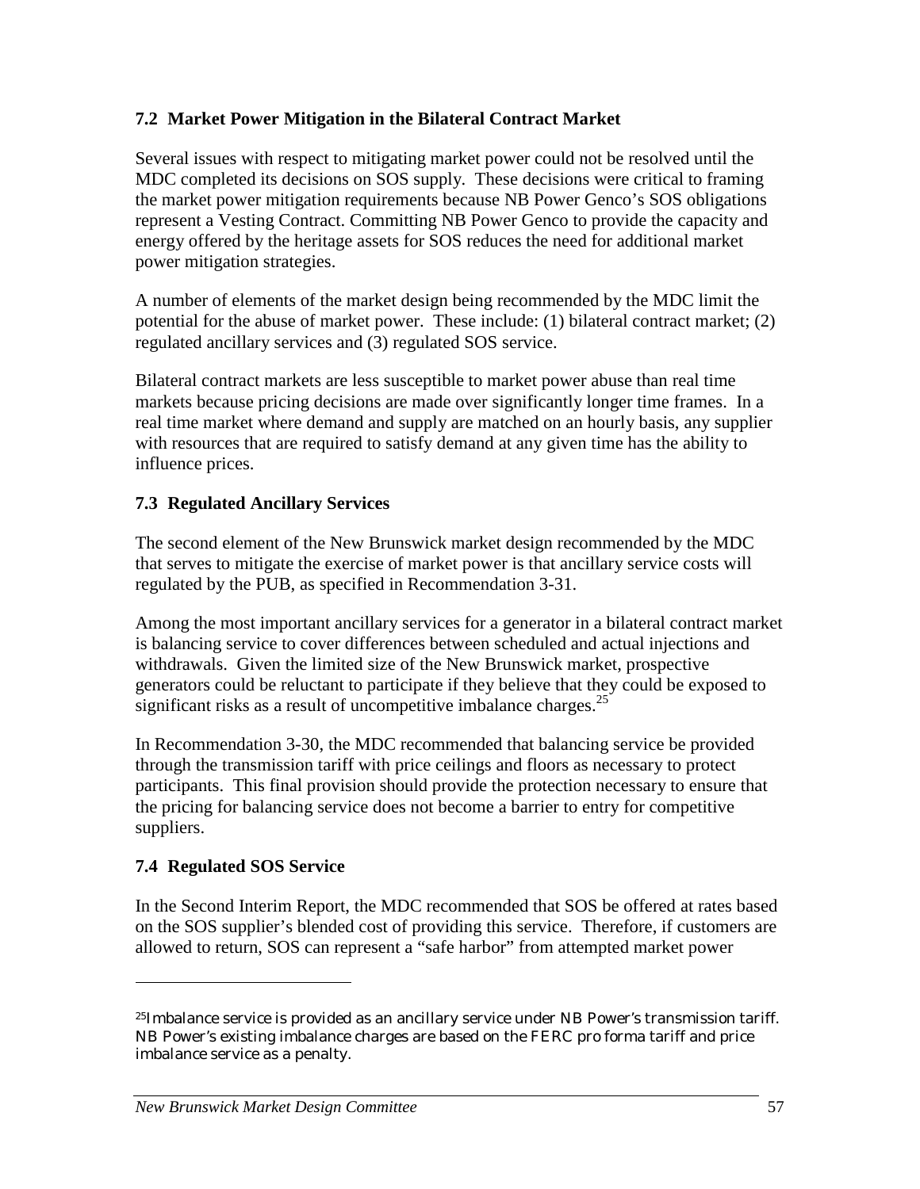### 7.2 Market Power Mitigation in the Bilateral Contract Market

Several issues with respect to mitigating market power could not be resolved until the MDC completed its decisions on SOS supply. These decisions were critical to framing the market power mitigation requirements because NB Power Genco's SOS obligations represent a Vesting Contract. Committing NB Power Genco to provide the capacity and energy offered by the heritage assets for SOS reduces the need for additional market power mitigation strategies.

A number of elements of the market design being recommended by the MDC limit the potential for the abuse of market power. These include: (1) bilateral contract market; (2) regulated ancillary services and (3) regulated SOS service.

Bilateral contract markets are less susceptible to market power abuse than real time markets because pricing decisions are made over significantly longer time frames. In a real time market where demand and supply are matched on an hourly basis, any supplier with resources that are required to satisfy demand at any given time has the ability to influence prices.

### 7.3 Regulated Ancillary Services

The second element of the New Brunswick market design recommended by the MDC that serves to mitigate the exercise of market power is that ancillary service costs will regulated by the PUB, as specified in Recommendation 3-31.

Among the most important ancillary services for a generator in a bilateral contract market is balancing service to cover differences between scheduled and actual injections and withdrawals. Given the limited size of the New Brunswick market, prospective generators could be reluctant to participate if they believe that they could be exposed to significant risks as a result of uncompetitive imbalance charges.[25]

In Recommendation 3-30, the MDC recommended that balancing service be provided through the transmission tariff with price ceilings and floors as necessary to protect participants. This final provision should provide the protection necessary to ensure that the pricing for balancing service does not become a barrier to entry for competitive suppliers.

### 7.4 Regulated SOS Service

In the Second Interim Report, the MDC recommended that SOS be offered at rates based on the SOS supplier's blended cost of providing this service. Therefore, if customers are allowed to return, SOS can represent a "safe harbor" from attempted market power

---

[25] Imbalance service is provided as an ancillary service under NB Power's transmission tariff. NB Power's existing imbalance charges are based on the FERC pro forma tariff and price imbalance service as a penalty.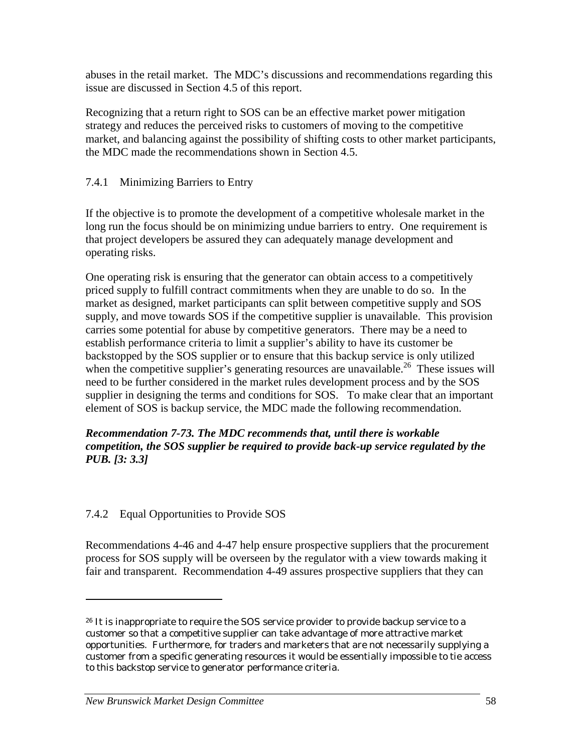abuses in the retail market. The MDC's discussions and recommendations regarding this issue are discussed in Section 4.5 of this report.

Recognizing that a return right to SOS can be an effective market power mitigation strategy and reduces the perceived risks to customers of moving to the competitive market, and balancing against the possibility of shifting costs to other market participants, the MDC made the recommendations shown in Section 4.5.

### 7.4.1 Minimizing Barriers to Entry

If the objective is to promote the development of a competitive wholesale market in the long run the focus should be on minimizing undue barriers to entry. One requirement is that project developers be assured they can adequately manage development and operating risks.

One operating risk is ensuring that the generator can obtain access to a competitively priced supply to fulfill contract commitments when they are unable to do so. In the market as designed, market participants can split between competitive supply and SOS supply, and move towards SOS if the competitive supplier is unavailable. This provision carries some potential for abuse by competitive generators. There may be a need to establish performance criteria to limit a supplier's ability to have its customer be backstopped by the SOS supplier or to ensure that this backup service is only utilized when the competitive supplier's generating resources are unavailable.[26] These issues will need to be further considered in the market rules development process and by the SOS supplier in designing the terms and conditions for SOS. To make clear that an important element of SOS is backup service, the MDC made the following recommendation.

***Recommendation 7-73. The MDC recommends that, until there is workable competition, the SOS supplier be required to provide back-up service regulated by the PUB. [3: 3.3]***

### 7.4.2 Equal Opportunities to Provide SOS

Recommendations 4-46 and 4-47 help ensure prospective suppliers that the procurement process for SOS supply will be overseen by the regulator with a view towards making it fair and transparent. Recommendation 4-49 assures prospective suppliers that they can

---

[26] It is inappropriate to require the SOS service provider to provide backup service to a customer so that a competitive supplier can take advantage of more attractive market opportunities. Furthermore, for traders and marketers that are not necessarily supplying a customer from a specific generating resources it would be essentially impossible to tie access to this backstop service to generator performance criteria.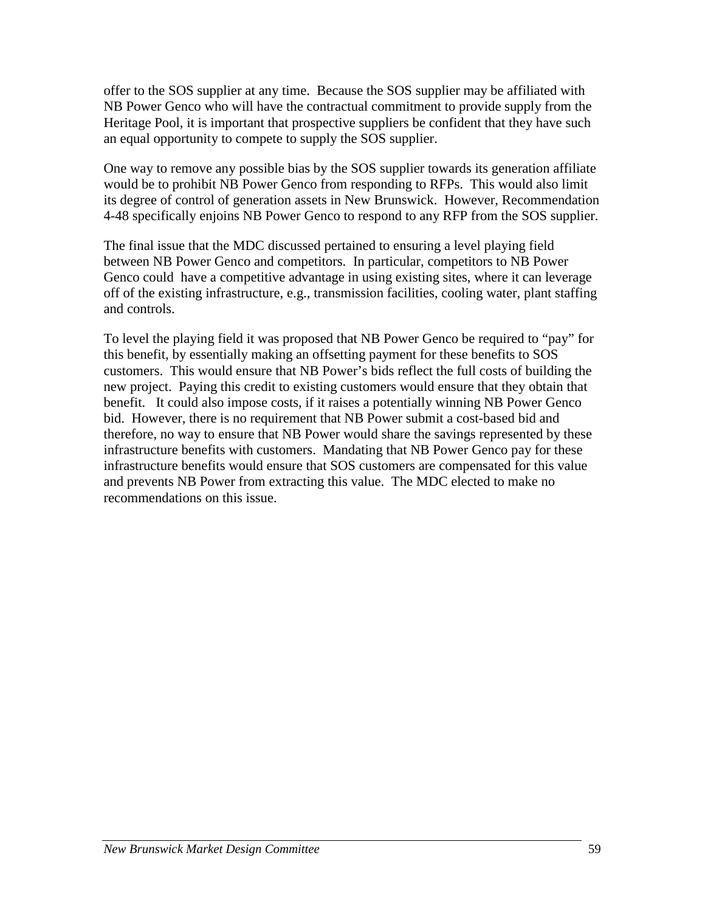offer to the SOS supplier at any time. Because the SOS supplier may be affiliated with NB Power Genco who will have the contractual commitment to provide supply from the Heritage Pool, it is important that prospective suppliers be confident that they have such an equal opportunity to compete to supply the SOS supplier.

One way to remove any possible bias by the SOS supplier towards its generation affiliate would be to prohibit NB Power Genco from responding to RFPs. This would also limit its degree of control of generation assets in New Brunswick. However, Recommendation 4-48 specifically enjoins NB Power Genco to respond to any RFP from the SOS supplier.

The final issue that the MDC discussed pertained to ensuring a level playing field between NB Power Genco and competitors. In particular, competitors to NB Power Genco could have a competitive advantage in using existing sites, where it can leverage off of the existing infrastructure, e.g., transmission facilities, cooling water, plant staffing and controls.

To level the playing field it was proposed that NB Power Genco be required to "pay" for this benefit, by essentially making an offsetting payment for these benefits to SOS customers. This would ensure that NB Power's bids reflect the full costs of building the new project. Paying this credit to existing customers would ensure that they obtain that benefit. It could also impose costs, if it raises a potentially winning NB Power Genco bid. However, there is no requirement that NB Power submit a cost-based bid and therefore, no way to ensure that NB Power would share the savings represented by these infrastructure benefits with customers. Mandating that NB Power Genco pay for these infrastructure benefits would ensure that SOS customers are compensated for this value and prevents NB Power from extracting this value. The MDC elected to make no recommendations on this issue.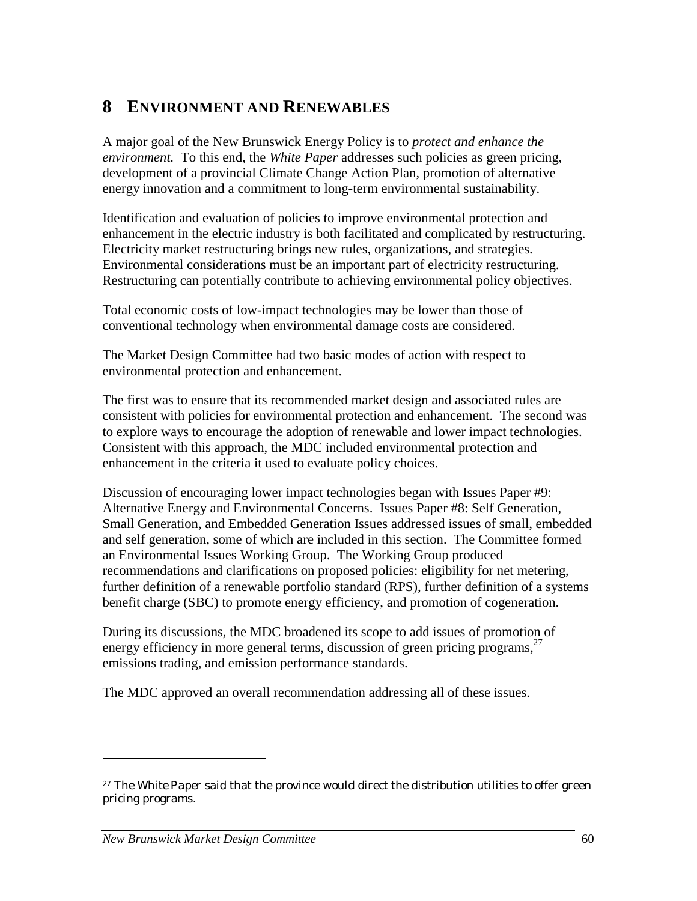# 8 ENVIRONMENT AND RENEWABLES

A major goal of the New Brunswick Energy Policy is to *protect and enhance the environment.* To this end, the *White Paper* addresses such policies as green pricing, development of a provincial Climate Change Action Plan, promotion of alternative energy innovation and a commitment to long-term environmental sustainability.

Identification and evaluation of policies to improve environmental protection and enhancement in the electric industry is both facilitated and complicated by restructuring. Electricity market restructuring brings new rules, organizations, and strategies. Environmental considerations must be an important part of electricity restructuring. Restructuring can potentially contribute to achieving environmental policy objectives.

Total economic costs of low-impact technologies may be lower than those of conventional technology when environmental damage costs are considered.

The Market Design Committee had two basic modes of action with respect to environmental protection and enhancement.

The first was to ensure that its recommended market design and associated rules are consistent with policies for environmental protection and enhancement. The second was to explore ways to encourage the adoption of renewable and lower impact technologies. Consistent with this approach, the MDC included environmental protection and enhancement in the criteria it used to evaluate policy choices.

Discussion of encouraging lower impact technologies began with Issues Paper #9: Alternative Energy and Environmental Concerns. Issues Paper #8: Self Generation, Small Generation, and Embedded Generation Issues addressed issues of small, embedded and self generation, some of which are included in this section. The Committee formed an Environmental Issues Working Group. The Working Group produced recommendations and clarifications on proposed policies: eligibility for net metering, further definition of a renewable portfolio standard (RPS), further definition of a systems benefit charge (SBC) to promote energy efficiency, and promotion of cogeneration.

During its discussions, the MDC broadened its scope to add issues of promotion of energy efficiency in more general terms, discussion of green pricing programs,[27] emissions trading, and emission performance standards.

The MDC approved an overall recommendation addressing all of these issues.

---

[27] The *White Paper* said that the province would direct the distribution utilities to offer green pricing programs.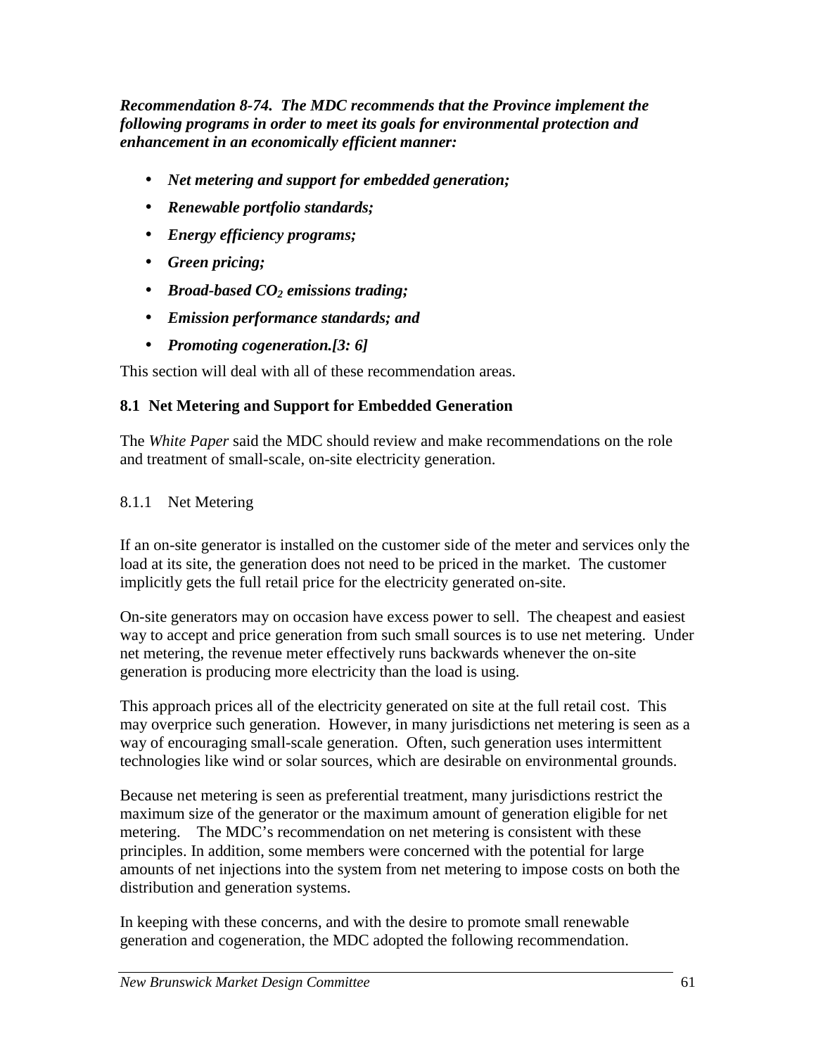***Recommendation 8-74. The MDC recommends that the Province implement the following programs in order to meet its goals for environmental protection and enhancement in an economically efficient manner:***

- ***Net metering and support for embedded generation;***
- ***Renewable portfolio standards;***
- ***Energy efficiency programs;***
- ***Green pricing;***
- ***Broad-based $CO_2$ emissions trading;***
- ***Emission performance standards; and***
- ***Promoting cogeneration.[3: 6]***

This section will deal with all of these recommendation areas.

## 8.1 Net Metering and Support for Embedded Generation

The *White Paper* said the MDC should review and make recommendations on the role and treatment of small-scale, on-site electricity generation.

### 8.1.1 Net Metering

If an on-site generator is installed on the customer side of the meter and services only the load at its site, the generation does not need to be priced in the market. The customer implicitly gets the full retail price for the electricity generated on-site.

On-site generators may on occasion have excess power to sell. The cheapest and easiest way to accept and price generation from such small sources is to use net metering. Under net metering, the revenue meter effectively runs backwards whenever the on-site generation is producing more electricity than the load is using.

This approach prices all of the electricity generated on site at the full retail cost. This may overprice such generation. However, in many jurisdictions net metering is seen as a way of encouraging small-scale generation. Often, such generation uses intermittent technologies like wind or solar sources, which are desirable on environmental grounds.

Because net metering is seen as preferential treatment, many jurisdictions restrict the maximum size of the generator or the maximum amount of generation eligible for net metering. The MDC's recommendation on net metering is consistent with these principles. In addition, some members were concerned with the potential for large amounts of net injections into the system from net metering to impose costs on both the distribution and generation systems.

In keeping with these concerns, and with the desire to promote small renewable generation and cogeneration, the MDC adopted the following recommendation.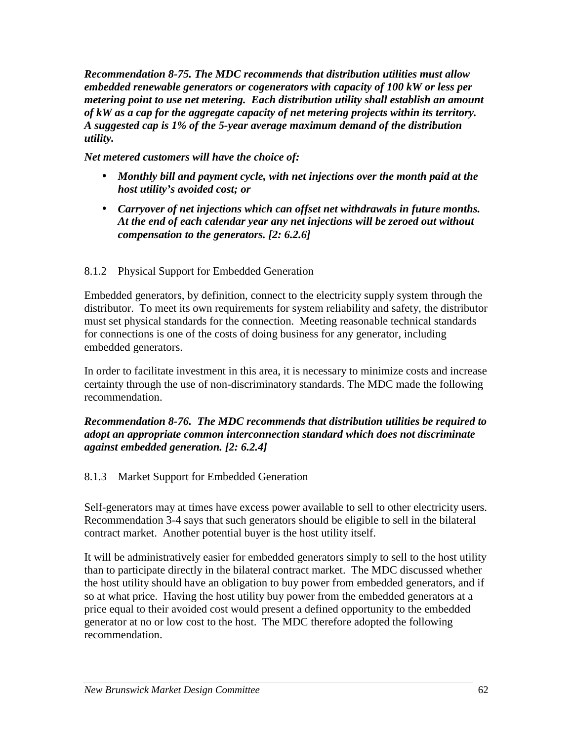***Recommendation 8-75. The MDC recommends that distribution utilities must allow embedded renewable generators or cogenerators with capacity of 100 kW or less per metering point to use net metering. Each distribution utility shall establish an amount of kW as a cap for the aggregate capacity of net metering projects within its territory. A suggested cap is 1% of the 5-year average maximum demand of the distribution utility.***

***Net metered customers will have the choice of:***

- ***Monthly bill and payment cycle, with net injections over the month paid at the host utility's avoided cost; or***
- ***Carryover of net injections which can offset net withdrawals in future months. At the end of each calendar year any net injections will be zeroed out without compensation to the generators. [2: 6.2.6]***

### 8.1.2 Physical Support for Embedded Generation

Embedded generators, by definition, connect to the electricity supply system through the distributor. To meet its own requirements for system reliability and safety, the distributor must set physical standards for the connection. Meeting reasonable technical standards for connections is one of the costs of doing business for any generator, including embedded generators.

In order to facilitate investment in this area, it is necessary to minimize costs and increase certainty through the use of non-discriminatory standards. The MDC made the following recommendation.

***Recommendation 8-76. The MDC recommends that distribution utilities be required to adopt an appropriate common interconnection standard which does not discriminate against embedded generation. [2: 6.2.4]***

### 8.1.3 Market Support for Embedded Generation

Self-generators may at times have excess power available to sell to other electricity users. Recommendation 3-4 says that such generators should be eligible to sell in the bilateral contract market. Another potential buyer is the host utility itself.

It will be administratively easier for embedded generators simply to sell to the host utility than to participate directly in the bilateral contract market. The MDC discussed whether the host utility should have an obligation to buy power from embedded generators, and if so at what price. Having the host utility buy power from the embedded generators at a price equal to their avoided cost would present a defined opportunity to the embedded generator at no or low cost to the host. The MDC therefore adopted the following recommendation.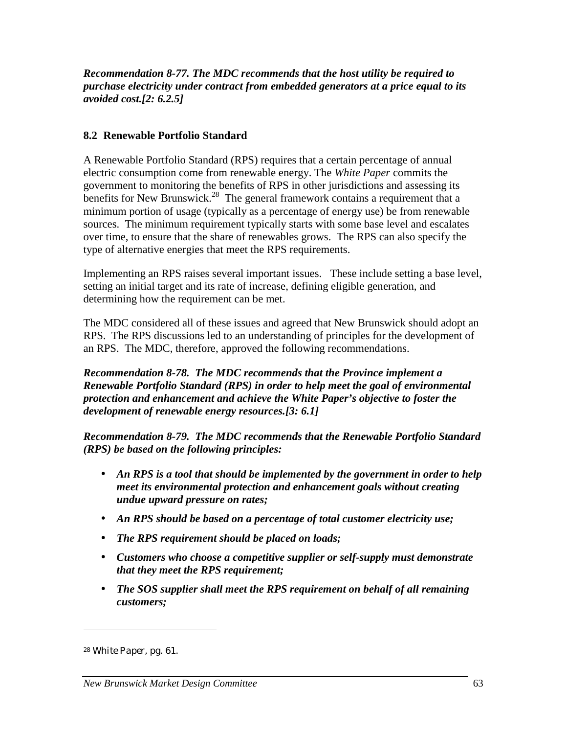***Recommendation 8-77. The MDC recommends that the host utility be required to purchase electricity under contract from embedded generators at a price equal to its avoided cost.[2: 6.2.5]***

## 8.2 Renewable Portfolio Standard

A Renewable Portfolio Standard (RPS) requires that a certain percentage of annual electric consumption come from renewable energy. The *White Paper* commits the government to monitoring the benefits of RPS in other jurisdictions and assessing its benefits for New Brunswick.[28] The general framework contains a requirement that a minimum portion of usage (typically as a percentage of energy use) be from renewable sources. The minimum requirement typically starts with some base level and escalates over time, to ensure that the share of renewables grows. The RPS can also specify the type of alternative energies that meet the RPS requirements.

Implementing an RPS raises several important issues. These include setting a base level, setting an initial target and its rate of increase, defining eligible generation, and determining how the requirement can be met.

The MDC considered all of these issues and agreed that New Brunswick should adopt an RPS. The RPS discussions led to an understanding of principles for the development of an RPS. The MDC, therefore, approved the following recommendations.

***Recommendation 8-78. The MDC recommends that the Province implement a Renewable Portfolio Standard (RPS) in order to help meet the goal of environmental protection and enhancement and achieve the White Paper's objective to foster the development of renewable energy resources.[3: 6.1]***

***Recommendation 8-79. The MDC recommends that the Renewable Portfolio Standard (RPS) be based on the following principles:***

- ***An RPS is a tool that should be implemented by the government in order to help meet its environmental protection and enhancement goals without creating undue upward pressure on rates;***
- ***An RPS should be based on a percentage of total customer electricity use;***
- ***The RPS requirement should be placed on loads;***
- ***Customers who choose a competitive supplier or self-supply must demonstrate that they meet the RPS requirement;***
- ***The SOS supplier shall meet the RPS requirement on behalf of all remaining customers;***

[28] *White Paper*, pg. 61.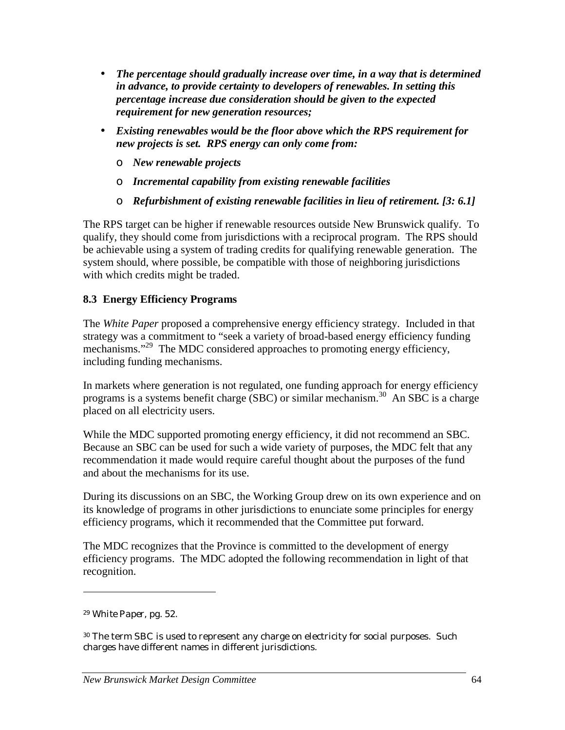- ***The percentage should gradually increase over time, in a way that is determined in advance, to provide certainty to developers of renewables. In setting this percentage increase due consideration should be given to the expected requirement for new generation resources;***
- ***Existing renewables would be the floor above which the RPS requirement for new projects is set. RPS energy can only come from:***
  - ***New renewable projects***
  - ***Incremental capability from existing renewable facilities***
  - ***Refurbishment of existing renewable facilities in lieu of retirement. [3: 6.1]***

The RPS target can be higher if renewable resources outside New Brunswick qualify. To qualify, they should come from jurisdictions with a reciprocal program. The RPS should be achievable using a system of trading credits for qualifying renewable generation. The system should, where possible, be compatible with those of neighboring jurisdictions with which credits might be traded.

### 8.3 Energy Efficiency Programs

The *White Paper* proposed a comprehensive energy efficiency strategy. Included in that strategy was a commitment to "seek a variety of broad-based energy efficiency funding mechanisms."[29] The MDC considered approaches to promoting energy efficiency, including funding mechanisms.

In markets where generation is not regulated, one funding approach for energy efficiency programs is a systems benefit charge (SBC) or similar mechanism.[30] An SBC is a charge placed on all electricity users.

While the MDC supported promoting energy efficiency, it did not recommend an SBC. Because an SBC can be used for such a wide variety of purposes, the MDC felt that any recommendation it made would require careful thought about the purposes of the fund and about the mechanisms for its use.

During its discussions on an SBC, the Working Group drew on its own experience and on its knowledge of programs in other jurisdictions to enunciate some principles for energy efficiency programs, which it recommended that the Committee put forward.

The MDC recognizes that the Province is committed to the development of energy efficiency programs. The MDC adopted the following recommendation in light of that recognition.

---

[29] *White Paper*, pg. 52.

[30] The term SBC is used to represent any charge on electricity for social purposes. Such charges have different names in different jurisdictions.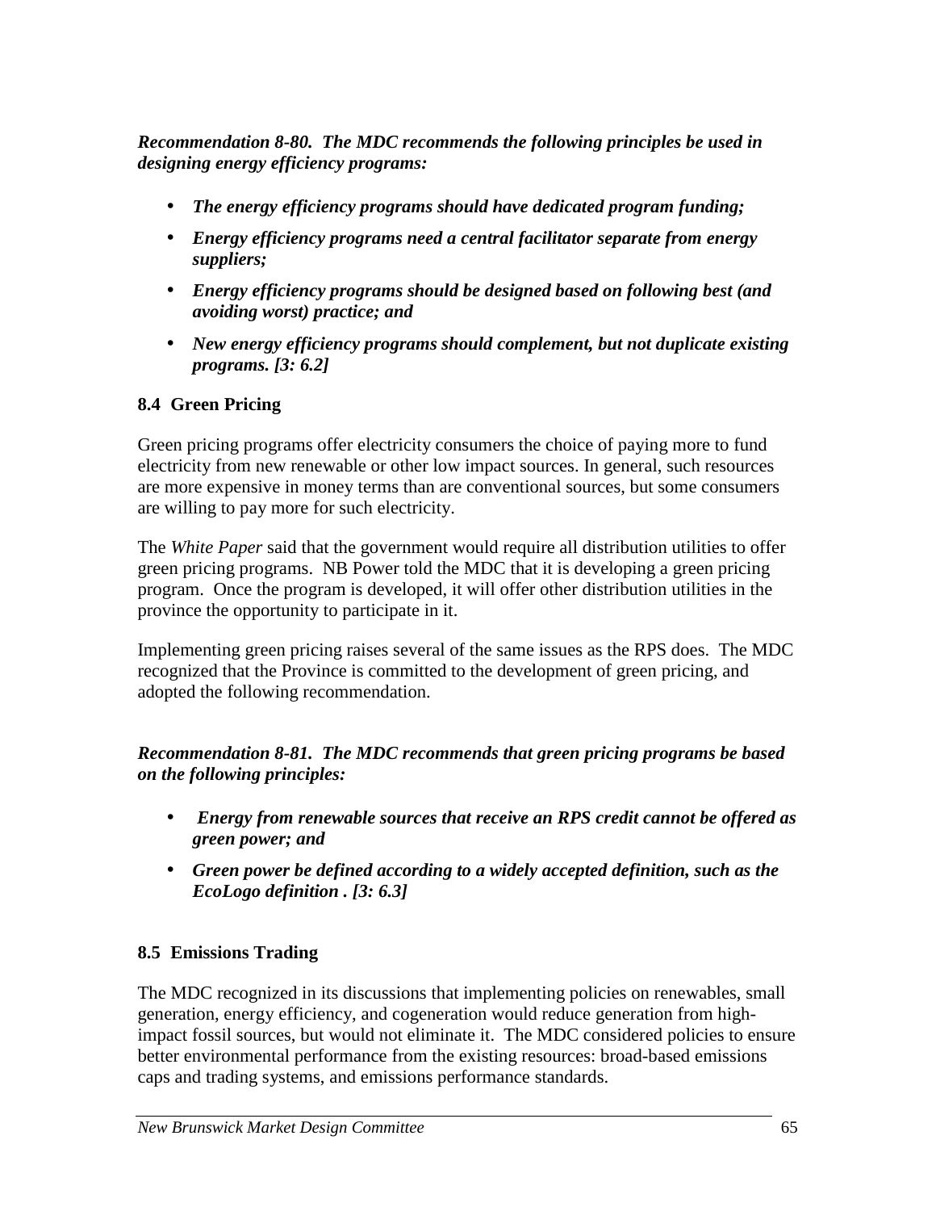***Recommendation 8-80. The MDC recommends the following principles be used in designing energy efficiency programs:***

- ***The energy efficiency programs should have dedicated program funding;***
- ***Energy efficiency programs need a central facilitator separate from energy suppliers;***
- ***Energy efficiency programs should be designed based on following best (and avoiding worst) practice; and***
- ***New energy efficiency programs should complement, but not duplicate existing programs. [3: 6.2]***

## 8.4 Green Pricing

Green pricing programs offer electricity consumers the choice of paying more to fund electricity from new renewable or other low impact sources. In general, such resources are more expensive in money terms than are conventional sources, but some consumers are willing to pay more for such electricity.

The *White Paper* said that the government would require all distribution utilities to offer green pricing programs. NB Power told the MDC that it is developing a green pricing program. Once the program is developed, it will offer other distribution utilities in the province the opportunity to participate in it.

Implementing green pricing raises several of the same issues as the RPS does. The MDC recognized that the Province is committed to the development of green pricing, and adopted the following recommendation.

***Recommendation 8-81. The MDC recommends that green pricing programs be based on the following principles:***

- ***Energy from renewable sources that receive an RPS credit cannot be offered as green power; and***
- ***Green power be defined according to a widely accepted definition, such as the EcoLogo definition . [3: 6.3]***

## 8.5 Emissions Trading

The MDC recognized in its discussions that implementing policies on renewables, small generation, energy efficiency, and cogeneration would reduce generation from high-impact fossil sources, but would not eliminate it. The MDC considered policies to ensure better environmental performance from the existing resources: broad-based emissions caps and trading systems, and emissions performance standards.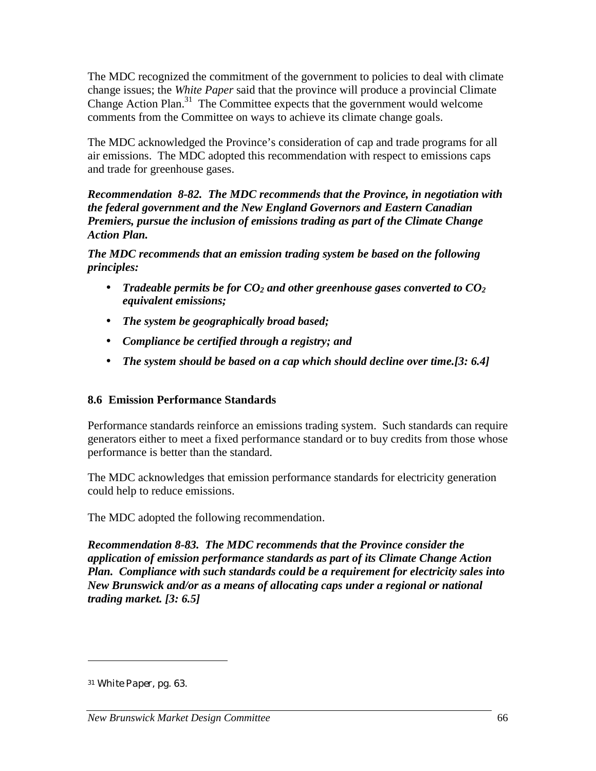The MDC recognized the commitment of the government to policies to deal with climate change issues; the *White Paper* said that the province will produce a provincial Climate Change Action Plan.[31] The Committee expects that the government would welcome comments from the Committee on ways to achieve its climate change goals.

The MDC acknowledged the Province's consideration of cap and trade programs for all air emissions. The MDC adopted this recommendation with respect to emissions caps and trade for greenhouse gases.

***Recommendation 8-82. The MDC recommends that the Province, in negotiation with the federal government and the New England Governors and Eastern Canadian Premiers, pursue the inclusion of emissions trading as part of the Climate Change Action Plan.***

***The MDC recommends that an emission trading system be based on the following principles:***

- ***Tradeable permits be for $CO_2$ and other greenhouse gases converted to $CO_2$ equivalent emissions;***
- ***The system be geographically broad based;***
- ***Compliance be certified through a registry; and***
- ***The system should be based on a cap which should decline over time.[3: 6.4]***

## 8.6 Emission Performance Standards

Performance standards reinforce an emissions trading system. Such standards can require generators either to meet a fixed performance standard or to buy credits from those whose performance is better than the standard.

The MDC acknowledges that emission performance standards for electricity generation could help to reduce emissions.

The MDC adopted the following recommendation.

***Recommendation 8-83. The MDC recommends that the Province consider the application of emission performance standards as part of its Climate Change Action Plan. Compliance with such standards could be a requirement for electricity sales into New Brunswick and/or as a means of allocating caps under a regional or national trading market. [3: 6.5]***

---

[31] *White Paper*, pg. 63.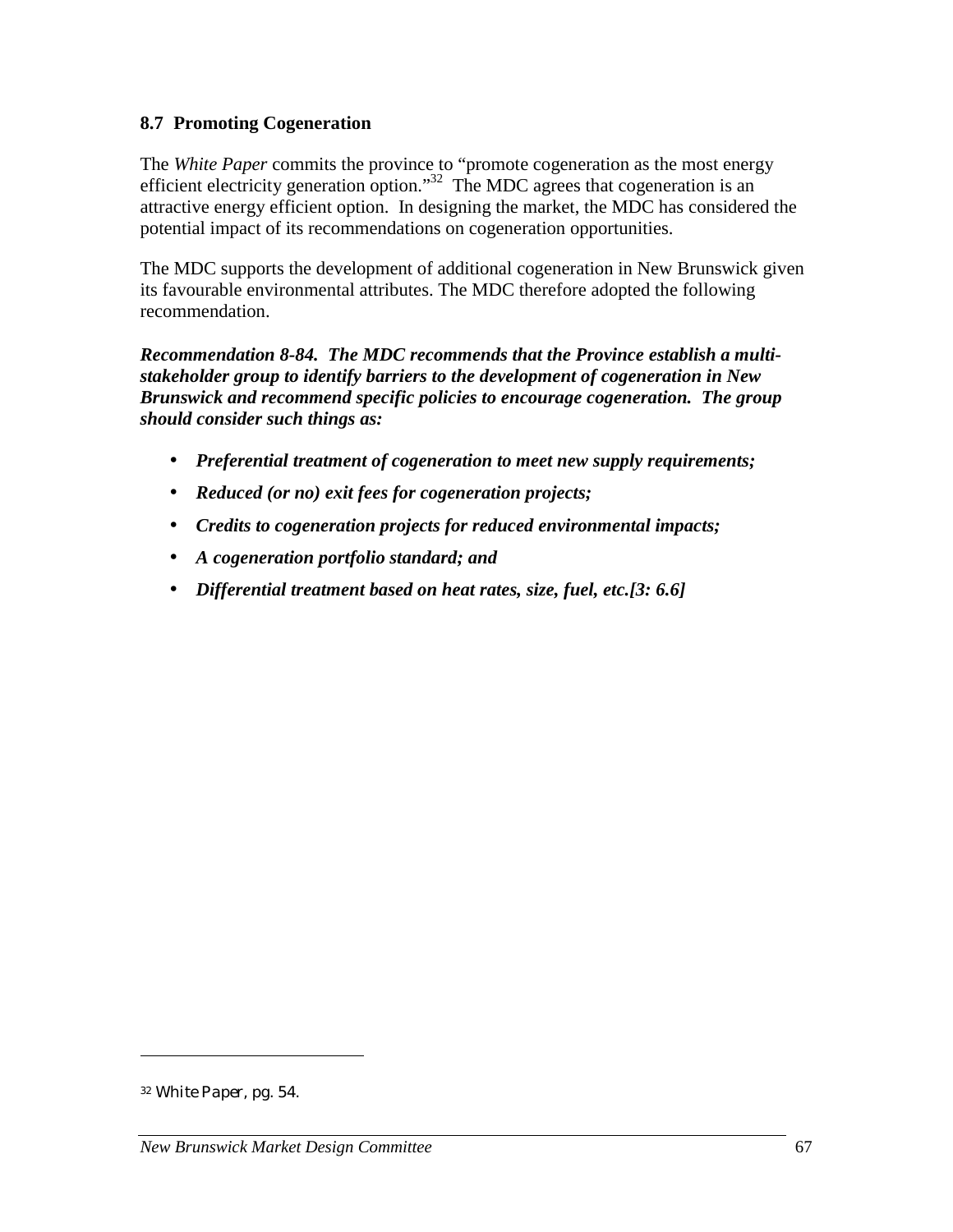## 8.7 Promoting Cogeneration

The *White Paper* commits the province to "promote cogeneration as the most energy efficient electricity generation option."[32] The MDC agrees that cogeneration is an attractive energy efficient option. In designing the market, the MDC has considered the potential impact of its recommendations on cogeneration opportunities.

The MDC supports the development of additional cogeneration in New Brunswick given its favourable environmental attributes. The MDC therefore adopted the following recommendation.

***Recommendation 8-84. The MDC recommends that the Province establish a multi-stakeholder group to identify barriers to the development of cogeneration in New Brunswick and recommend specific policies to encourage cogeneration. The group should consider such things as:***

- ***Preferential treatment of cogeneration to meet new supply requirements;***
- ***Reduced (or no) exit fees for cogeneration projects;***
- ***Credits to cogeneration projects for reduced environmental impacts;***
- ***A cogeneration portfolio standard; and***
- ***Differential treatment based on heat rates, size, fuel, etc.[3: 6.6]***

[32] *White Paper*, pg. 54.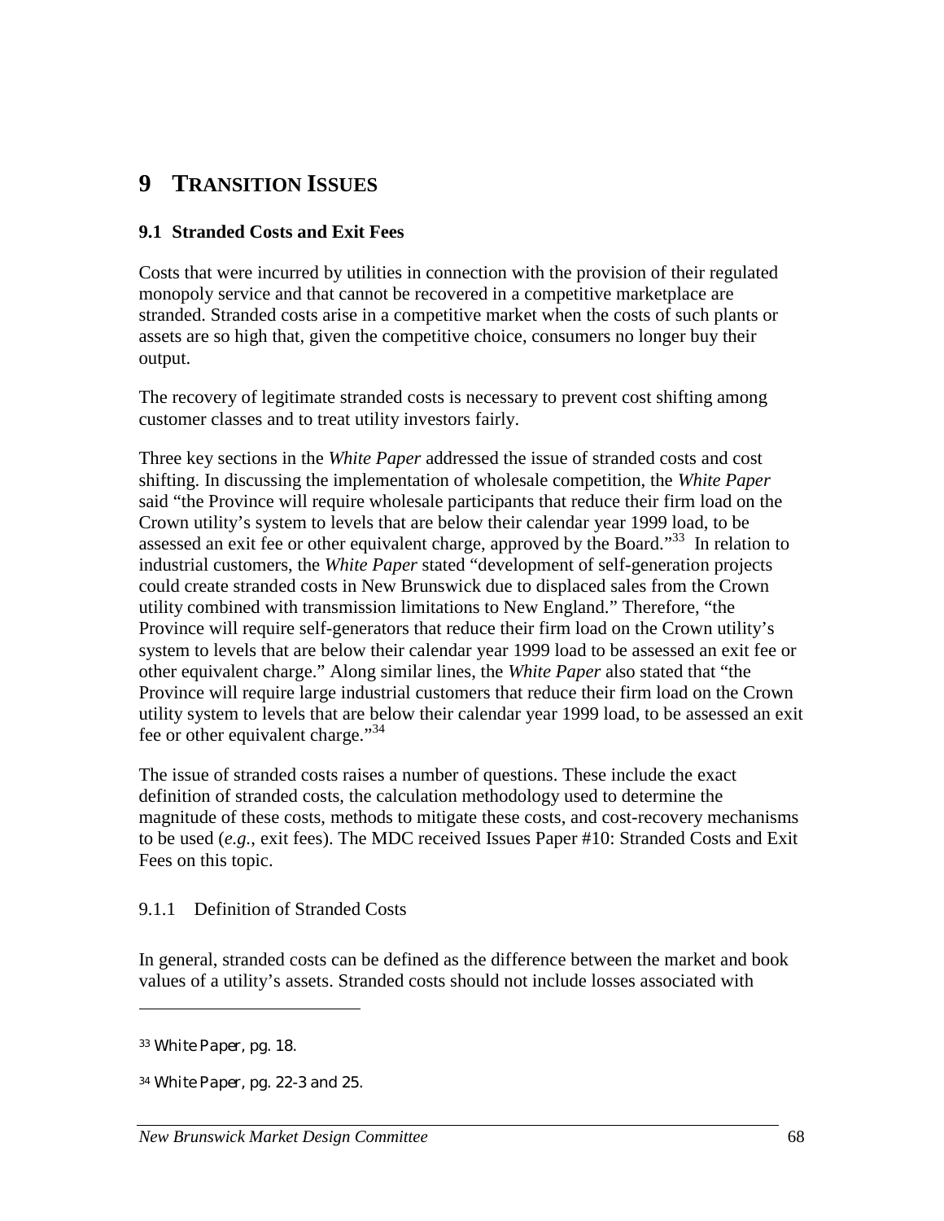# 9 TRANSITION ISSUES

## 9.1 Stranded Costs and Exit Fees

Costs that were incurred by utilities in connection with the provision of their regulated monopoly service and that cannot be recovered in a competitive marketplace are stranded. Stranded costs arise in a competitive market when the costs of such plants or assets are so high that, given the competitive choice, consumers no longer buy their output.

The recovery of legitimate stranded costs is necessary to prevent cost shifting among customer classes and to treat utility investors fairly.

Three key sections in the *White Paper* addressed the issue of stranded costs and cost shifting. In discussing the implementation of wholesale competition, the *White Paper* said "the Province will require wholesale participants that reduce their firm load on the Crown utility's system to levels that are below their calendar year 1999 load, to be assessed an exit fee or other equivalent charge, approved by the Board."[33] In relation to industrial customers, the *White Paper* stated "development of self-generation projects could create stranded costs in New Brunswick due to displaced sales from the Crown utility combined with transmission limitations to New England." Therefore, "the Province will require self-generators that reduce their firm load on the Crown utility's system to levels that are below their calendar year 1999 load to be assessed an exit fee or other equivalent charge." Along similar lines, the *White Paper* also stated that "the Province will require large industrial customers that reduce their firm load on the Crown utility system to levels that are below their calendar year 1999 load, to be assessed an exit fee or other equivalent charge."[34]

The issue of stranded costs raises a number of questions. These include the exact definition of stranded costs, the calculation methodology used to determine the magnitude of these costs, methods to mitigate these costs, and cost-recovery mechanisms to be used (*e.g.*, exit fees). The MDC received Issues Paper #10: Stranded Costs and Exit Fees on this topic.

### 9.1.1 Definition of Stranded Costs

In general, stranded costs can be defined as the difference between the market and book values of a utility's assets. Stranded costs should not include losses associated with

---

[33] *White Paper*, pg. 18.

[34] *White Paper*, pg. 22-3 and 25.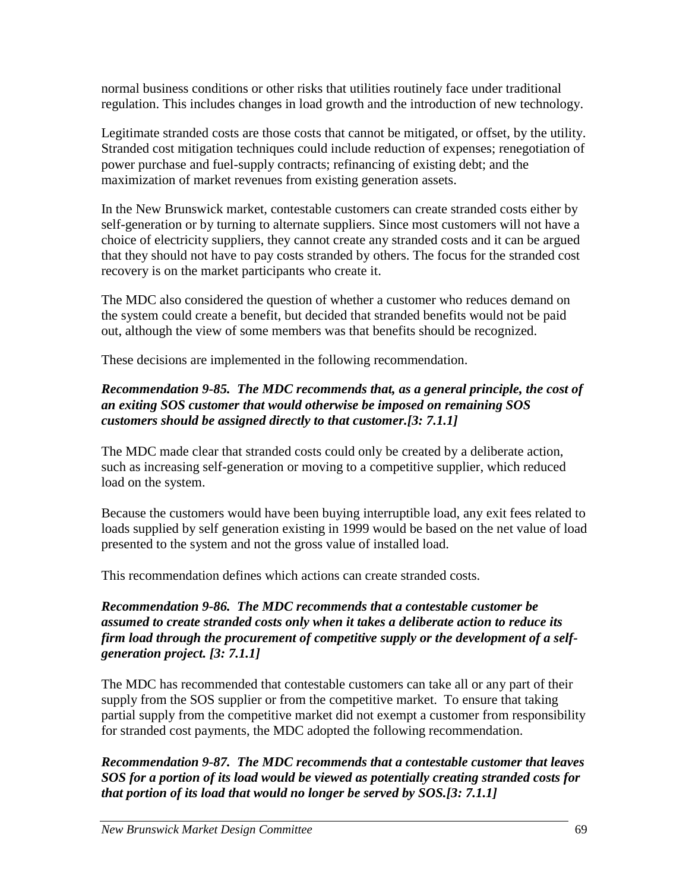normal business conditions or other risks that utilities routinely face under traditional regulation. This includes changes in load growth and the introduction of new technology.

Legitimate stranded costs are those costs that cannot be mitigated, or offset, by the utility. Stranded cost mitigation techniques could include reduction of expenses; renegotiation of power purchase and fuel-supply contracts; refinancing of existing debt; and the maximization of market revenues from existing generation assets.

In the New Brunswick market, contestable customers can create stranded costs either by self-generation or by turning to alternate suppliers. Since most customers will not have a choice of electricity suppliers, they cannot create any stranded costs and it can be argued that they should not have to pay costs stranded by others. The focus for the stranded cost recovery is on the market participants who create it.

The MDC also considered the question of whether a customer who reduces demand on the system could create a benefit, but decided that stranded benefits would not be paid out, although the view of some members was that benefits should be recognized.

These decisions are implemented in the following recommendation.

***Recommendation 9-85. The MDC recommends that, as a general principle, the cost of an exiting SOS customer that would otherwise be imposed on remaining SOS customers should be assigned directly to that customer.[3: 7.1.1]***

The MDC made clear that stranded costs could only be created by a deliberate action, such as increasing self-generation or moving to a competitive supplier, which reduced load on the system.

Because the customers would have been buying interruptible load, any exit fees related to loads supplied by self generation existing in 1999 would be based on the net value of load presented to the system and not the gross value of installed load.

This recommendation defines which actions can create stranded costs.

***Recommendation 9-86. The MDC recommends that a contestable customer be assumed to create stranded costs only when it takes a deliberate action to reduce its firm load through the procurement of competitive supply or the development of a self-generation project. [3: 7.1.1]***

The MDC has recommended that contestable customers can take all or any part of their supply from the SOS supplier or from the competitive market. To ensure that taking partial supply from the competitive market did not exempt a customer from responsibility for stranded cost payments, the MDC adopted the following recommendation.

***Recommendation 9-87. The MDC recommends that a contestable customer that leaves SOS for a portion of its load would be viewed as potentially creating stranded costs for that portion of its load that would no longer be served by SOS.[3: 7.1.1]***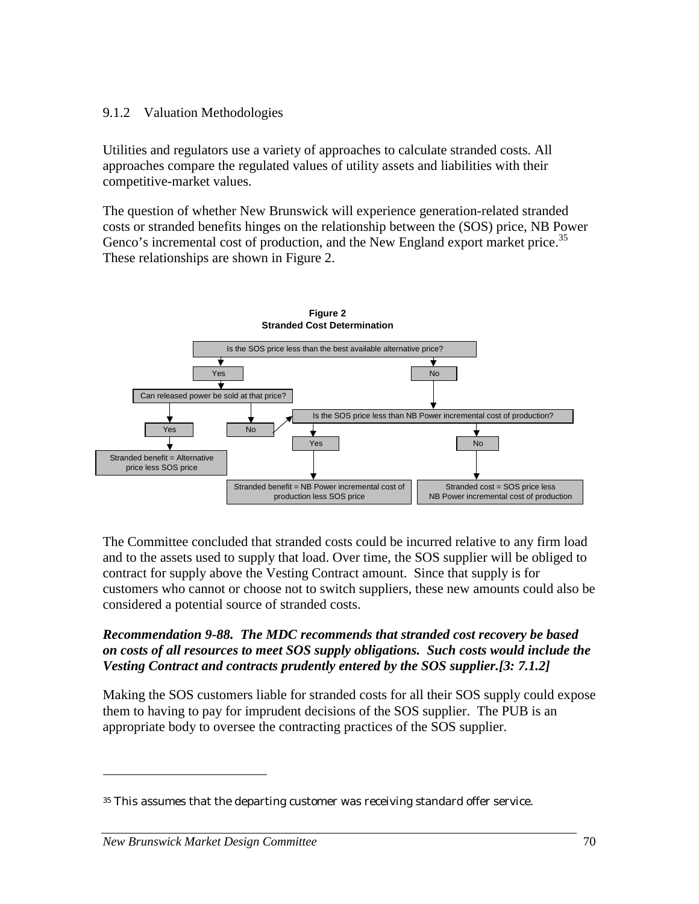### 9.1.2 Valuation Methodologies

Utilities and regulators use a variety of approaches to calculate stranded costs. All approaches compare the regulated values of utility assets and liabilities with their competitive-market values.

The question of whether New Brunswick will experience generation-related stranded costs or stranded benefits hinges on the relationship between the (SOS) price, NB Power Genco's incremental cost of production, and the New England export market price.[35] These relationships are shown in Figure 2.

**Figure 2**
**Stranded Cost Determination**

- Is the SOS price less than the best available alternative price?
  - Yes → Can released power be sold at that price?
    - Yes → Stranded benefit = Alternative price less SOS price
    - No → Is the SOS price less than NB Power incremental cost of production?
  - No → Is the SOS price less than NB Power incremental cost of production?
    - Yes → Stranded benefit = NB Power incremental cost of production less SOS price
    - No → Stranded cost = SOS price less NB Power incremental cost of production

The Committee concluded that stranded costs could be incurred relative to any firm load and to the assets used to supply that load. Over time, the SOS supplier will be obliged to contract for supply above the Vesting Contract amount. Since that supply is for customers who cannot or choose not to switch suppliers, these new amounts could also be considered a potential source of stranded costs.

***Recommendation 9-88. The MDC recommends that stranded cost recovery be based on costs of all resources to meet SOS supply obligations. Such costs would include the Vesting Contract and contracts prudently entered by the SOS supplier.[3: 7.1.2]***

Making the SOS customers liable for stranded costs for all their SOS supply could expose them to having to pay for imprudent decisions of the SOS supplier. The PUB is an appropriate body to oversee the contracting practices of the SOS supplier.

---

[35] This assumes that the departing customer was receiving standard offer service.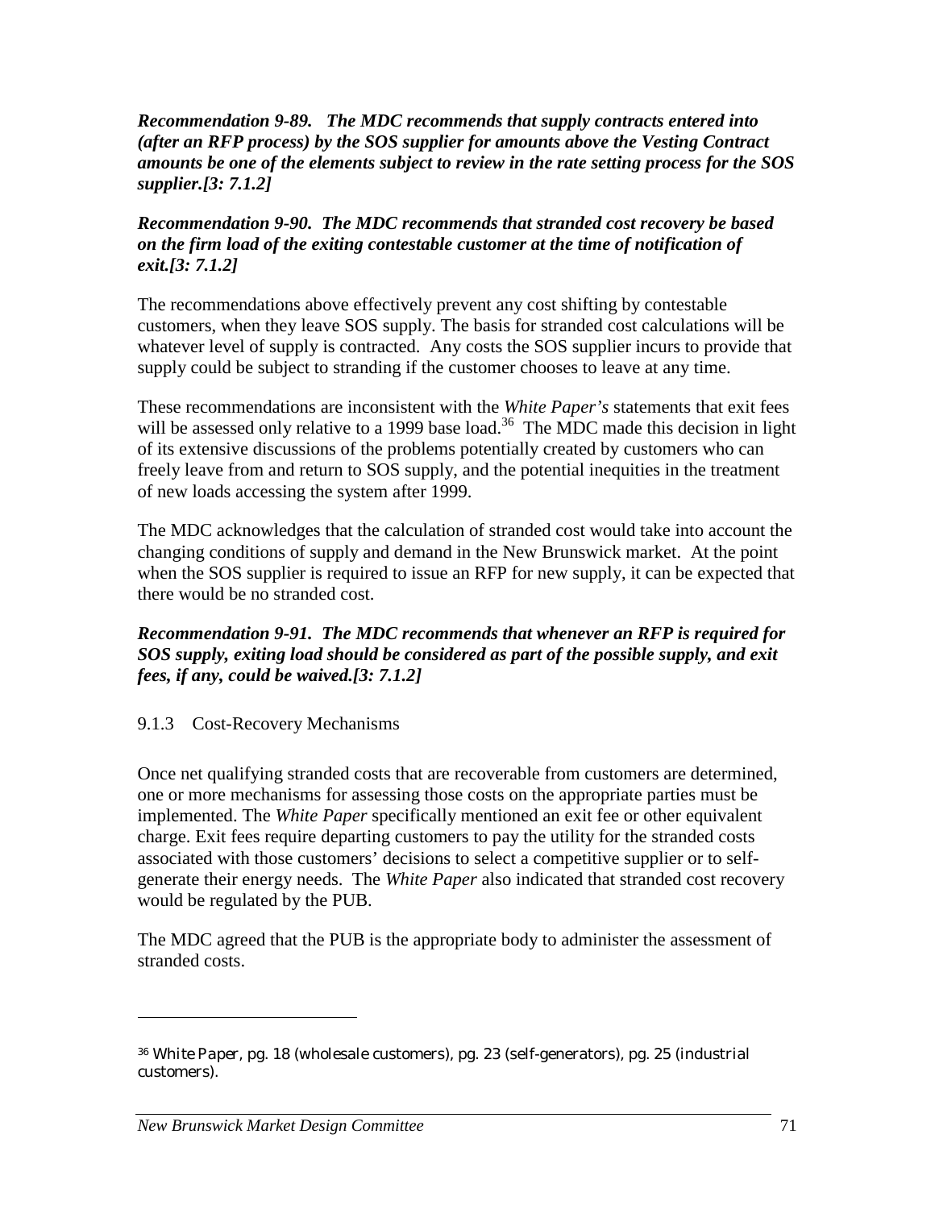***Recommendation 9-89. The MDC recommends that supply contracts entered into (after an RFP process) by the SOS supplier for amounts above the Vesting Contract amounts be one of the elements subject to review in the rate setting process for the SOS supplier.[3: 7.1.2]***

***Recommendation 9-90. The MDC recommends that stranded cost recovery be based on the firm load of the exiting contestable customer at the time of notification of exit.[3: 7.1.2]***

The recommendations above effectively prevent any cost shifting by contestable customers, when they leave SOS supply. The basis for stranded cost calculations will be whatever level of supply is contracted. Any costs the SOS supplier incurs to provide that supply could be subject to stranding if the customer chooses to leave at any time.

These recommendations are inconsistent with the *White Paper's* statements that exit fees will be assessed only relative to a 1999 base load.[36] The MDC made this decision in light of its extensive discussions of the problems potentially created by customers who can freely leave from and return to SOS supply, and the potential inequities in the treatment of new loads accessing the system after 1999.

The MDC acknowledges that the calculation of stranded cost would take into account the changing conditions of supply and demand in the New Brunswick market. At the point when the SOS supplier is required to issue an RFP for new supply, it can be expected that there would be no stranded cost.

***Recommendation 9-91. The MDC recommends that whenever an RFP is required for SOS supply, exiting load should be considered as part of the possible supply, and exit fees, if any, could be waived.[3: 7.1.2]***

### 9.1.3 Cost-Recovery Mechanisms

Once net qualifying stranded costs that are recoverable from customers are determined, one or more mechanisms for assessing those costs on the appropriate parties must be implemented. The *White Paper* specifically mentioned an exit fee or other equivalent charge. Exit fees require departing customers to pay the utility for the stranded costs associated with those customers' decisions to select a competitive supplier or to self-generate their energy needs. The *White Paper* also indicated that stranded cost recovery would be regulated by the PUB.

The MDC agreed that the PUB is the appropriate body to administer the assessment of stranded costs.

---

[36] *White Paper*, pg. 18 (wholesale customers), pg. 23 (self-generators), pg. 25 (industrial customers).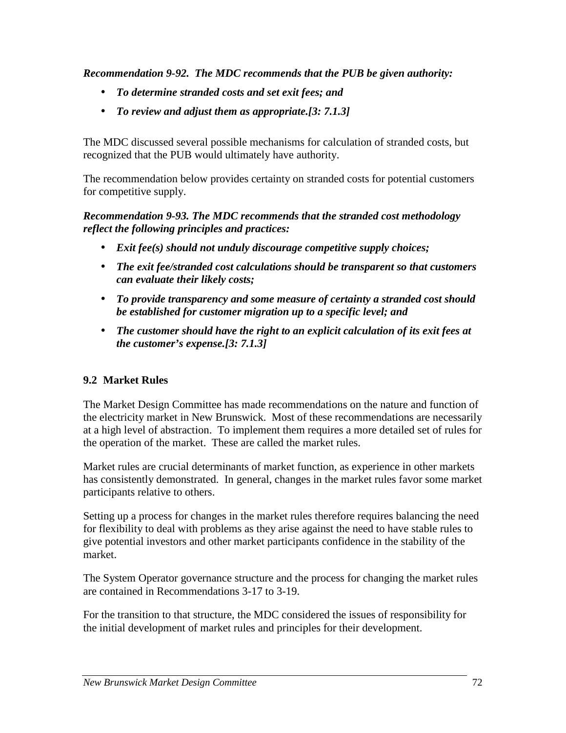***Recommendation 9-92. The MDC recommends that the PUB be given authority:***

- ***To determine stranded costs and set exit fees; and***
- ***To review and adjust them as appropriate.[3: 7.1.3]***

The MDC discussed several possible mechanisms for calculation of stranded costs, but recognized that the PUB would ultimately have authority.

The recommendation below provides certainty on stranded costs for potential customers for competitive supply.

***Recommendation 9-93. The MDC recommends that the stranded cost methodology reflect the following principles and practices:***

- ***Exit fee(s) should not unduly discourage competitive supply choices;***
- ***The exit fee/stranded cost calculations should be transparent so that customers can evaluate their likely costs;***
- ***To provide transparency and some measure of certainty a stranded cost should be established for customer migration up to a specific level; and***
- ***The customer should have the right to an explicit calculation of its exit fees at the customer's expense.[3: 7.1.3]***

## 9.2 Market Rules

The Market Design Committee has made recommendations on the nature and function of the electricity market in New Brunswick. Most of these recommendations are necessarily at a high level of abstraction. To implement them requires a more detailed set of rules for the operation of the market. These are called the market rules.

Market rules are crucial determinants of market function, as experience in other markets has consistently demonstrated. In general, changes in the market rules favor some market participants relative to others.

Setting up a process for changes in the market rules therefore requires balancing the need for flexibility to deal with problems as they arise against the need to have stable rules to give potential investors and other market participants confidence in the stability of the market.

The System Operator governance structure and the process for changing the market rules are contained in Recommendations 3-17 to 3-19.

For the transition to that structure, the MDC considered the issues of responsibility for the initial development of market rules and principles for their development.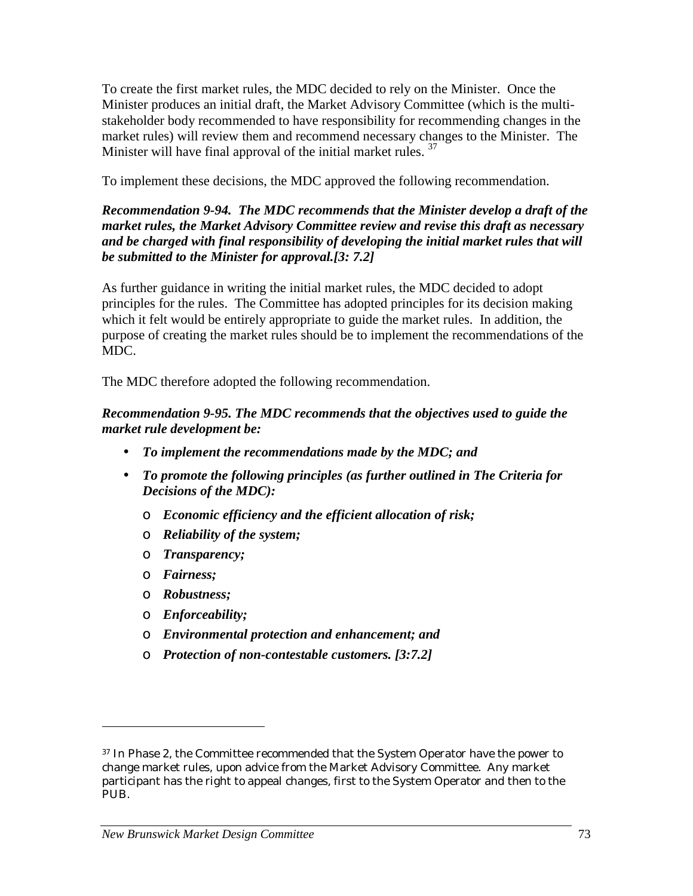To create the first market rules, the MDC decided to rely on the Minister. Once the Minister produces an initial draft, the Market Advisory Committee (which is the multi-stakeholder body recommended to have responsibility for recommending changes in the market rules) will review them and recommend necessary changes to the Minister. The Minister will have final approval of the initial market rules. [37]

To implement these decisions, the MDC approved the following recommendation.

***Recommendation 9-94. The MDC recommends that the Minister develop a draft of the market rules, the Market Advisory Committee review and revise this draft as necessary and be charged with final responsibility of developing the initial market rules that will be submitted to the Minister for approval.[3: 7.2]***

As further guidance in writing the initial market rules, the MDC decided to adopt principles for the rules. The Committee has adopted principles for its decision making which it felt would be entirely appropriate to guide the market rules. In addition, the purpose of creating the market rules should be to implement the recommendations of the MDC.

The MDC therefore adopted the following recommendation.

***Recommendation 9-95. The MDC recommends that the objectives used to guide the market rule development be:***

- ***To implement the recommendations made by the MDC; and***
- ***To promote the following principles (as further outlined in The Criteria for Decisions of the MDC):***
  - ***Economic efficiency and the efficient allocation of risk;***
  - ***Reliability of the system;***
  - ***Transparency;***
  - ***Fairness;***
  - ***Robustness;***
  - ***Enforceability;***
  - ***Environmental protection and enhancement; and***
  - ***Protection of non-contestable customers. [3:7.2]***

---

[37] In Phase 2, the Committee recommended that the System Operator have the power to change market rules, upon advice from the Market Advisory Committee. Any market participant has the right to appeal changes, first to the System Operator and then to the PUB.